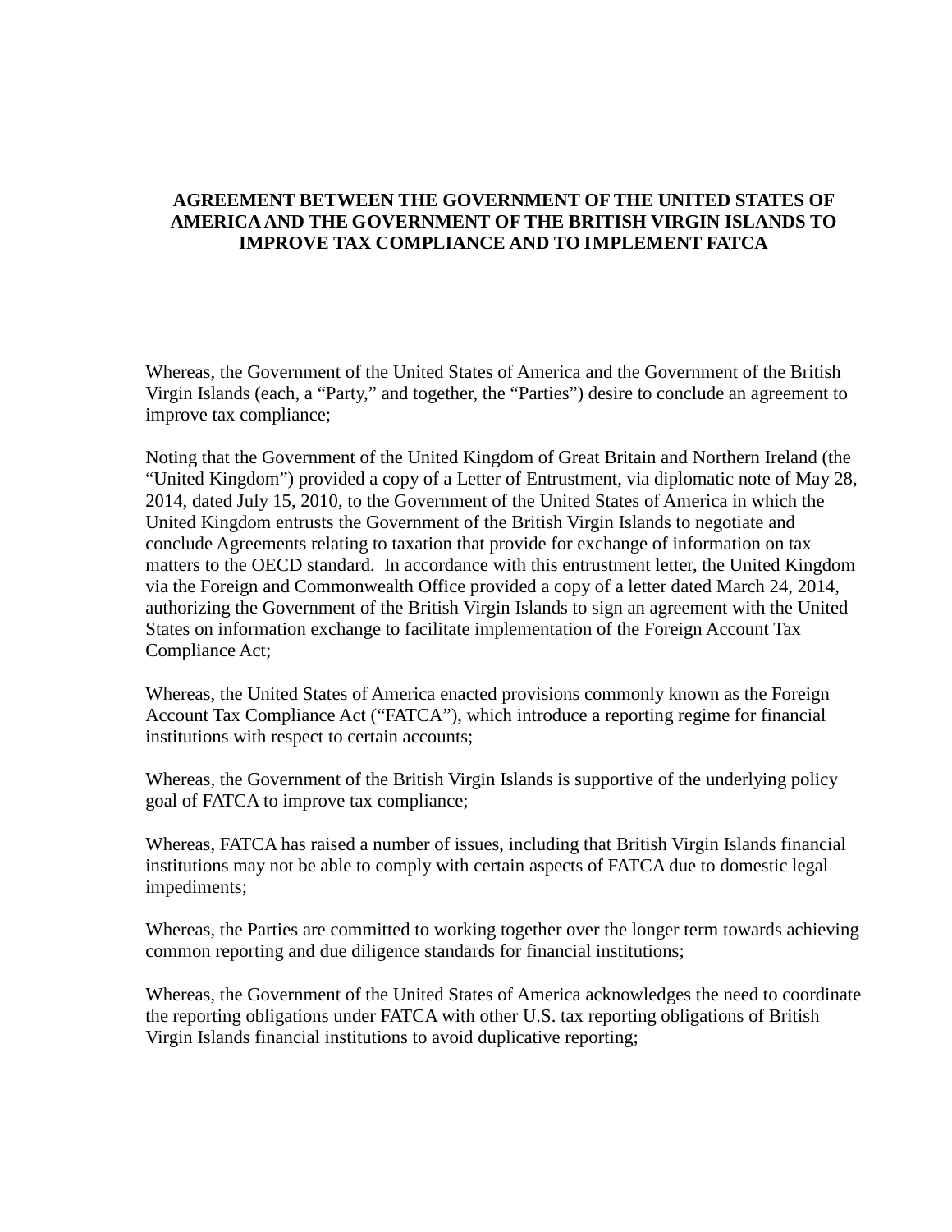# AGREEMENT BETWEEN THE GOVERNMENT OF THE UNITED STATES OF AMERICA AND THE GOVERNMENT OF THE BRITISH VIRGIN ISLANDS TO IMPROVE TAX COMPLIANCE AND TO IMPLEMENT FATCA

Whereas, the Government of the United States of America and the Government of the British Virgin Islands (each, a "Party," and together, the "Parties") desire to conclude an agreement to improve tax compliance;

Noting that the Government of the United Kingdom of Great Britain and Northern Ireland (the "United Kingdom") provided a copy of a Letter of Entrustment, via diplomatic note of May 28, 2014, dated July 15, 2010, to the Government of the United States of America in which the United Kingdom entrusts the Government of the British Virgin Islands to negotiate and conclude Agreements relating to taxation that provide for exchange of information on tax matters to the OECD standard. In accordance with this entrustment letter, the United Kingdom via the Foreign and Commonwealth Office provided a copy of a letter dated March 24, 2014, authorizing the Government of the British Virgin Islands to sign an agreement with the United States on information exchange to facilitate implementation of the Foreign Account Tax Compliance Act;

Whereas, the United States of America enacted provisions commonly known as the Foreign Account Tax Compliance Act ("FATCA"), which introduce a reporting regime for financial institutions with respect to certain accounts;

Whereas, the Government of the British Virgin Islands is supportive of the underlying policy goal of FATCA to improve tax compliance;

Whereas, FATCA has raised a number of issues, including that British Virgin Islands financial institutions may not be able to comply with certain aspects of FATCA due to domestic legal impediments;

Whereas, the Parties are committed to working together over the longer term towards achieving common reporting and due diligence standards for financial institutions;

Whereas, the Government of the United States of America acknowledges the need to coordinate the reporting obligations under FATCA with other U.S. tax reporting obligations of British Virgin Islands financial institutions to avoid duplicative reporting;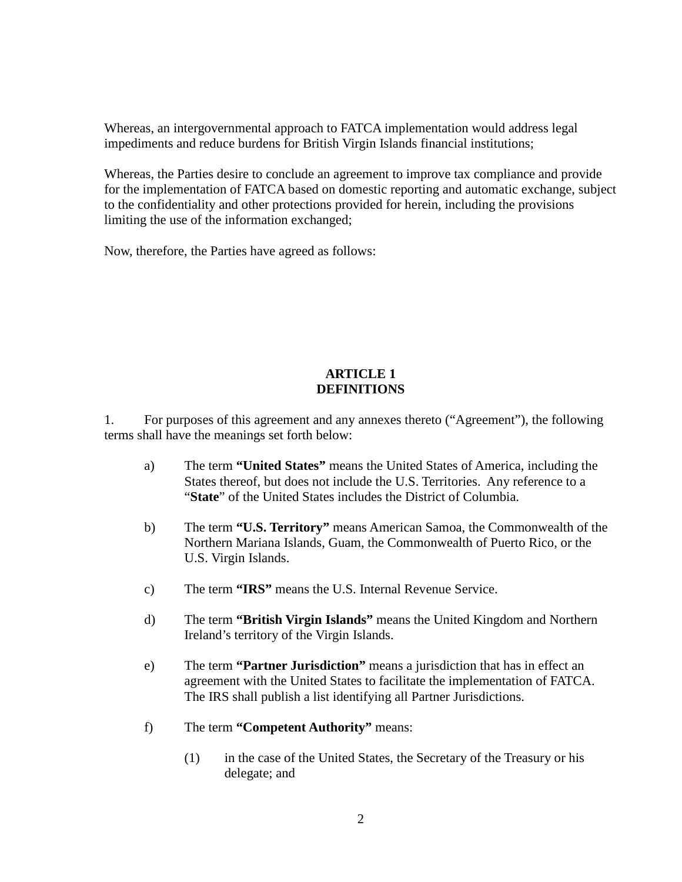Whereas, an intergovernmental approach to FATCA implementation would address legal impediments and reduce burdens for British Virgin Islands financial institutions;

Whereas, the Parties desire to conclude an agreement to improve tax compliance and provide for the implementation of FATCA based on domestic reporting and automatic exchange, subject to the confidentiality and other protections provided for herein, including the provisions limiting the use of the information exchanged;

Now, therefore, the Parties have agreed as follows:

## ARTICLE 1
## DEFINITIONS

1. For purposes of this agreement and any annexes thereto ("Agreement"), the following terms shall have the meanings set forth below:

   a) The term **"United States"** means the United States of America, including the States thereof, but does not include the U.S. Territories. Any reference to a "**State**" of the United States includes the District of Columbia.

   b) The term **"U.S. Territory"** means American Samoa, the Commonwealth of the Northern Mariana Islands, Guam, the Commonwealth of Puerto Rico, or the U.S. Virgin Islands.

   c) The term **"IRS"** means the U.S. Internal Revenue Service.

   d) The term **"British Virgin Islands"** means the United Kingdom and Northern Ireland's territory of the Virgin Islands.

   e) The term **"Partner Jurisdiction"** means a jurisdiction that has in effect an agreement with the United States to facilitate the implementation of FATCA. The IRS shall publish a list identifying all Partner Jurisdictions.

   f) The term **"Competent Authority"** means:

      (1) in the case of the United States, the Secretary of the Treasury or his delegate; and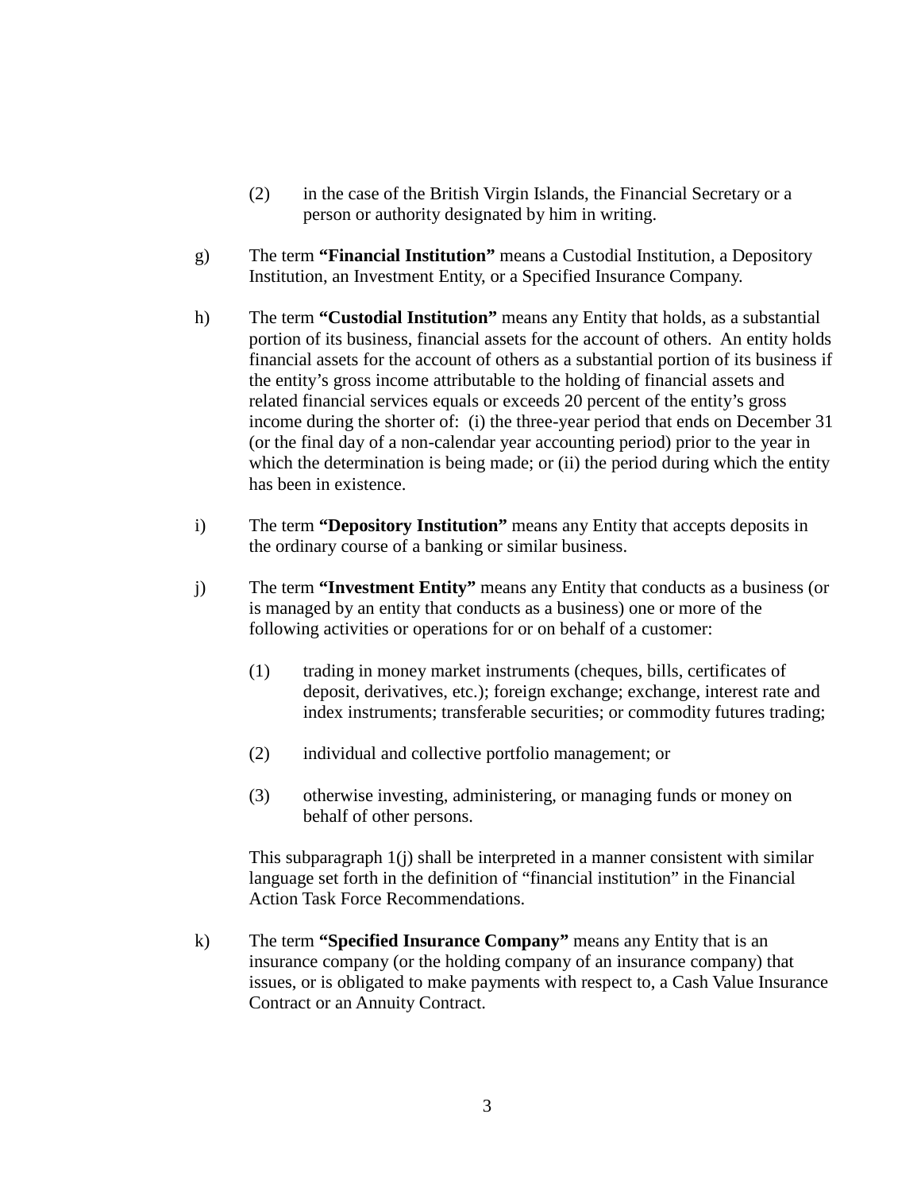(2) in the case of the British Virgin Islands, the Financial Secretary or a person or authority designated by him in writing.

g) The term **"Financial Institution"** means a Custodial Institution, a Depository Institution, an Investment Entity, or a Specified Insurance Company.

h) The term **"Custodial Institution"** means any Entity that holds, as a substantial portion of its business, financial assets for the account of others. An entity holds financial assets for the account of others as a substantial portion of its business if the entity's gross income attributable to the holding of financial assets and related financial services equals or exceeds 20 percent of the entity's gross income during the shorter of: (i) the three-year period that ends on December 31 (or the final day of a non-calendar year accounting period) prior to the year in which the determination is being made; or (ii) the period during which the entity has been in existence.

i) The term **"Depository Institution"** means any Entity that accepts deposits in the ordinary course of a banking or similar business.

j) The term **"Investment Entity"** means any Entity that conducts as a business (or is managed by an entity that conducts as a business) one or more of the following activities or operations for or on behalf of a customer:

(1) trading in money market instruments (cheques, bills, certificates of deposit, derivatives, etc.); foreign exchange; exchange, interest rate and index instruments; transferable securities; or commodity futures trading;

(2) individual and collective portfolio management; or

(3) otherwise investing, administering, or managing funds or money on behalf of other persons.

This subparagraph 1(j) shall be interpreted in a manner consistent with similar language set forth in the definition of "financial institution" in the Financial Action Task Force Recommendations.

k) The term **"Specified Insurance Company"** means any Entity that is an insurance company (or the holding company of an insurance company) that issues, or is obligated to make payments with respect to, a Cash Value Insurance Contract or an Annuity Contract.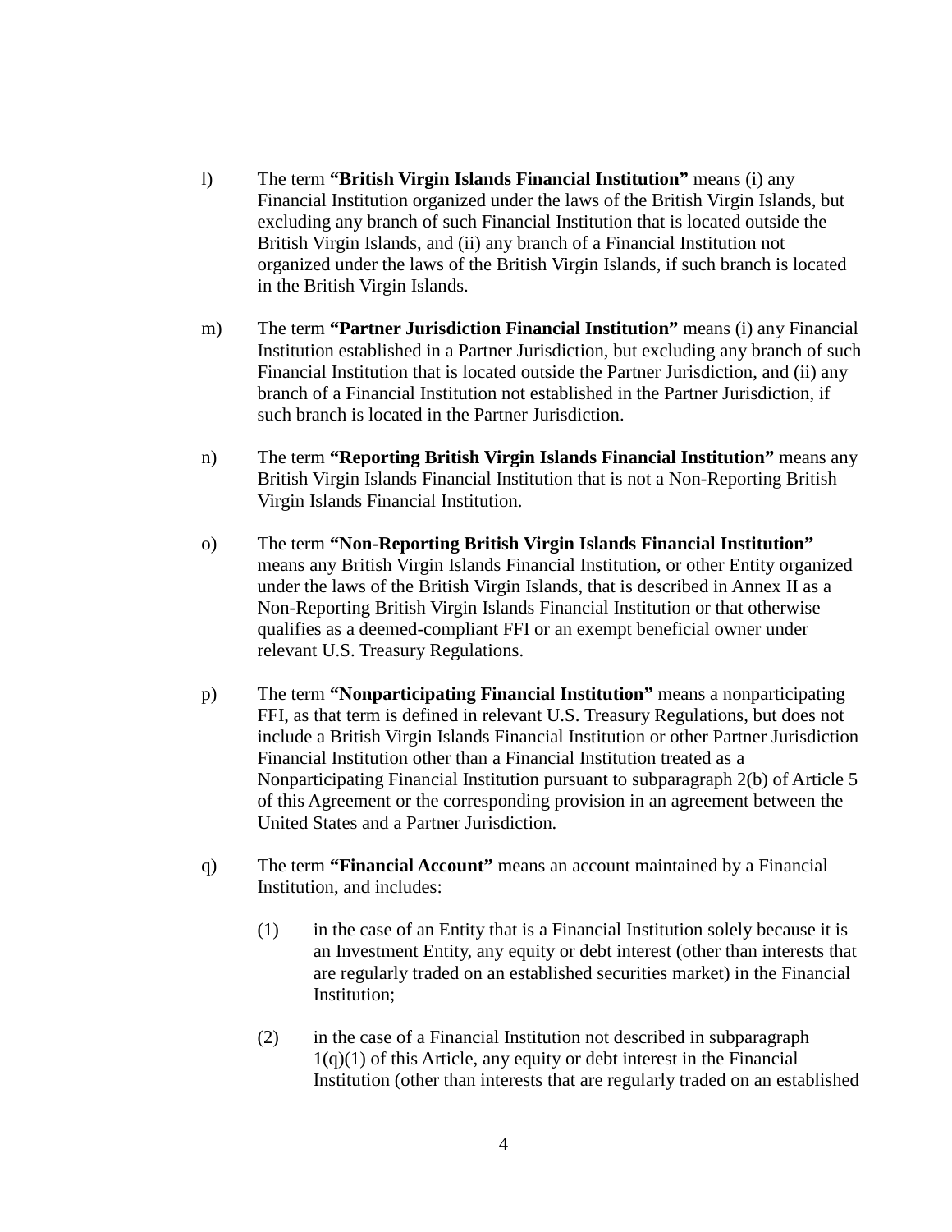l) The term **"British Virgin Islands Financial Institution"** means (i) any Financial Institution organized under the laws of the British Virgin Islands, but excluding any branch of such Financial Institution that is located outside the British Virgin Islands, and (ii) any branch of a Financial Institution not organized under the laws of the British Virgin Islands, if such branch is located in the British Virgin Islands.

m) The term **"Partner Jurisdiction Financial Institution"** means (i) any Financial Institution established in a Partner Jurisdiction, but excluding any branch of such Financial Institution that is located outside the Partner Jurisdiction, and (ii) any branch of a Financial Institution not established in the Partner Jurisdiction, if such branch is located in the Partner Jurisdiction.

n) The term **"Reporting British Virgin Islands Financial Institution"** means any British Virgin Islands Financial Institution that is not a Non-Reporting British Virgin Islands Financial Institution.

o) The term **"Non-Reporting British Virgin Islands Financial Institution"** means any British Virgin Islands Financial Institution, or other Entity organized under the laws of the British Virgin Islands, that is described in Annex II as a Non-Reporting British Virgin Islands Financial Institution or that otherwise qualifies as a deemed-compliant FFI or an exempt beneficial owner under relevant U.S. Treasury Regulations.

p) The term **"Nonparticipating Financial Institution"** means a nonparticipating FFI, as that term is defined in relevant U.S. Treasury Regulations, but does not include a British Virgin Islands Financial Institution or other Partner Jurisdiction Financial Institution other than a Financial Institution treated as a Nonparticipating Financial Institution pursuant to subparagraph 2(b) of Article 5 of this Agreement or the corresponding provision in an agreement between the United States and a Partner Jurisdiction.

q) The term **"Financial Account"** means an account maintained by a Financial Institution, and includes:

(1) in the case of an Entity that is a Financial Institution solely because it is an Investment Entity, any equity or debt interest (other than interests that are regularly traded on an established securities market) in the Financial Institution;

(2) in the case of a Financial Institution not described in subparagraph 1(q)(1) of this Article, any equity or debt interest in the Financial Institution (other than interests that are regularly traded on an established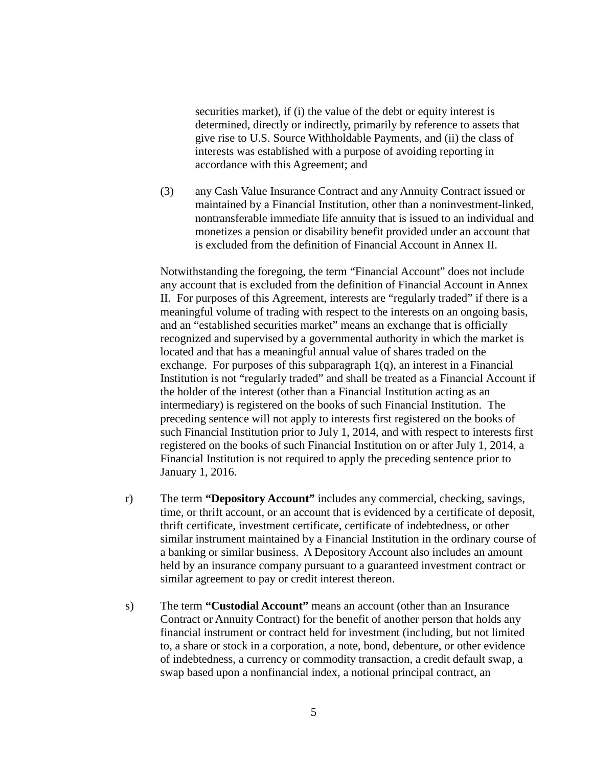securities market), if (i) the value of the debt or equity interest is determined, directly or indirectly, primarily by reference to assets that give rise to U.S. Source Withholdable Payments, and (ii) the class of interests was established with a purpose of avoiding reporting in accordance with this Agreement; and

(3) any Cash Value Insurance Contract and any Annuity Contract issued or maintained by a Financial Institution, other than a noninvestment-linked, nontransferable immediate life annuity that is issued to an individual and monetizes a pension or disability benefit provided under an account that is excluded from the definition of Financial Account in Annex II.

Notwithstanding the foregoing, the term "Financial Account" does not include any account that is excluded from the definition of Financial Account in Annex II. For purposes of this Agreement, interests are "regularly traded" if there is a meaningful volume of trading with respect to the interests on an ongoing basis, and an "established securities market" means an exchange that is officially recognized and supervised by a governmental authority in which the market is located and that has a meaningful annual value of shares traded on the exchange. For purposes of this subparagraph 1(q), an interest in a Financial Institution is not "regularly traded" and shall be treated as a Financial Account if the holder of the interest (other than a Financial Institution acting as an intermediary) is registered on the books of such Financial Institution. The preceding sentence will not apply to interests first registered on the books of such Financial Institution prior to July 1, 2014, and with respect to interests first registered on the books of such Financial Institution on or after July 1, 2014, a Financial Institution is not required to apply the preceding sentence prior to January 1, 2016.

r) The term **"Depository Account"** includes any commercial, checking, savings, time, or thrift account, or an account that is evidenced by a certificate of deposit, thrift certificate, investment certificate, certificate of indebtedness, or other similar instrument maintained by a Financial Institution in the ordinary course of a banking or similar business. A Depository Account also includes an amount held by an insurance company pursuant to a guaranteed investment contract or similar agreement to pay or credit interest thereon.

s) The term **"Custodial Account"** means an account (other than an Insurance Contract or Annuity Contract) for the benefit of another person that holds any financial instrument or contract held for investment (including, but not limited to, a share or stock in a corporation, a note, bond, debenture, or other evidence of indebtedness, a currency or commodity transaction, a credit default swap, a swap based upon a nonfinancial index, a notional principal contract, an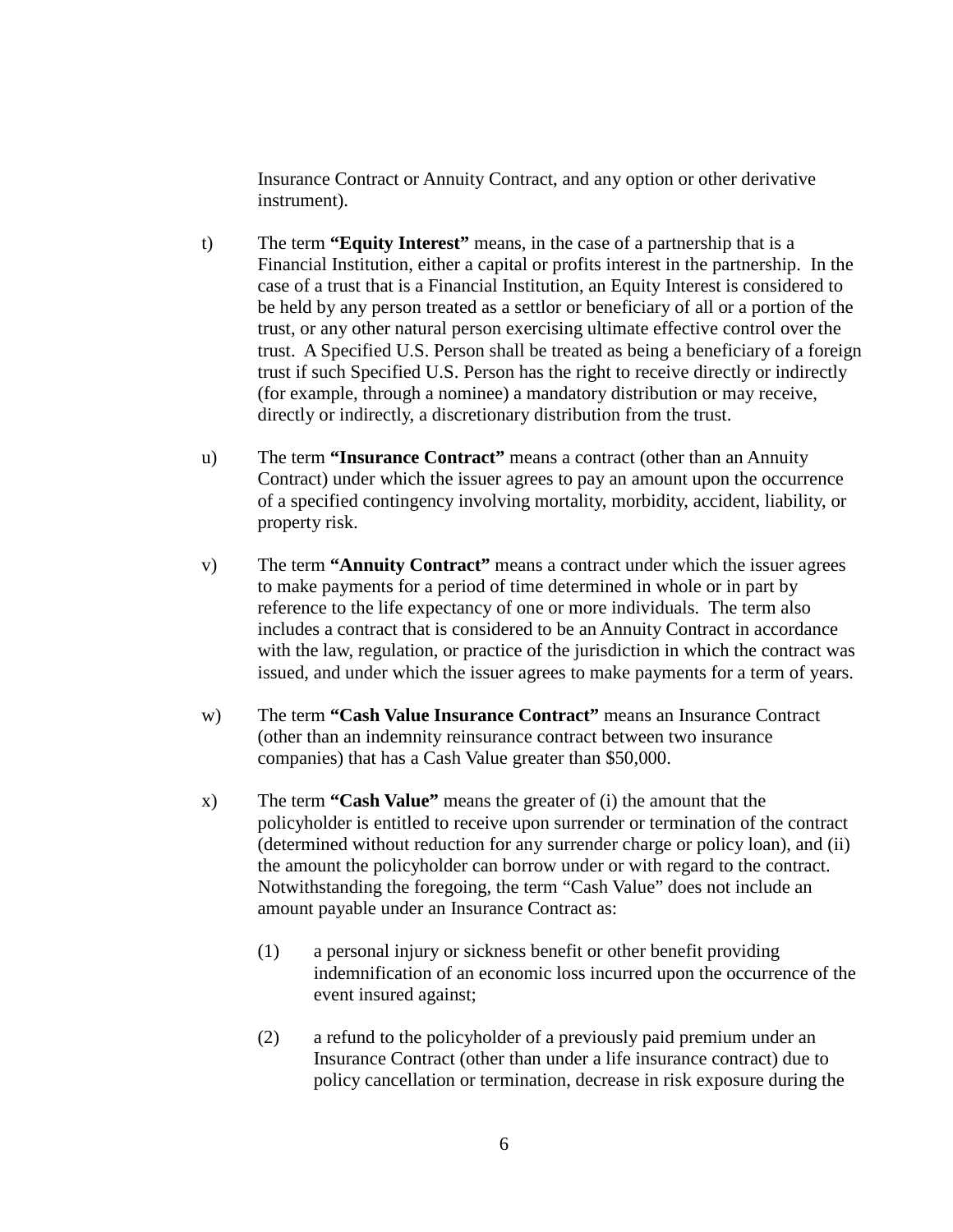Insurance Contract or Annuity Contract, and any option or other derivative instrument).

t) The term **"Equity Interest"** means, in the case of a partnership that is a Financial Institution, either a capital or profits interest in the partnership. In the case of a trust that is a Financial Institution, an Equity Interest is considered to be held by any person treated as a settlor or beneficiary of all or a portion of the trust, or any other natural person exercising ultimate effective control over the trust. A Specified U.S. Person shall be treated as being a beneficiary of a foreign trust if such Specified U.S. Person has the right to receive directly or indirectly (for example, through a nominee) a mandatory distribution or may receive, directly or indirectly, a discretionary distribution from the trust.

u) The term **"Insurance Contract"** means a contract (other than an Annuity Contract) under which the issuer agrees to pay an amount upon the occurrence of a specified contingency involving mortality, morbidity, accident, liability, or property risk.

v) The term **"Annuity Contract"** means a contract under which the issuer agrees to make payments for a period of time determined in whole or in part by reference to the life expectancy of one or more individuals. The term also includes a contract that is considered to be an Annuity Contract in accordance with the law, regulation, or practice of the jurisdiction in which the contract was issued, and under which the issuer agrees to make payments for a term of years.

w) The term **"Cash Value Insurance Contract"** means an Insurance Contract (other than an indemnity reinsurance contract between two insurance companies) that has a Cash Value greater than $50,000.

x) The term **"Cash Value"** means the greater of (i) the amount that the policyholder is entitled to receive upon surrender or termination of the contract (determined without reduction for any surrender charge or policy loan), and (ii) the amount the policyholder can borrow under or with regard to the contract. Notwithstanding the foregoing, the term "Cash Value" does not include an amount payable under an Insurance Contract as:

(1) a personal injury or sickness benefit or other benefit providing indemnification of an economic loss incurred upon the occurrence of the event insured against;

(2) a refund to the policyholder of a previously paid premium under an Insurance Contract (other than under a life insurance contract) due to policy cancellation or termination, decrease in risk exposure during the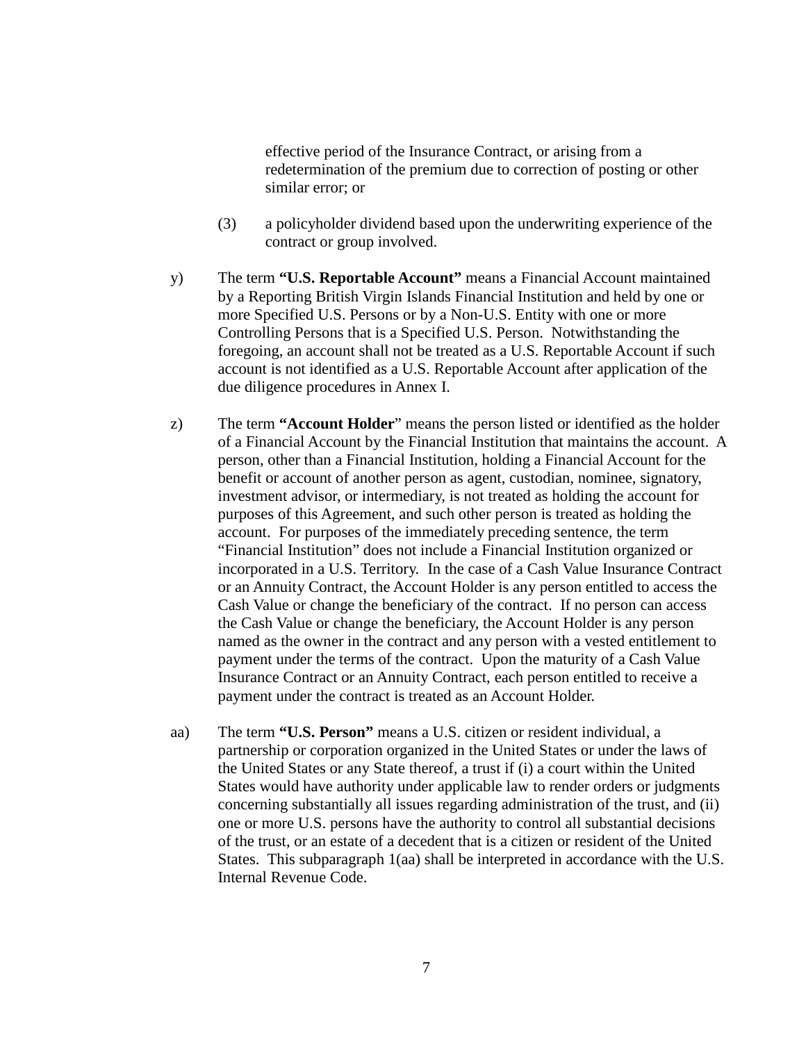effective period of the Insurance Contract, or arising from a redetermination of the premium due to correction of posting or other similar error; or

(3) a policyholder dividend based upon the underwriting experience of the contract or group involved.

y) The term **"U.S. Reportable Account"** means a Financial Account maintained by a Reporting British Virgin Islands Financial Institution and held by one or more Specified U.S. Persons or by a Non-U.S. Entity with one or more Controlling Persons that is a Specified U.S. Person. Notwithstanding the foregoing, an account shall not be treated as a U.S. Reportable Account if such account is not identified as a U.S. Reportable Account after application of the due diligence procedures in Annex I.

z) The term **"Account Holder"** means the person listed or identified as the holder of a Financial Account by the Financial Institution that maintains the account. A person, other than a Financial Institution, holding a Financial Account for the benefit or account of another person as agent, custodian, nominee, signatory, investment advisor, or intermediary, is not treated as holding the account for purposes of this Agreement, and such other person is treated as holding the account. For purposes of the immediately preceding sentence, the term "Financial Institution" does not include a Financial Institution organized or incorporated in a U.S. Territory. In the case of a Cash Value Insurance Contract or an Annuity Contract, the Account Holder is any person entitled to access the Cash Value or change the beneficiary of the contract. If no person can access the Cash Value or change the beneficiary, the Account Holder is any person named as the owner in the contract and any person with a vested entitlement to payment under the terms of the contract. Upon the maturity of a Cash Value Insurance Contract or an Annuity Contract, each person entitled to receive a payment under the contract is treated as an Account Holder.

aa) The term **"U.S. Person"** means a U.S. citizen or resident individual, a partnership or corporation organized in the United States or under the laws of the United States or any State thereof, a trust if (i) a court within the United States would have authority under applicable law to render orders or judgments concerning substantially all issues regarding administration of the trust, and (ii) one or more U.S. persons have the authority to control all substantial decisions of the trust, or an estate of a decedent that is a citizen or resident of the United States. This subparagraph 1(aa) shall be interpreted in accordance with the U.S. Internal Revenue Code.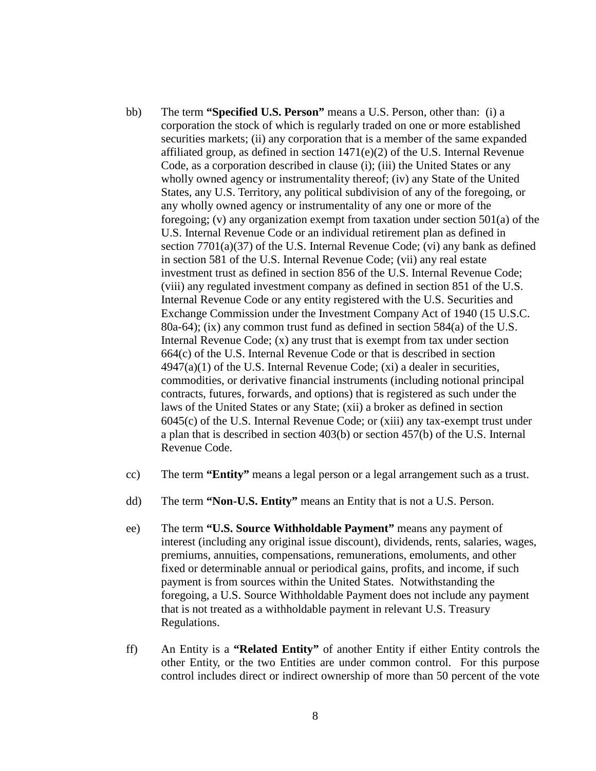bb) The term **"Specified U.S. Person"** means a U.S. Person, other than: (i) a corporation the stock of which is regularly traded on one or more established securities markets; (ii) any corporation that is a member of the same expanded affiliated group, as defined in section 1471(e)(2) of the U.S. Internal Revenue Code, as a corporation described in clause (i); (iii) the United States or any wholly owned agency or instrumentality thereof; (iv) any State of the United States, any U.S. Territory, any political subdivision of any of the foregoing, or any wholly owned agency or instrumentality of any one or more of the foregoing; (v) any organization exempt from taxation under section 501(a) of the U.S. Internal Revenue Code or an individual retirement plan as defined in section 7701(a)(37) of the U.S. Internal Revenue Code; (vi) any bank as defined in section 581 of the U.S. Internal Revenue Code; (vii) any real estate investment trust as defined in section 856 of the U.S. Internal Revenue Code; (viii) any regulated investment company as defined in section 851 of the U.S. Internal Revenue Code or any entity registered with the U.S. Securities and Exchange Commission under the Investment Company Act of 1940 (15 U.S.C. 80a-64); (ix) any common trust fund as defined in section 584(a) of the U.S. Internal Revenue Code; (x) any trust that is exempt from tax under section 664(c) of the U.S. Internal Revenue Code or that is described in section 4947(a)(1) of the U.S. Internal Revenue Code; (xi) a dealer in securities, commodities, or derivative financial instruments (including notional principal contracts, futures, forwards, and options) that is registered as such under the laws of the United States or any State; (xii) a broker as defined in section 6045(c) of the U.S. Internal Revenue Code; or (xiii) any tax-exempt trust under a plan that is described in section 403(b) or section 457(b) of the U.S. Internal Revenue Code.

cc) The term **"Entity"** means a legal person or a legal arrangement such as a trust.

dd) The term **"Non-U.S. Entity"** means an Entity that is not a U.S. Person.

ee) The term **"U.S. Source Withholdable Payment"** means any payment of interest (including any original issue discount), dividends, rents, salaries, wages, premiums, annuities, compensations, remunerations, emoluments, and other fixed or determinable annual or periodical gains, profits, and income, if such payment is from sources within the United States. Notwithstanding the foregoing, a U.S. Source Withholdable Payment does not include any payment that is not treated as a withholdable payment in relevant U.S. Treasury Regulations.

ff) An Entity is a **"Related Entity"** of another Entity if either Entity controls the other Entity, or the two Entities are under common control. For this purpose control includes direct or indirect ownership of more than 50 percent of the vote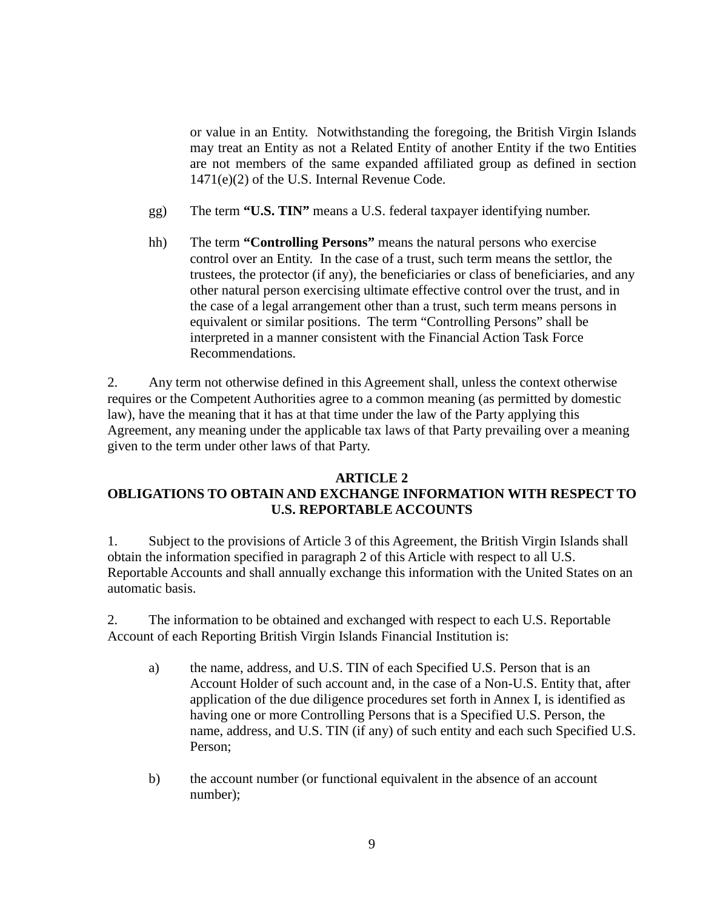or value in an Entity. Notwithstanding the foregoing, the British Virgin Islands may treat an Entity as not a Related Entity of another Entity if the two Entities are not members of the same expanded affiliated group as defined in section 1471(e)(2) of the U.S. Internal Revenue Code.

gg) The term **"U.S. TIN"** means a U.S. federal taxpayer identifying number.

hh) The term **"Controlling Persons"** means the natural persons who exercise control over an Entity. In the case of a trust, such term means the settlor, the trustees, the protector (if any), the beneficiaries or class of beneficiaries, and any other natural person exercising ultimate effective control over the trust, and in the case of a legal arrangement other than a trust, such term means persons in equivalent or similar positions. The term "Controlling Persons" shall be interpreted in a manner consistent with the Financial Action Task Force Recommendations.

2. Any term not otherwise defined in this Agreement shall, unless the context otherwise requires or the Competent Authorities agree to a common meaning (as permitted by domestic law), have the meaning that it has at that time under the law of the Party applying this Agreement, any meaning under the applicable tax laws of that Party prevailing over a meaning given to the term under other laws of that Party.

## ARTICLE 2
## OBLIGATIONS TO OBTAIN AND EXCHANGE INFORMATION WITH RESPECT TO U.S. REPORTABLE ACCOUNTS

1. Subject to the provisions of Article 3 of this Agreement, the British Virgin Islands shall obtain the information specified in paragraph 2 of this Article with respect to all U.S. Reportable Accounts and shall annually exchange this information with the United States on an automatic basis.

2. The information to be obtained and exchanged with respect to each U.S. Reportable Account of each Reporting British Virgin Islands Financial Institution is:

a) the name, address, and U.S. TIN of each Specified U.S. Person that is an Account Holder of such account and, in the case of a Non-U.S. Entity that, after application of the due diligence procedures set forth in Annex I, is identified as having one or more Controlling Persons that is a Specified U.S. Person, the name, address, and U.S. TIN (if any) of such entity and each such Specified U.S. Person;

b) the account number (or functional equivalent in the absence of an account number);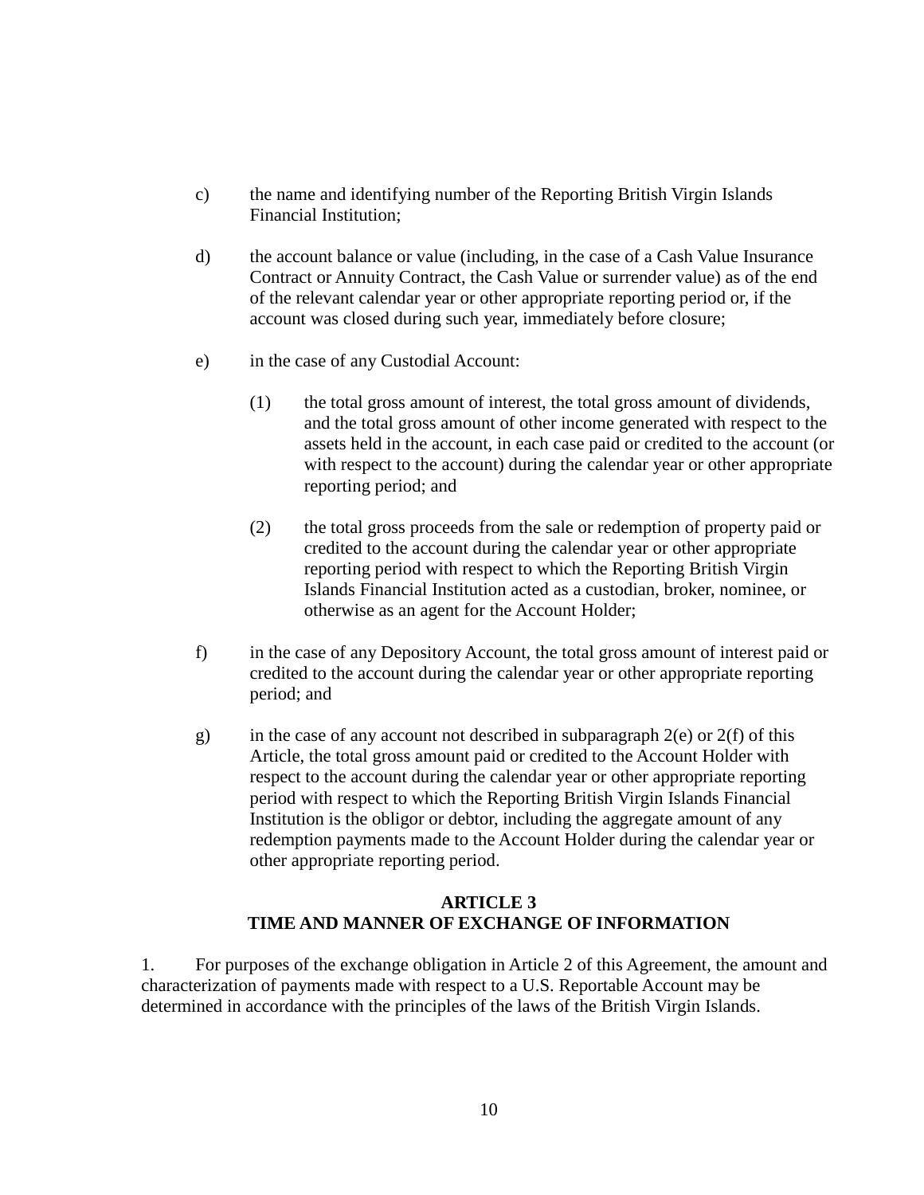c) the name and identifying number of the Reporting British Virgin Islands Financial Institution;

d) the account balance or value (including, in the case of a Cash Value Insurance Contract or Annuity Contract, the Cash Value or surrender value) as of the end of the relevant calendar year or other appropriate reporting period or, if the account was closed during such year, immediately before closure;

e) in the case of any Custodial Account:

   (1) the total gross amount of interest, the total gross amount of dividends, and the total gross amount of other income generated with respect to the assets held in the account, in each case paid or credited to the account (or with respect to the account) during the calendar year or other appropriate reporting period; and

   (2) the total gross proceeds from the sale or redemption of property paid or credited to the account during the calendar year or other appropriate reporting period with respect to which the Reporting British Virgin Islands Financial Institution acted as a custodian, broker, nominee, or otherwise as an agent for the Account Holder;

f) in the case of any Depository Account, the total gross amount of interest paid or credited to the account during the calendar year or other appropriate reporting period; and

g) in the case of any account not described in subparagraph 2(e) or 2(f) of this Article, the total gross amount paid or credited to the Account Holder with respect to the account during the calendar year or other appropriate reporting period with respect to which the Reporting British Virgin Islands Financial Institution is the obligor or debtor, including the aggregate amount of any redemption payments made to the Account Holder during the calendar year or other appropriate reporting period.

## ARTICLE 3
## TIME AND MANNER OF EXCHANGE OF INFORMATION

1. For purposes of the exchange obligation in Article 2 of this Agreement, the amount and characterization of payments made with respect to a U.S. Reportable Account may be determined in accordance with the principles of the laws of the British Virgin Islands.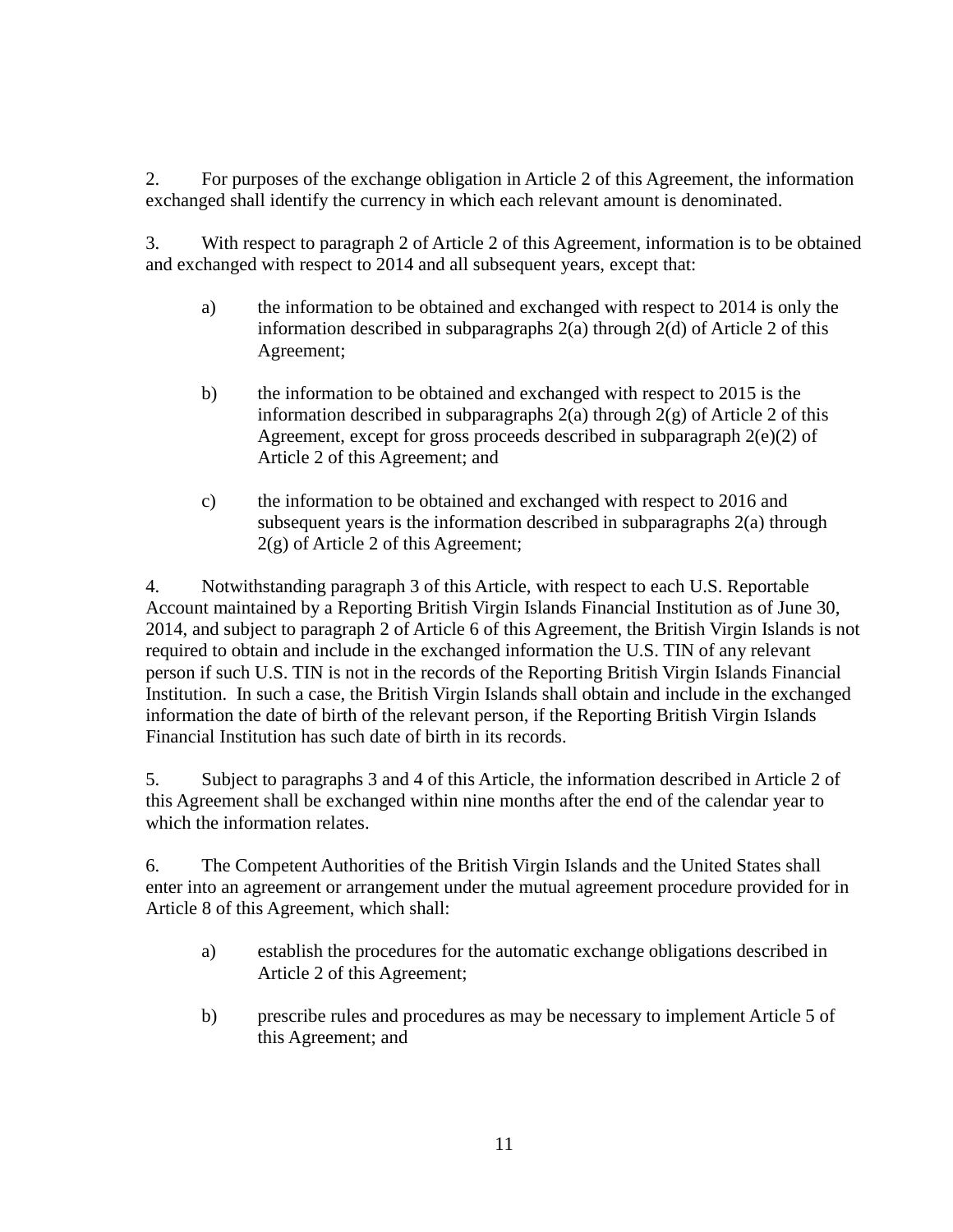2. For purposes of the exchange obligation in Article 2 of this Agreement, the information exchanged shall identify the currency in which each relevant amount is denominated.

3. With respect to paragraph 2 of Article 2 of this Agreement, information is to be obtained and exchanged with respect to 2014 and all subsequent years, except that:

a) the information to be obtained and exchanged with respect to 2014 is only the information described in subparagraphs 2(a) through 2(d) of Article 2 of this Agreement;

b) the information to be obtained and exchanged with respect to 2015 is the information described in subparagraphs 2(a) through 2(g) of Article 2 of this Agreement, except for gross proceeds described in subparagraph 2(e)(2) of Article 2 of this Agreement; and

c) the information to be obtained and exchanged with respect to 2016 and subsequent years is the information described in subparagraphs 2(a) through 2(g) of Article 2 of this Agreement;

4. Notwithstanding paragraph 3 of this Article, with respect to each U.S. Reportable Account maintained by a Reporting British Virgin Islands Financial Institution as of June 30, 2014, and subject to paragraph 2 of Article 6 of this Agreement, the British Virgin Islands is not required to obtain and include in the exchanged information the U.S. TIN of any relevant person if such U.S. TIN is not in the records of the Reporting British Virgin Islands Financial Institution. In such a case, the British Virgin Islands shall obtain and include in the exchanged information the date of birth of the relevant person, if the Reporting British Virgin Islands Financial Institution has such date of birth in its records.

5. Subject to paragraphs 3 and 4 of this Article, the information described in Article 2 of this Agreement shall be exchanged within nine months after the end of the calendar year to which the information relates.

6. The Competent Authorities of the British Virgin Islands and the United States shall enter into an agreement or arrangement under the mutual agreement procedure provided for in Article 8 of this Agreement, which shall:

a) establish the procedures for the automatic exchange obligations described in Article 2 of this Agreement;

b) prescribe rules and procedures as may be necessary to implement Article 5 of this Agreement; and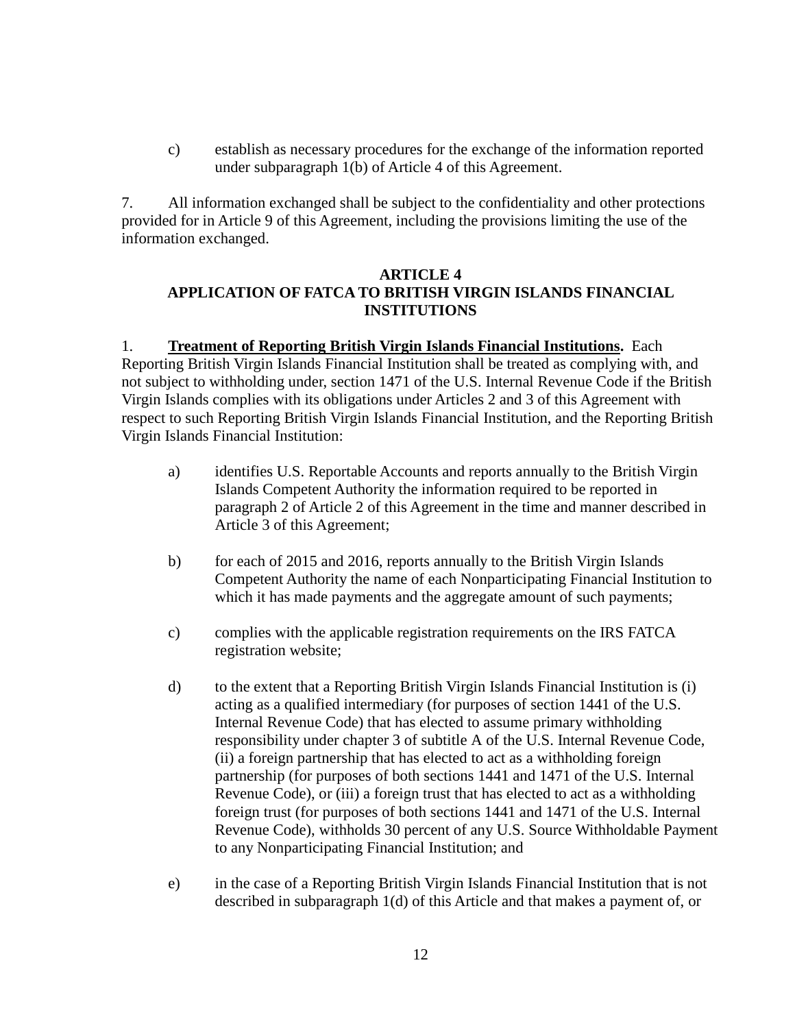c) establish as necessary procedures for the exchange of the information reported under subparagraph 1(b) of Article 4 of this Agreement.

7. All information exchanged shall be subject to the confidentiality and other protections provided for in Article 9 of this Agreement, including the provisions limiting the use of the information exchanged.

## ARTICLE 4
## APPLICATION OF FATCA TO BRITISH VIRGIN ISLANDS FINANCIAL INSTITUTIONS

1. **Treatment of Reporting British Virgin Islands Financial Institutions.** Each Reporting British Virgin Islands Financial Institution shall be treated as complying with, and not subject to withholding under, section 1471 of the U.S. Internal Revenue Code if the British Virgin Islands complies with its obligations under Articles 2 and 3 of this Agreement with respect to such Reporting British Virgin Islands Financial Institution, and the Reporting British Virgin Islands Financial Institution:

a) identifies U.S. Reportable Accounts and reports annually to the British Virgin Islands Competent Authority the information required to be reported in paragraph 2 of Article 2 of this Agreement in the time and manner described in Article 3 of this Agreement;

b) for each of 2015 and 2016, reports annually to the British Virgin Islands Competent Authority the name of each Nonparticipating Financial Institution to which it has made payments and the aggregate amount of such payments;

c) complies with the applicable registration requirements on the IRS FATCA registration website;

d) to the extent that a Reporting British Virgin Islands Financial Institution is (i) acting as a qualified intermediary (for purposes of section 1441 of the U.S. Internal Revenue Code) that has elected to assume primary withholding responsibility under chapter 3 of subtitle A of the U.S. Internal Revenue Code, (ii) a foreign partnership that has elected to act as a withholding foreign partnership (for purposes of both sections 1441 and 1471 of the U.S. Internal Revenue Code), or (iii) a foreign trust that has elected to act as a withholding foreign trust (for purposes of both sections 1441 and 1471 of the U.S. Internal Revenue Code), withholds 30 percent of any U.S. Source Withholdable Payment to any Nonparticipating Financial Institution; and

e) in the case of a Reporting British Virgin Islands Financial Institution that is not described in subparagraph 1(d) of this Article and that makes a payment of, or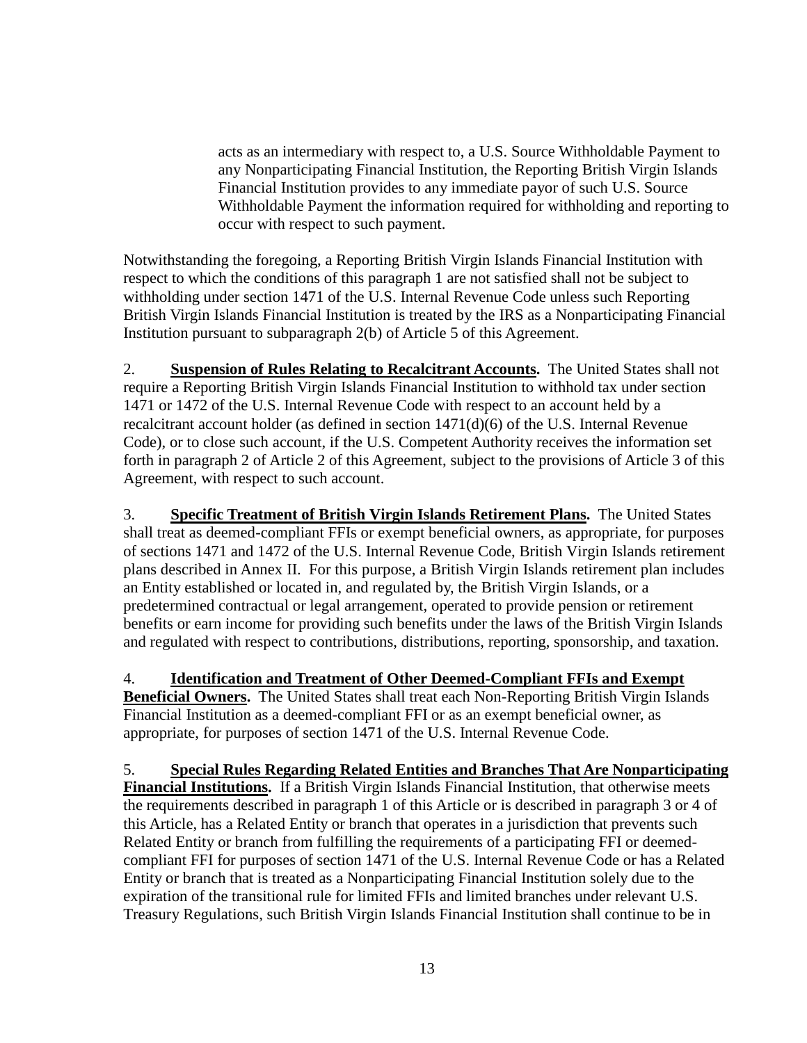acts as an intermediary with respect to, a U.S. Source Withholdable Payment to any Nonparticipating Financial Institution, the Reporting British Virgin Islands Financial Institution provides to any immediate payor of such U.S. Source Withholdable Payment the information required for withholding and reporting to occur with respect to such payment.

Notwithstanding the foregoing, a Reporting British Virgin Islands Financial Institution with respect to which the conditions of this paragraph 1 are not satisfied shall not be subject to withholding under section 1471 of the U.S. Internal Revenue Code unless such Reporting British Virgin Islands Financial Institution is treated by the IRS as a Nonparticipating Financial Institution pursuant to subparagraph 2(b) of Article 5 of this Agreement.

2. **Suspension of Rules Relating to Recalcitrant Accounts.** The United States shall not require a Reporting British Virgin Islands Financial Institution to withhold tax under section 1471 or 1472 of the U.S. Internal Revenue Code with respect to an account held by a recalcitrant account holder (as defined in section 1471(d)(6) of the U.S. Internal Revenue Code), or to close such account, if the U.S. Competent Authority receives the information set forth in paragraph 2 of Article 2 of this Agreement, subject to the provisions of Article 3 of this Agreement, with respect to such account.

3. **Specific Treatment of British Virgin Islands Retirement Plans.** The United States shall treat as deemed-compliant FFIs or exempt beneficial owners, as appropriate, for purposes of sections 1471 and 1472 of the U.S. Internal Revenue Code, British Virgin Islands retirement plans described in Annex II. For this purpose, a British Virgin Islands retirement plan includes an Entity established or located in, and regulated by, the British Virgin Islands, or a predetermined contractual or legal arrangement, operated to provide pension or retirement benefits or earn income for providing such benefits under the laws of the British Virgin Islands and regulated with respect to contributions, distributions, reporting, sponsorship, and taxation.

4. **Identification and Treatment of Other Deemed-Compliant FFIs and Exempt Beneficial Owners.** The United States shall treat each Non-Reporting British Virgin Islands Financial Institution as a deemed-compliant FFI or as an exempt beneficial owner, as appropriate, for purposes of section 1471 of the U.S. Internal Revenue Code.

5. **Special Rules Regarding Related Entities and Branches That Are Nonparticipating Financial Institutions.** If a British Virgin Islands Financial Institution, that otherwise meets the requirements described in paragraph 1 of this Article or is described in paragraph 3 or 4 of this Article, has a Related Entity or branch that operates in a jurisdiction that prevents such Related Entity or branch from fulfilling the requirements of a participating FFI or deemed-compliant FFI for purposes of section 1471 of the U.S. Internal Revenue Code or has a Related Entity or branch that is treated as a Nonparticipating Financial Institution solely due to the expiration of the transitional rule for limited FFIs and limited branches under relevant U.S. Treasury Regulations, such British Virgin Islands Financial Institution shall continue to be in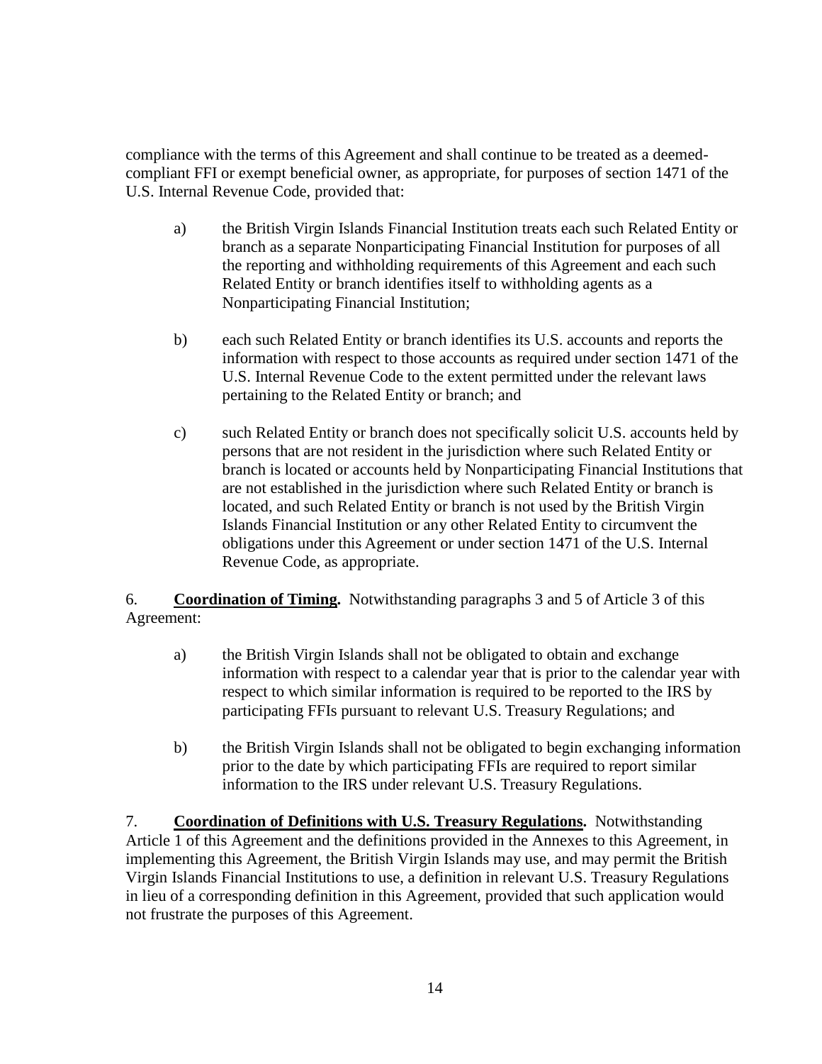compliance with the terms of this Agreement and shall continue to be treated as a deemed-compliant FFI or exempt beneficial owner, as appropriate, for purposes of section 1471 of the U.S. Internal Revenue Code, provided that:

a) the British Virgin Islands Financial Institution treats each such Related Entity or branch as a separate Nonparticipating Financial Institution for purposes of all the reporting and withholding requirements of this Agreement and each such Related Entity or branch identifies itself to withholding agents as a Nonparticipating Financial Institution;

b) each such Related Entity or branch identifies its U.S. accounts and reports the information with respect to those accounts as required under section 1471 of the U.S. Internal Revenue Code to the extent permitted under the relevant laws pertaining to the Related Entity or branch; and

c) such Related Entity or branch does not specifically solicit U.S. accounts held by persons that are not resident in the jurisdiction where such Related Entity or branch is located or accounts held by Nonparticipating Financial Institutions that are not established in the jurisdiction where such Related Entity or branch is located, and such Related Entity or branch is not used by the British Virgin Islands Financial Institution or any other Related Entity to circumvent the obligations under this Agreement or under section 1471 of the U.S. Internal Revenue Code, as appropriate.

6. **Coordination of Timing.** Notwithstanding paragraphs 3 and 5 of Article 3 of this Agreement:

a) the British Virgin Islands shall not be obligated to obtain and exchange information with respect to a calendar year that is prior to the calendar year with respect to which similar information is required to be reported to the IRS by participating FFIs pursuant to relevant U.S. Treasury Regulations; and

b) the British Virgin Islands shall not be obligated to begin exchanging information prior to the date by which participating FFIs are required to report similar information to the IRS under relevant U.S. Treasury Regulations.

7. **Coordination of Definitions with U.S. Treasury Regulations.** Notwithstanding Article 1 of this Agreement and the definitions provided in the Annexes to this Agreement, in implementing this Agreement, the British Virgin Islands may use, and may permit the British Virgin Islands Financial Institutions to use, a definition in relevant U.S. Treasury Regulations in lieu of a corresponding definition in this Agreement, provided that such application would not frustrate the purposes of this Agreement.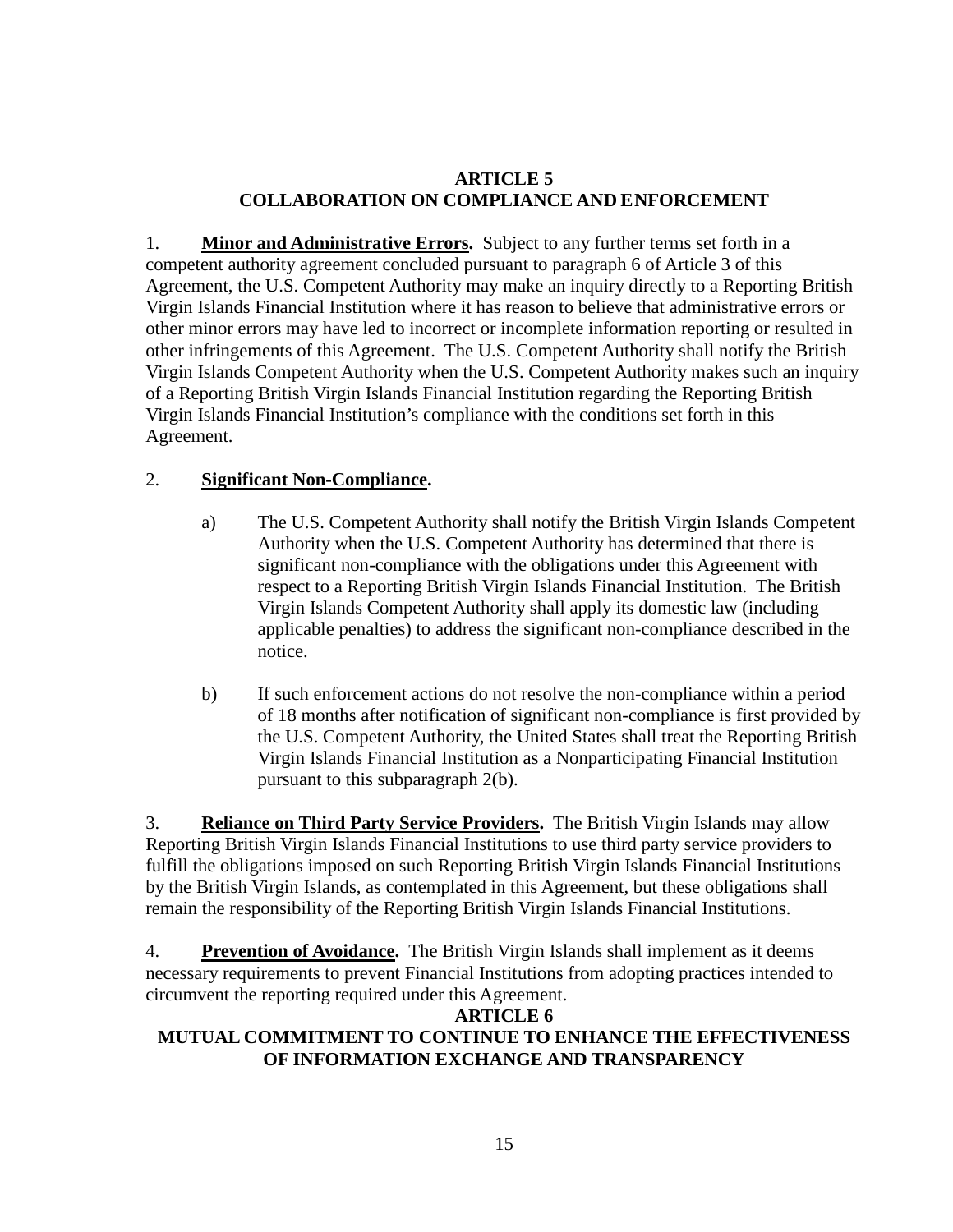## ARTICLE 5
## COLLABORATION ON COMPLIANCE AND ENFORCEMENT

1. **Minor and Administrative Errors.** Subject to any further terms set forth in a competent authority agreement concluded pursuant to paragraph 6 of Article 3 of this Agreement, the U.S. Competent Authority may make an inquiry directly to a Reporting British Virgin Islands Financial Institution where it has reason to believe that administrative errors or other minor errors may have led to incorrect or incomplete information reporting or resulted in other infringements of this Agreement. The U.S. Competent Authority shall notify the British Virgin Islands Competent Authority when the U.S. Competent Authority makes such an inquiry of a Reporting British Virgin Islands Financial Institution regarding the Reporting British Virgin Islands Financial Institution's compliance with the conditions set forth in this Agreement.

2. **Significant Non-Compliance.**

   a) The U.S. Competent Authority shall notify the British Virgin Islands Competent Authority when the U.S. Competent Authority has determined that there is significant non-compliance with the obligations under this Agreement with respect to a Reporting British Virgin Islands Financial Institution. The British Virgin Islands Competent Authority shall apply its domestic law (including applicable penalties) to address the significant non-compliance described in the notice.

   b) If such enforcement actions do not resolve the non-compliance within a period of 18 months after notification of significant non-compliance is first provided by the U.S. Competent Authority, the United States shall treat the Reporting British Virgin Islands Financial Institution as a Nonparticipating Financial Institution pursuant to this subparagraph 2(b).

3. **Reliance on Third Party Service Providers.** The British Virgin Islands may allow Reporting British Virgin Islands Financial Institutions to use third party service providers to fulfill the obligations imposed on such Reporting British Virgin Islands Financial Institutions by the British Virgin Islands, as contemplated in this Agreement, but these obligations shall remain the responsibility of the Reporting British Virgin Islands Financial Institutions.

4. **Prevention of Avoidance.** The British Virgin Islands shall implement as it deems necessary requirements to prevent Financial Institutions from adopting practices intended to circumvent the reporting required under this Agreement.

## ARTICLE 6
## MUTUAL COMMITMENT TO CONTINUE TO ENHANCE THE EFFECTIVENESS OF INFORMATION EXCHANGE AND TRANSPARENCY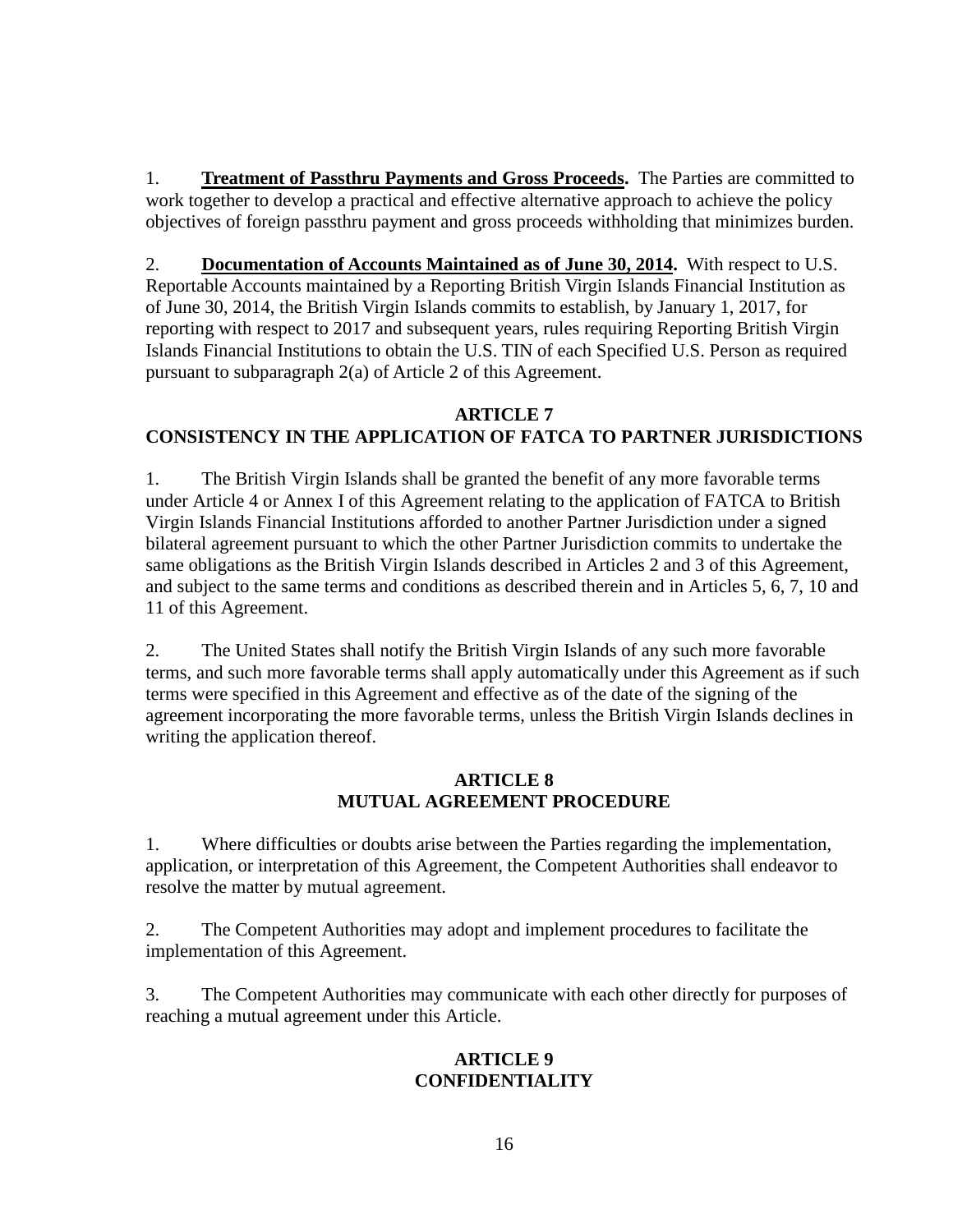1. **Treatment of Passthru Payments and Gross Proceeds.** The Parties are committed to work together to develop a practical and effective alternative approach to achieve the policy objectives of foreign passthru payment and gross proceeds withholding that minimizes burden.

2. **Documentation of Accounts Maintained as of June 30, 2014.** With respect to U.S. Reportable Accounts maintained by a Reporting British Virgin Islands Financial Institution as of June 30, 2014, the British Virgin Islands commits to establish, by January 1, 2017, for reporting with respect to 2017 and subsequent years, rules requiring Reporting British Virgin Islands Financial Institutions to obtain the U.S. TIN of each Specified U.S. Person as required pursuant to subparagraph 2(a) of Article 2 of this Agreement.

## ARTICLE 7
## CONSISTENCY IN THE APPLICATION OF FATCA TO PARTNER JURISDICTIONS

1. The British Virgin Islands shall be granted the benefit of any more favorable terms under Article 4 or Annex I of this Agreement relating to the application of FATCA to British Virgin Islands Financial Institutions afforded to another Partner Jurisdiction under a signed bilateral agreement pursuant to which the other Partner Jurisdiction commits to undertake the same obligations as the British Virgin Islands described in Articles 2 and 3 of this Agreement, and subject to the same terms and conditions as described therein and in Articles 5, 6, 7, 10 and 11 of this Agreement.

2. The United States shall notify the British Virgin Islands of any such more favorable terms, and such more favorable terms shall apply automatically under this Agreement as if such terms were specified in this Agreement and effective as of the date of the signing of the agreement incorporating the more favorable terms, unless the British Virgin Islands declines in writing the application thereof.

## ARTICLE 8
## MUTUAL AGREEMENT PROCEDURE

1. Where difficulties or doubts arise between the Parties regarding the implementation, application, or interpretation of this Agreement, the Competent Authorities shall endeavor to resolve the matter by mutual agreement.

2. The Competent Authorities may adopt and implement procedures to facilitate the implementation of this Agreement.

3. The Competent Authorities may communicate with each other directly for purposes of reaching a mutual agreement under this Article.

## ARTICLE 9
## CONFIDENTIALITY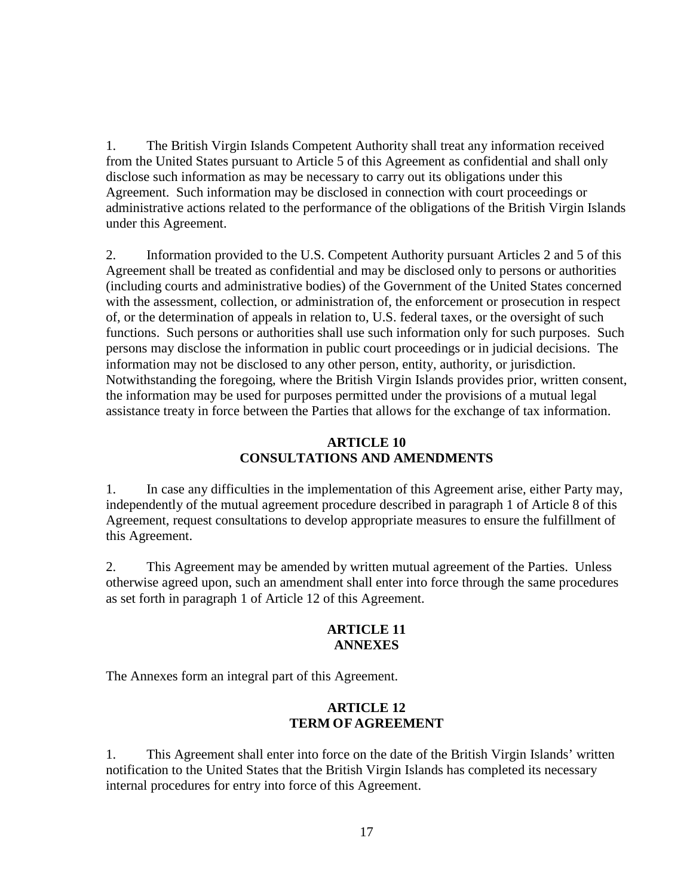1. The British Virgin Islands Competent Authority shall treat any information received from the United States pursuant to Article 5 of this Agreement as confidential and shall only disclose such information as may be necessary to carry out its obligations under this Agreement. Such information may be disclosed in connection with court proceedings or administrative actions related to the performance of the obligations of the British Virgin Islands under this Agreement.

2. Information provided to the U.S. Competent Authority pursuant Articles 2 and 5 of this Agreement shall be treated as confidential and may be disclosed only to persons or authorities (including courts and administrative bodies) of the Government of the United States concerned with the assessment, collection, or administration of, the enforcement or prosecution in respect of, or the determination of appeals in relation to, U.S. federal taxes, or the oversight of such functions. Such persons or authorities shall use such information only for such purposes. Such persons may disclose the information in public court proceedings or in judicial decisions. The information may not be disclosed to any other person, entity, authority, or jurisdiction. Notwithstanding the foregoing, where the British Virgin Islands provides prior, written consent, the information may be used for purposes permitted under the provisions of a mutual legal assistance treaty in force between the Parties that allows for the exchange of tax information.

## ARTICLE 10
## CONSULTATIONS AND AMENDMENTS

1. In case any difficulties in the implementation of this Agreement arise, either Party may, independently of the mutual agreement procedure described in paragraph 1 of Article 8 of this Agreement, request consultations to develop appropriate measures to ensure the fulfillment of this Agreement.

2. This Agreement may be amended by written mutual agreement of the Parties. Unless otherwise agreed upon, such an amendment shall enter into force through the same procedures as set forth in paragraph 1 of Article 12 of this Agreement.

## ARTICLE 11
## ANNEXES

The Annexes form an integral part of this Agreement.

## ARTICLE 12
## TERM OF AGREEMENT

1. This Agreement shall enter into force on the date of the British Virgin Islands' written notification to the United States that the British Virgin Islands has completed its necessary internal procedures for entry into force of this Agreement.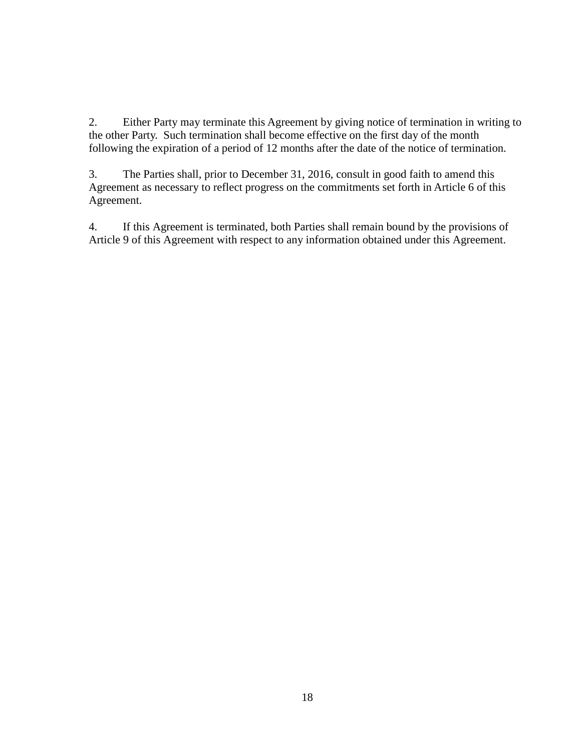2. Either Party may terminate this Agreement by giving notice of termination in writing to the other Party. Such termination shall become effective on the first day of the month following the expiration of a period of 12 months after the date of the notice of termination.

3. The Parties shall, prior to December 31, 2016, consult in good faith to amend this Agreement as necessary to reflect progress on the commitments set forth in Article 6 of this Agreement.

4. If this Agreement is terminated, both Parties shall remain bound by the provisions of Article 9 of this Agreement with respect to any information obtained under this Agreement.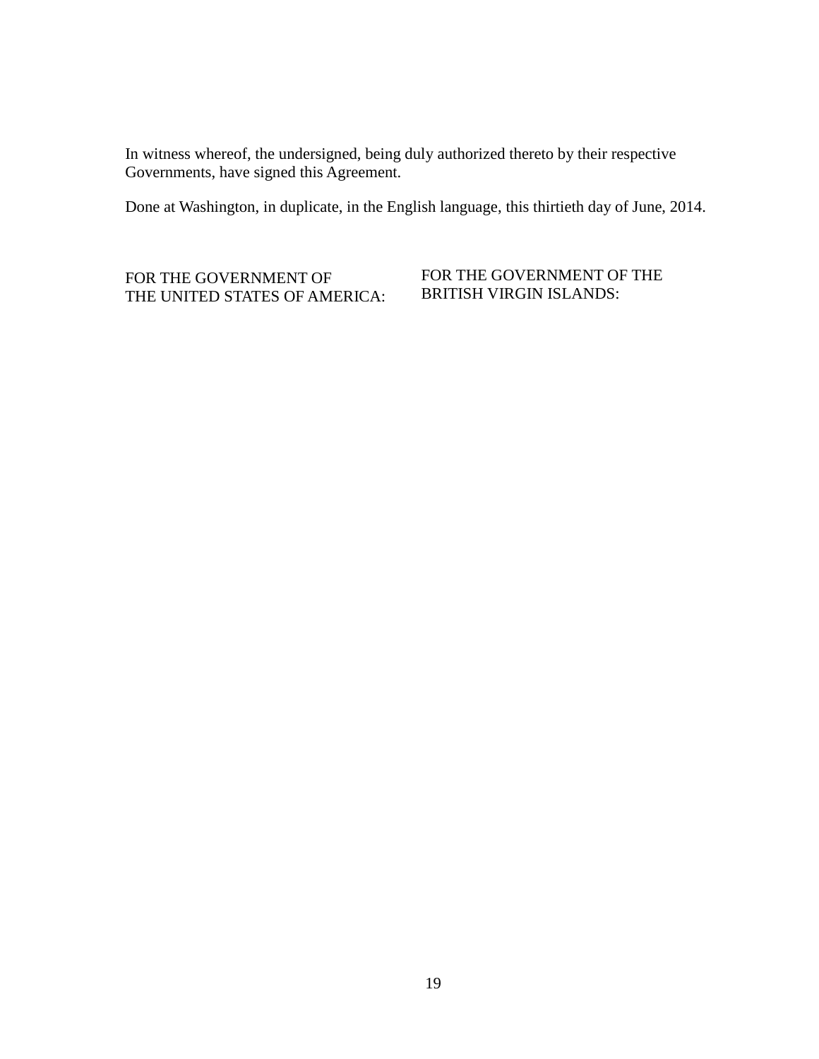In witness whereof, the undersigned, being duly authorized thereto by their respective Governments, have signed this Agreement.

Done at Washington, in duplicate, in the English language, this thirtieth day of June, 2014.

| FOR THE GOVERNMENT OF THE UNITED STATES OF AMERICA: | FOR THE GOVERNMENT OF THE BRITISH VIRGIN ISLANDS: |
| --- | --- |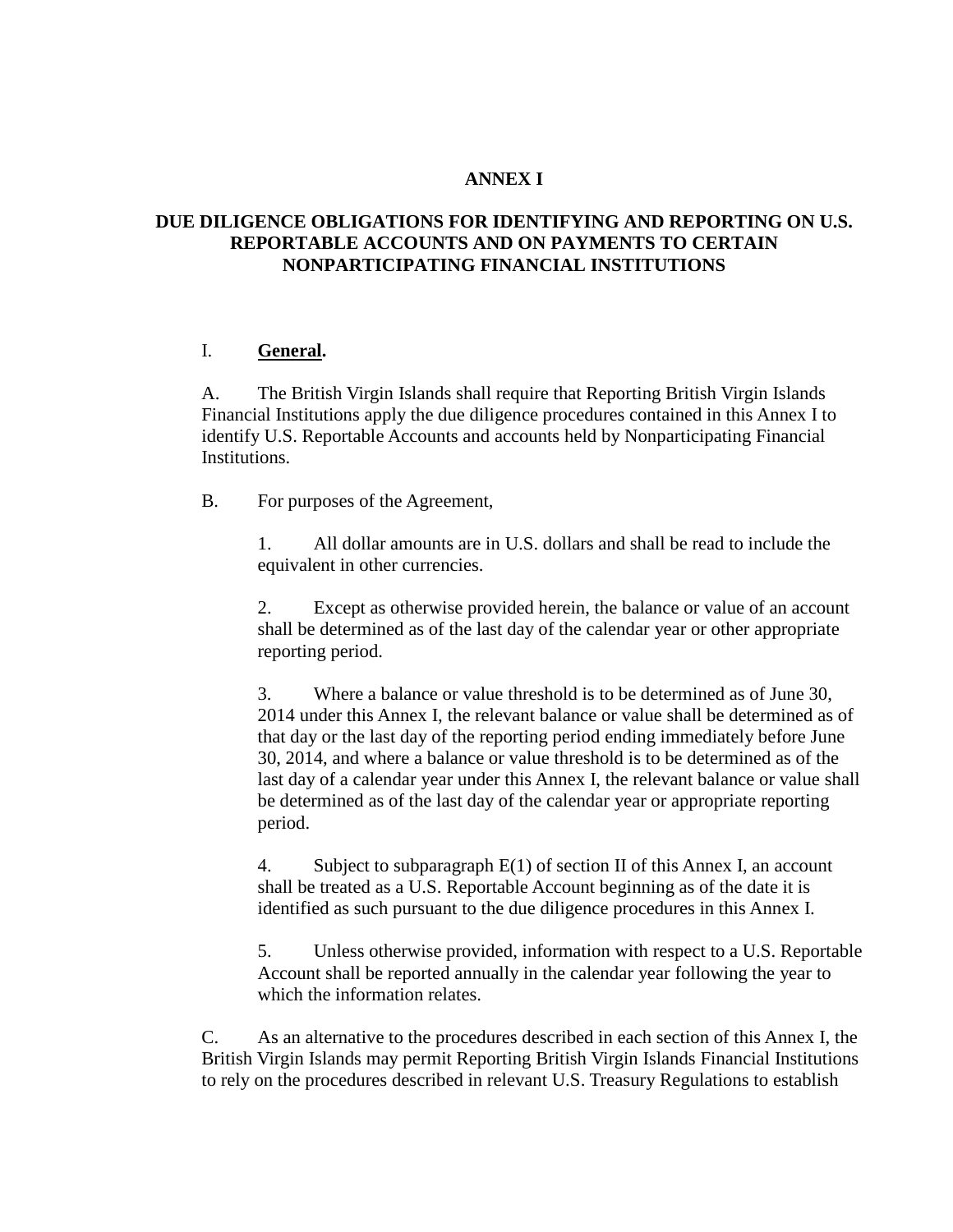# ANNEX I

## DUE DILIGENCE OBLIGATIONS FOR IDENTIFYING AND REPORTING ON U.S. REPORTABLE ACCOUNTS AND ON PAYMENTS TO CERTAIN NONPARTICIPATING FINANCIAL INSTITUTIONS

I. **General.**

A. The British Virgin Islands shall require that Reporting British Virgin Islands Financial Institutions apply the due diligence procedures contained in this Annex I to identify U.S. Reportable Accounts and accounts held by Nonparticipating Financial Institutions.

B. For purposes of the Agreement,

1. All dollar amounts are in U.S. dollars and shall be read to include the equivalent in other currencies.

2. Except as otherwise provided herein, the balance or value of an account shall be determined as of the last day of the calendar year or other appropriate reporting period.

3. Where a balance or value threshold is to be determined as of June 30, 2014 under this Annex I, the relevant balance or value shall be determined as of that day or the last day of the reporting period ending immediately before June 30, 2014, and where a balance or value threshold is to be determined as of the last day of a calendar year under this Annex I, the relevant balance or value shall be determined as of the last day of the calendar year or appropriate reporting period.

4. Subject to subparagraph E(1) of section II of this Annex I, an account shall be treated as a U.S. Reportable Account beginning as of the date it is identified as such pursuant to the due diligence procedures in this Annex I.

5. Unless otherwise provided, information with respect to a U.S. Reportable Account shall be reported annually in the calendar year following the year to which the information relates.

C. As an alternative to the procedures described in each section of this Annex I, the British Virgin Islands may permit Reporting British Virgin Islands Financial Institutions to rely on the procedures described in relevant U.S. Treasury Regulations to establish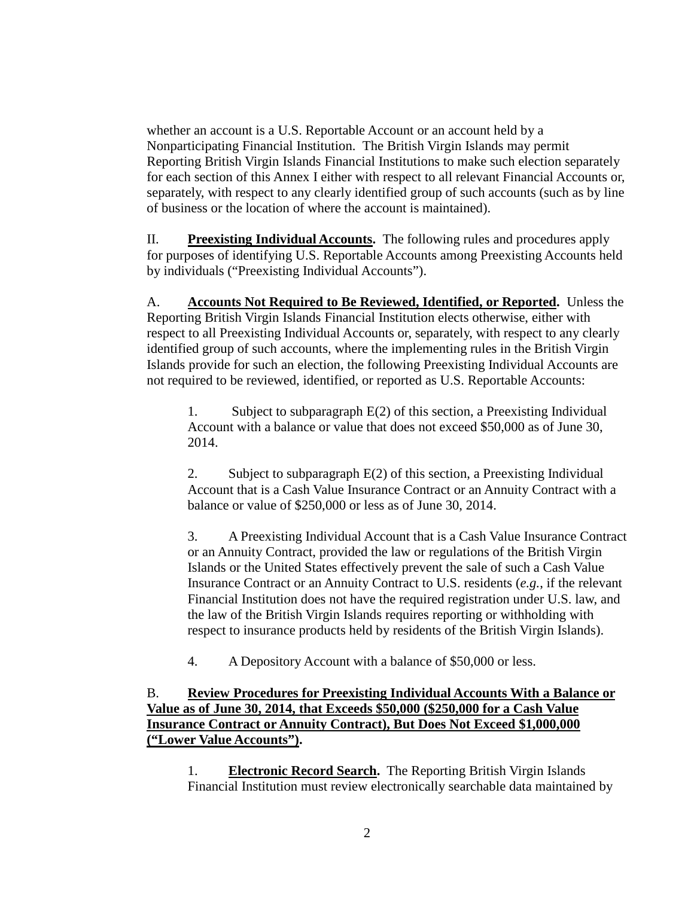whether an account is a U.S. Reportable Account or an account held by a Nonparticipating Financial Institution. The British Virgin Islands may permit Reporting British Virgin Islands Financial Institutions to make such election separately for each section of this Annex I either with respect to all relevant Financial Accounts or, separately, with respect to any clearly identified group of such accounts (such as by line of business or the location of where the account is maintained).

II. **Preexisting Individual Accounts.** The following rules and procedures apply for purposes of identifying U.S. Reportable Accounts among Preexisting Accounts held by individuals ("Preexisting Individual Accounts").

A. **Accounts Not Required to Be Reviewed, Identified, or Reported.** Unless the Reporting British Virgin Islands Financial Institution elects otherwise, either with respect to all Preexisting Individual Accounts or, separately, with respect to any clearly identified group of such accounts, where the implementing rules in the British Virgin Islands provide for such an election, the following Preexisting Individual Accounts are not required to be reviewed, identified, or reported as U.S. Reportable Accounts:

1. Subject to subparagraph E(2) of this section, a Preexisting Individual Account with a balance or value that does not exceed $50,000 as of June 30, 2014.

2. Subject to subparagraph E(2) of this section, a Preexisting Individual Account that is a Cash Value Insurance Contract or an Annuity Contract with a balance or value of $250,000 or less as of June 30, 2014.

3. A Preexisting Individual Account that is a Cash Value Insurance Contract or an Annuity Contract, provided the law or regulations of the British Virgin Islands or the United States effectively prevent the sale of such a Cash Value Insurance Contract or an Annuity Contract to U.S. residents (*e.g.*, if the relevant Financial Institution does not have the required registration under U.S. law, and the law of the British Virgin Islands requires reporting or withholding with respect to insurance products held by residents of the British Virgin Islands).

4. A Depository Account with a balance of $50,000 or less.

B. **Review Procedures for Preexisting Individual Accounts With a Balance or Value as of June 30, 2014, that Exceeds $50,000 ($250,000 for a Cash Value Insurance Contract or Annuity Contract), But Does Not Exceed $1,000,000 ("Lower Value Accounts").**

1. **Electronic Record Search.** The Reporting British Virgin Islands Financial Institution must review electronically searchable data maintained by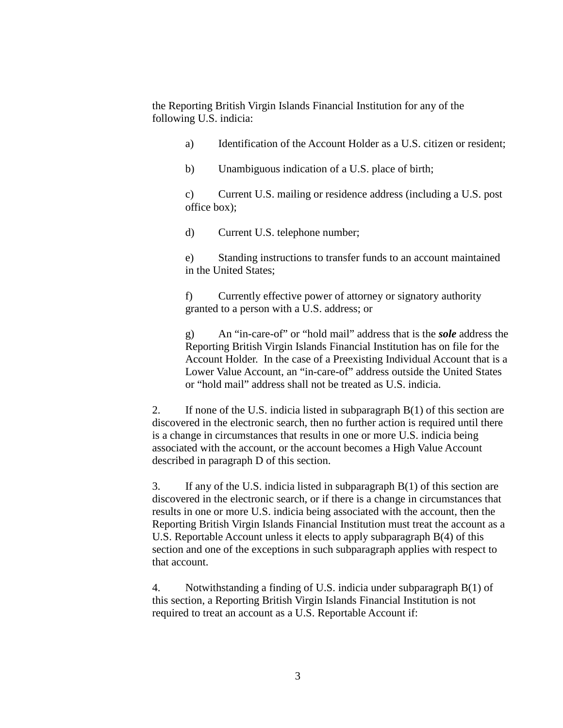the Reporting British Virgin Islands Financial Institution for any of the following U.S. indicia:

a) Identification of the Account Holder as a U.S. citizen or resident;

b) Unambiguous indication of a U.S. place of birth;

c) Current U.S. mailing or residence address (including a U.S. post office box);

d) Current U.S. telephone number;

e) Standing instructions to transfer funds to an account maintained in the United States;

f) Currently effective power of attorney or signatory authority granted to a person with a U.S. address; or

g) An "in-care-of" or "hold mail" address that is the ***sole*** address the Reporting British Virgin Islands Financial Institution has on file for the Account Holder. In the case of a Preexisting Individual Account that is a Lower Value Account, an "in-care-of" address outside the United States or "hold mail" address shall not be treated as U.S. indicia.

2. If none of the U.S. indicia listed in subparagraph B(1) of this section are discovered in the electronic search, then no further action is required until there is a change in circumstances that results in one or more U.S. indicia being associated with the account, or the account becomes a High Value Account described in paragraph D of this section.

3. If any of the U.S. indicia listed in subparagraph B(1) of this section are discovered in the electronic search, or if there is a change in circumstances that results in one or more U.S. indicia being associated with the account, then the Reporting British Virgin Islands Financial Institution must treat the account as a U.S. Reportable Account unless it elects to apply subparagraph B(4) of this section and one of the exceptions in such subparagraph applies with respect to that account.

4. Notwithstanding a finding of U.S. indicia under subparagraph B(1) of this section, a Reporting British Virgin Islands Financial Institution is not required to treat an account as a U.S. Reportable Account if: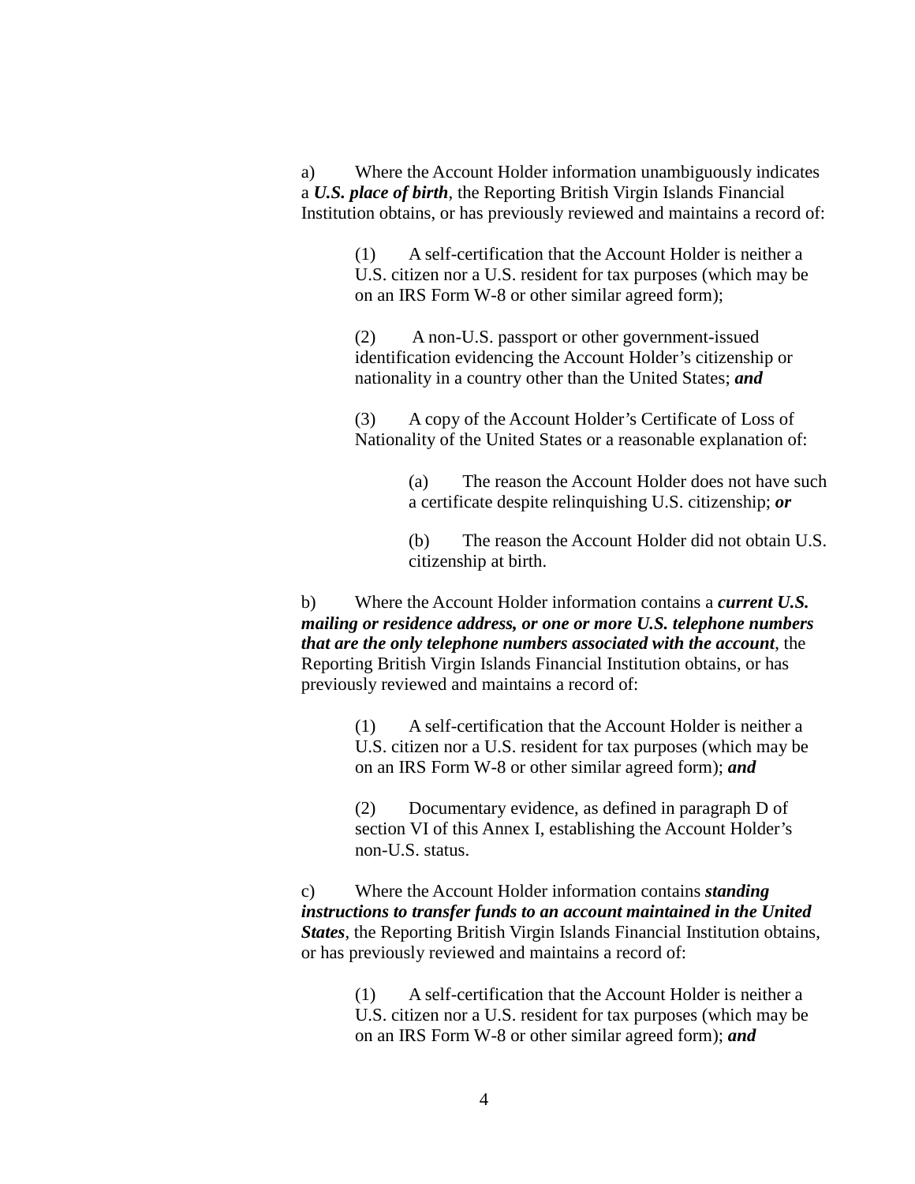a) Where the Account Holder information unambiguously indicates a ***U.S. place of birth***, the Reporting British Virgin Islands Financial Institution obtains, or has previously reviewed and maintains a record of:

> (1) A self-certification that the Account Holder is neither a U.S. citizen nor a U.S. resident for tax purposes (which may be on an IRS Form W-8 or other similar agreed form);
>
> (2) A non-U.S. passport or other government-issued identification evidencing the Account Holder's citizenship or nationality in a country other than the United States; ***and***
>
> (3) A copy of the Account Holder's Certificate of Loss of Nationality of the United States or a reasonable explanation of:
>
> > (a) The reason the Account Holder does not have such a certificate despite relinquishing U.S. citizenship; ***or***
> >
> > (b) The reason the Account Holder did not obtain U.S. citizenship at birth.

b) Where the Account Holder information contains a ***current U.S. mailing or residence address, or one or more U.S. telephone numbers that are the only telephone numbers associated with the account***, the Reporting British Virgin Islands Financial Institution obtains, or has previously reviewed and maintains a record of:

> (1) A self-certification that the Account Holder is neither a U.S. citizen nor a U.S. resident for tax purposes (which may be on an IRS Form W-8 or other similar agreed form); ***and***
>
> (2) Documentary evidence, as defined in paragraph D of section VI of this Annex I, establishing the Account Holder's non-U.S. status.

c) Where the Account Holder information contains ***standing instructions to transfer funds to an account maintained in the United States***, the Reporting British Virgin Islands Financial Institution obtains, or has previously reviewed and maintains a record of:

> (1) A self-certification that the Account Holder is neither a U.S. citizen nor a U.S. resident for tax purposes (which may be on an IRS Form W-8 or other similar agreed form); ***and***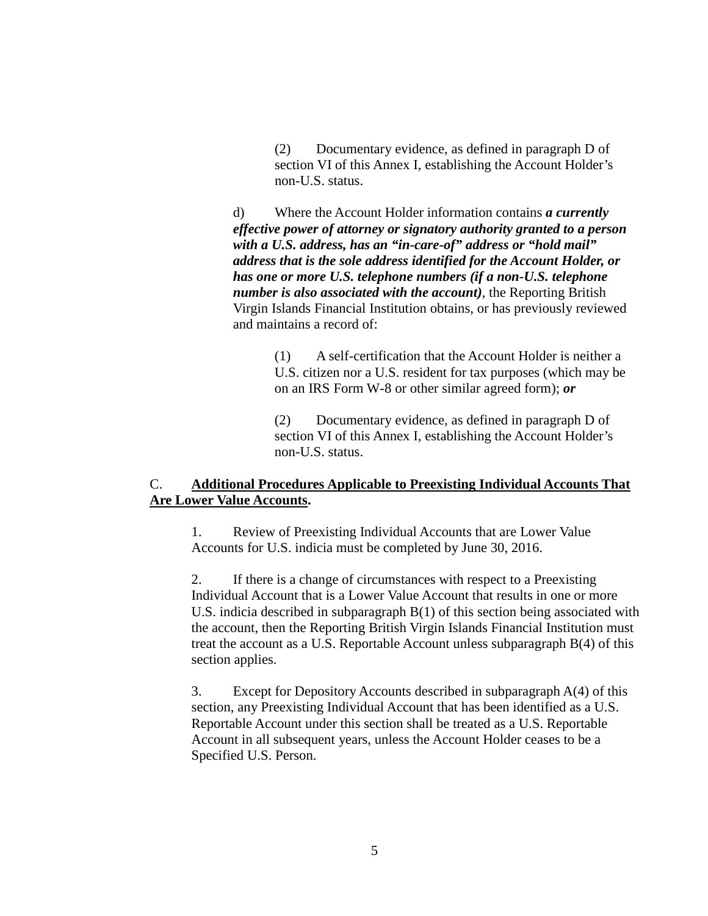(2) Documentary evidence, as defined in paragraph D of section VI of this Annex I, establishing the Account Holder's non-U.S. status.

d) Where the Account Holder information contains ***a currently effective power of attorney or signatory authority granted to a person with a U.S. address, has an "in-care-of" address or "hold mail" address that is the sole address identified for the Account Holder, or has one or more U.S. telephone numbers (if a non-U.S. telephone number is also associated with the account)***, the Reporting British Virgin Islands Financial Institution obtains, or has previously reviewed and maintains a record of:

(1) A self-certification that the Account Holder is neither a U.S. citizen nor a U.S. resident for tax purposes (which may be on an IRS Form W-8 or other similar agreed form); ***or***

(2) Documentary evidence, as defined in paragraph D of section VI of this Annex I, establishing the Account Holder's non-U.S. status.

C. **Additional Procedures Applicable to Preexisting Individual Accounts That Are Lower Value Accounts.**

1. Review of Preexisting Individual Accounts that are Lower Value Accounts for U.S. indicia must be completed by June 30, 2016.

2. If there is a change of circumstances with respect to a Preexisting Individual Account that is a Lower Value Account that results in one or more U.S. indicia described in subparagraph B(1) of this section being associated with the account, then the Reporting British Virgin Islands Financial Institution must treat the account as a U.S. Reportable Account unless subparagraph B(4) of this section applies.

3. Except for Depository Accounts described in subparagraph A(4) of this section, any Preexisting Individual Account that has been identified as a U.S. Reportable Account under this section shall be treated as a U.S. Reportable Account in all subsequent years, unless the Account Holder ceases to be a Specified U.S. Person.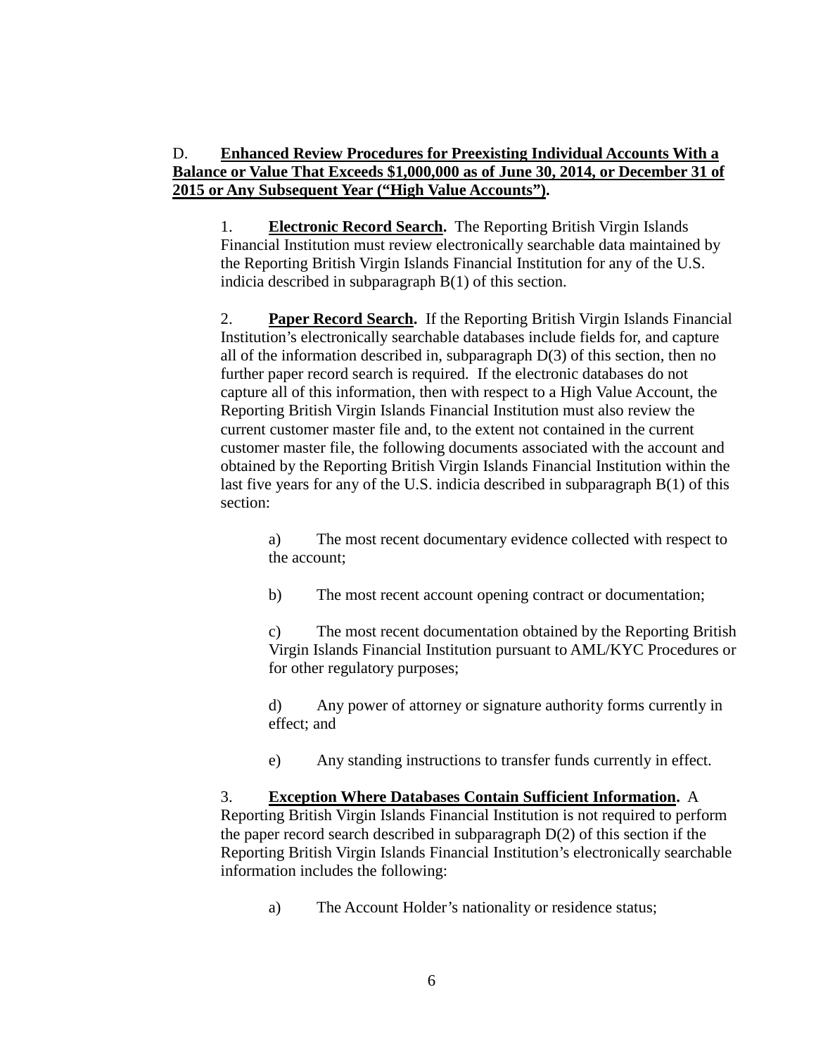D. **<u>Enhanced Review Procedures for Preexisting Individual Accounts With a Balance or Value That Exceeds $1,000,000 as of June 30, 2014, or December 31 of 2015 or Any Subsequent Year ("High Value Accounts")</u>.**

1. **<u>Electronic Record Search</u>.** The Reporting British Virgin Islands Financial Institution must review electronically searchable data maintained by the Reporting British Virgin Islands Financial Institution for any of the U.S. indicia described in subparagraph B(1) of this section.

2. **<u>Paper Record Search</u>.** If the Reporting British Virgin Islands Financial Institution's electronically searchable databases include fields for, and capture all of the information described in, subparagraph D(3) of this section, then no further paper record search is required. If the electronic databases do not capture all of this information, then with respect to a High Value Account, the Reporting British Virgin Islands Financial Institution must also review the current customer master file and, to the extent not contained in the current customer master file, the following documents associated with the account and obtained by the Reporting British Virgin Islands Financial Institution within the last five years for any of the U.S. indicia described in subparagraph B(1) of this section:

a) The most recent documentary evidence collected with respect to the account;

b) The most recent account opening contract or documentation;

c) The most recent documentation obtained by the Reporting British Virgin Islands Financial Institution pursuant to AML/KYC Procedures or for other regulatory purposes;

d) Any power of attorney or signature authority forms currently in effect; and

e) Any standing instructions to transfer funds currently in effect.

3. **<u>Exception Where Databases Contain Sufficient Information</u>.** A Reporting British Virgin Islands Financial Institution is not required to perform the paper record search described in subparagraph D(2) of this section if the Reporting British Virgin Islands Financial Institution's electronically searchable information includes the following:

a) The Account Holder's nationality or residence status;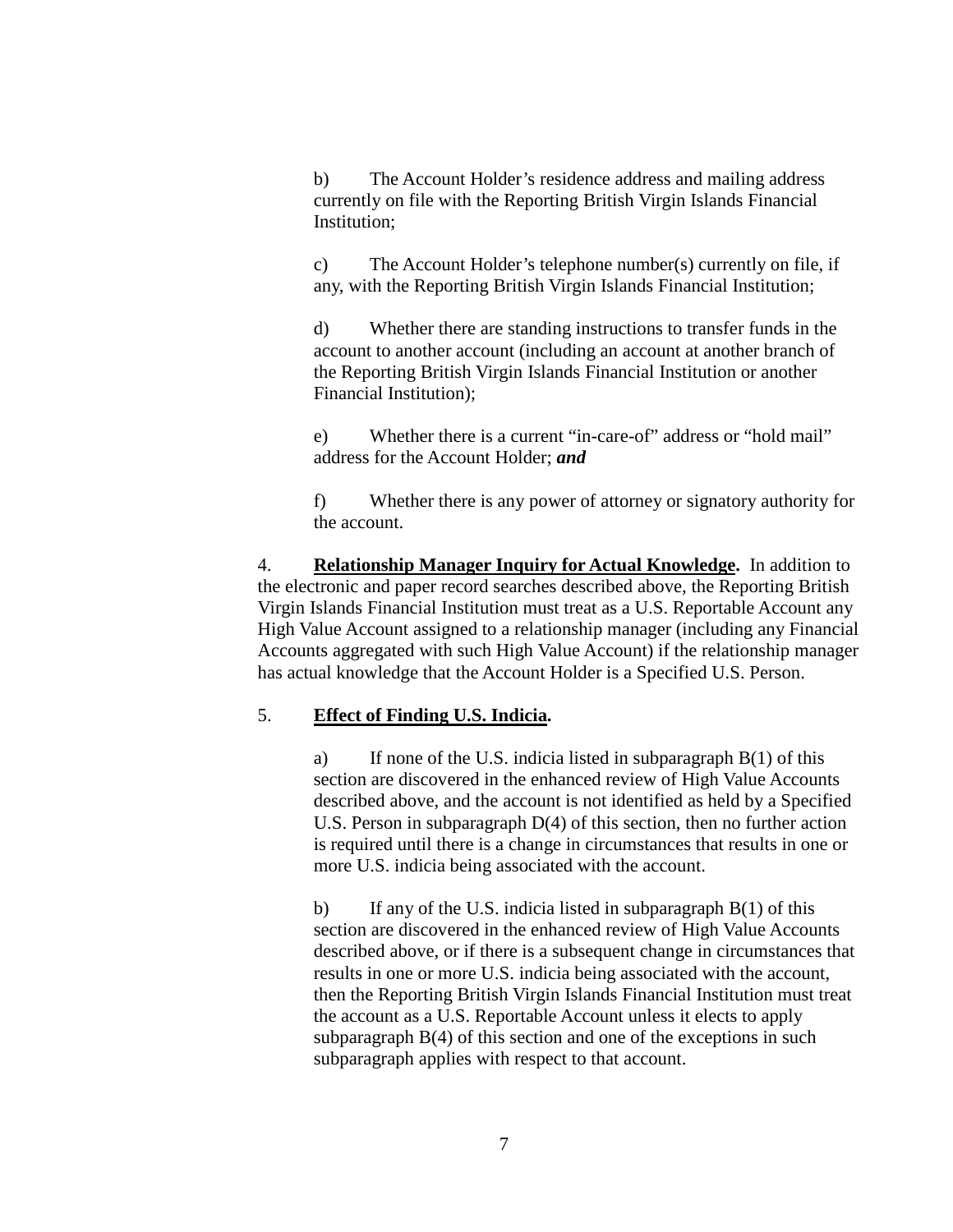b) The Account Holder's residence address and mailing address currently on file with the Reporting British Virgin Islands Financial Institution;

c) The Account Holder's telephone number(s) currently on file, if any, with the Reporting British Virgin Islands Financial Institution;

d) Whether there are standing instructions to transfer funds in the account to another account (including an account at another branch of the Reporting British Virgin Islands Financial Institution or another Financial Institution);

e) Whether there is a current "in-care-of" address or "hold mail" address for the Account Holder; ***and***

f) Whether there is any power of attorney or signatory authority for the account.

4. **Relationship Manager Inquiry for Actual Knowledge.** In addition to the electronic and paper record searches described above, the Reporting British Virgin Islands Financial Institution must treat as a U.S. Reportable Account any High Value Account assigned to a relationship manager (including any Financial Accounts aggregated with such High Value Account) if the relationship manager has actual knowledge that the Account Holder is a Specified U.S. Person.

5. **Effect of Finding U.S. Indicia.**

a) If none of the U.S. indicia listed in subparagraph B(1) of this section are discovered in the enhanced review of High Value Accounts described above, and the account is not identified as held by a Specified U.S. Person in subparagraph D(4) of this section, then no further action is required until there is a change in circumstances that results in one or more U.S. indicia being associated with the account.

b) If any of the U.S. indicia listed in subparagraph B(1) of this section are discovered in the enhanced review of High Value Accounts described above, or if there is a subsequent change in circumstances that results in one or more U.S. indicia being associated with the account, then the Reporting British Virgin Islands Financial Institution must treat the account as a U.S. Reportable Account unless it elects to apply subparagraph B(4) of this section and one of the exceptions in such subparagraph applies with respect to that account.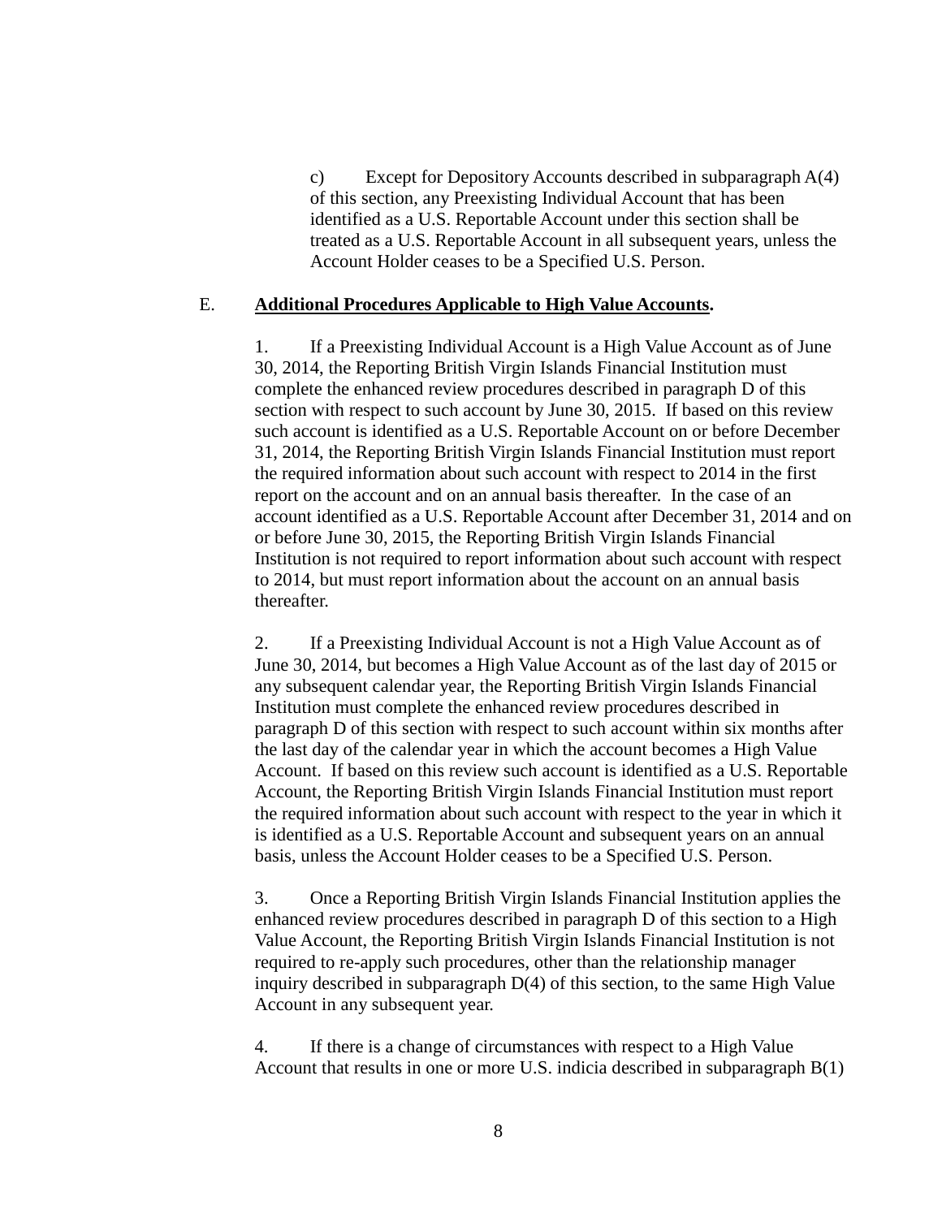c) Except for Depository Accounts described in subparagraph A(4) of this section, any Preexisting Individual Account that has been identified as a U.S. Reportable Account under this section shall be treated as a U.S. Reportable Account in all subsequent years, unless the Account Holder ceases to be a Specified U.S. Person.

E. **Additional Procedures Applicable to High Value Accounts.**

1. If a Preexisting Individual Account is a High Value Account as of June 30, 2014, the Reporting British Virgin Islands Financial Institution must complete the enhanced review procedures described in paragraph D of this section with respect to such account by June 30, 2015. If based on this review such account is identified as a U.S. Reportable Account on or before December 31, 2014, the Reporting British Virgin Islands Financial Institution must report the required information about such account with respect to 2014 in the first report on the account and on an annual basis thereafter. In the case of an account identified as a U.S. Reportable Account after December 31, 2014 and on or before June 30, 2015, the Reporting British Virgin Islands Financial Institution is not required to report information about such account with respect to 2014, but must report information about the account on an annual basis thereafter.

2. If a Preexisting Individual Account is not a High Value Account as of June 30, 2014, but becomes a High Value Account as of the last day of 2015 or any subsequent calendar year, the Reporting British Virgin Islands Financial Institution must complete the enhanced review procedures described in paragraph D of this section with respect to such account within six months after the last day of the calendar year in which the account becomes a High Value Account. If based on this review such account is identified as a U.S. Reportable Account, the Reporting British Virgin Islands Financial Institution must report the required information about such account with respect to the year in which it is identified as a U.S. Reportable Account and subsequent years on an annual basis, unless the Account Holder ceases to be a Specified U.S. Person.

3. Once a Reporting British Virgin Islands Financial Institution applies the enhanced review procedures described in paragraph D of this section to a High Value Account, the Reporting British Virgin Islands Financial Institution is not required to re-apply such procedures, other than the relationship manager inquiry described in subparagraph D(4) of this section, to the same High Value Account in any subsequent year.

4. If there is a change of circumstances with respect to a High Value Account that results in one or more U.S. indicia described in subparagraph B(1)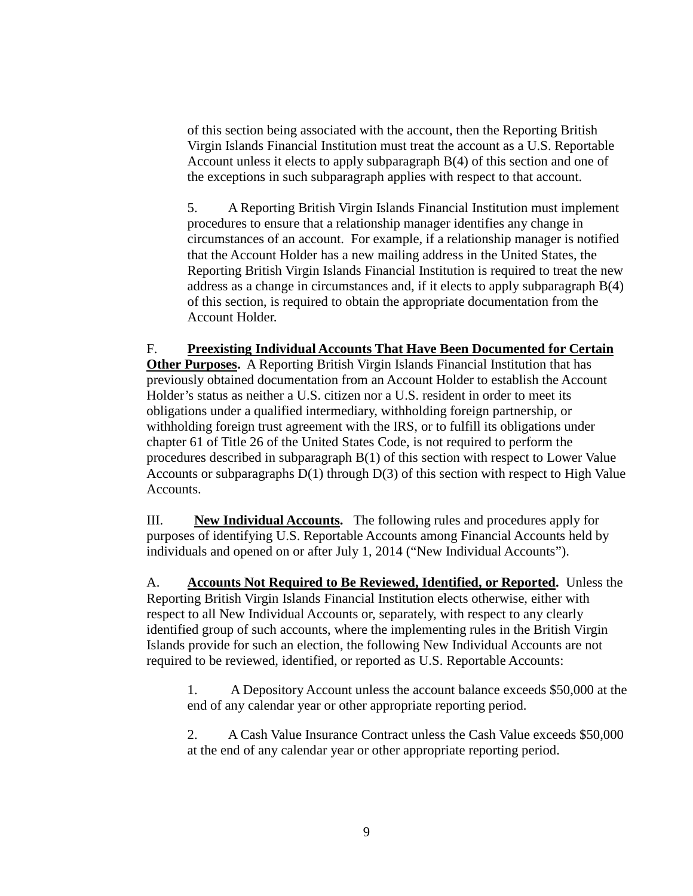of this section being associated with the account, then the Reporting British Virgin Islands Financial Institution must treat the account as a U.S. Reportable Account unless it elects to apply subparagraph B(4) of this section and one of the exceptions in such subparagraph applies with respect to that account.

5. A Reporting British Virgin Islands Financial Institution must implement procedures to ensure that a relationship manager identifies any change in circumstances of an account. For example, if a relationship manager is notified that the Account Holder has a new mailing address in the United States, the Reporting British Virgin Islands Financial Institution is required to treat the new address as a change in circumstances and, if it elects to apply subparagraph B(4) of this section, is required to obtain the appropriate documentation from the Account Holder.

F. **Preexisting Individual Accounts That Have Been Documented for Certain Other Purposes.** A Reporting British Virgin Islands Financial Institution that has previously obtained documentation from an Account Holder to establish the Account Holder's status as neither a U.S. citizen nor a U.S. resident in order to meet its obligations under a qualified intermediary, withholding foreign partnership, or withholding foreign trust agreement with the IRS, or to fulfill its obligations under chapter 61 of Title 26 of the United States Code, is not required to perform the procedures described in subparagraph B(1) of this section with respect to Lower Value Accounts or subparagraphs D(1) through D(3) of this section with respect to High Value Accounts.

III. **New Individual Accounts.** The following rules and procedures apply for purposes of identifying U.S. Reportable Accounts among Financial Accounts held by individuals and opened on or after July 1, 2014 ("New Individual Accounts").

A. **Accounts Not Required to Be Reviewed, Identified, or Reported.** Unless the Reporting British Virgin Islands Financial Institution elects otherwise, either with respect to all New Individual Accounts or, separately, with respect to any clearly identified group of such accounts, where the implementing rules in the British Virgin Islands provide for such an election, the following New Individual Accounts are not required to be reviewed, identified, or reported as U.S. Reportable Accounts:

1. A Depository Account unless the account balance exceeds $50,000 at the end of any calendar year or other appropriate reporting period.

2. A Cash Value Insurance Contract unless the Cash Value exceeds $50,000 at the end of any calendar year or other appropriate reporting period.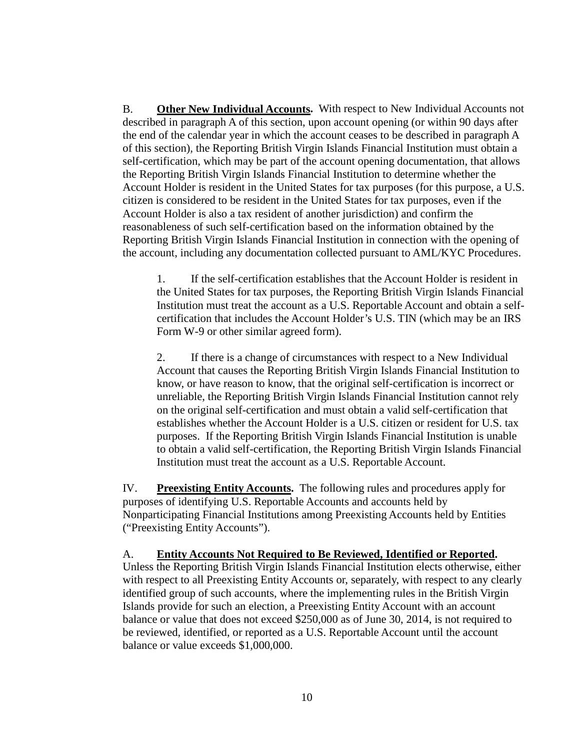B. **<u>Other New Individual Accounts</u>.** With respect to New Individual Accounts not described in paragraph A of this section, upon account opening (or within 90 days after the end of the calendar year in which the account ceases to be described in paragraph A of this section), the Reporting British Virgin Islands Financial Institution must obtain a self-certification, which may be part of the account opening documentation, that allows the Reporting British Virgin Islands Financial Institution to determine whether the Account Holder is resident in the United States for tax purposes (for this purpose, a U.S. citizen is considered to be resident in the United States for tax purposes, even if the Account Holder is also a tax resident of another jurisdiction) and confirm the reasonableness of such self-certification based on the information obtained by the Reporting British Virgin Islands Financial Institution in connection with the opening of the account, including any documentation collected pursuant to AML/KYC Procedures.

1. If the self-certification establishes that the Account Holder is resident in the United States for tax purposes, the Reporting British Virgin Islands Financial Institution must treat the account as a U.S. Reportable Account and obtain a self-certification that includes the Account Holder's U.S. TIN (which may be an IRS Form W-9 or other similar agreed form).

2. If there is a change of circumstances with respect to a New Individual Account that causes the Reporting British Virgin Islands Financial Institution to know, or have reason to know, that the original self-certification is incorrect or unreliable, the Reporting British Virgin Islands Financial Institution cannot rely on the original self-certification and must obtain a valid self-certification that establishes whether the Account Holder is a U.S. citizen or resident for U.S. tax purposes. If the Reporting British Virgin Islands Financial Institution is unable to obtain a valid self-certification, the Reporting British Virgin Islands Financial Institution must treat the account as a U.S. Reportable Account.

IV. **<u>Preexisting Entity Accounts</u>.** The following rules and procedures apply for purposes of identifying U.S. Reportable Accounts and accounts held by Nonparticipating Financial Institutions among Preexisting Accounts held by Entities ("Preexisting Entity Accounts").

A. **<u>Entity Accounts Not Required to Be Reviewed, Identified or Reported</u>.** Unless the Reporting British Virgin Islands Financial Institution elects otherwise, either with respect to all Preexisting Entity Accounts or, separately, with respect to any clearly identified group of such accounts, where the implementing rules in the British Virgin Islands provide for such an election, a Preexisting Entity Account with an account balance or value that does not exceed $250,000 as of June 30, 2014, is not required to be reviewed, identified, or reported as a U.S. Reportable Account until the account balance or value exceeds $1,000,000.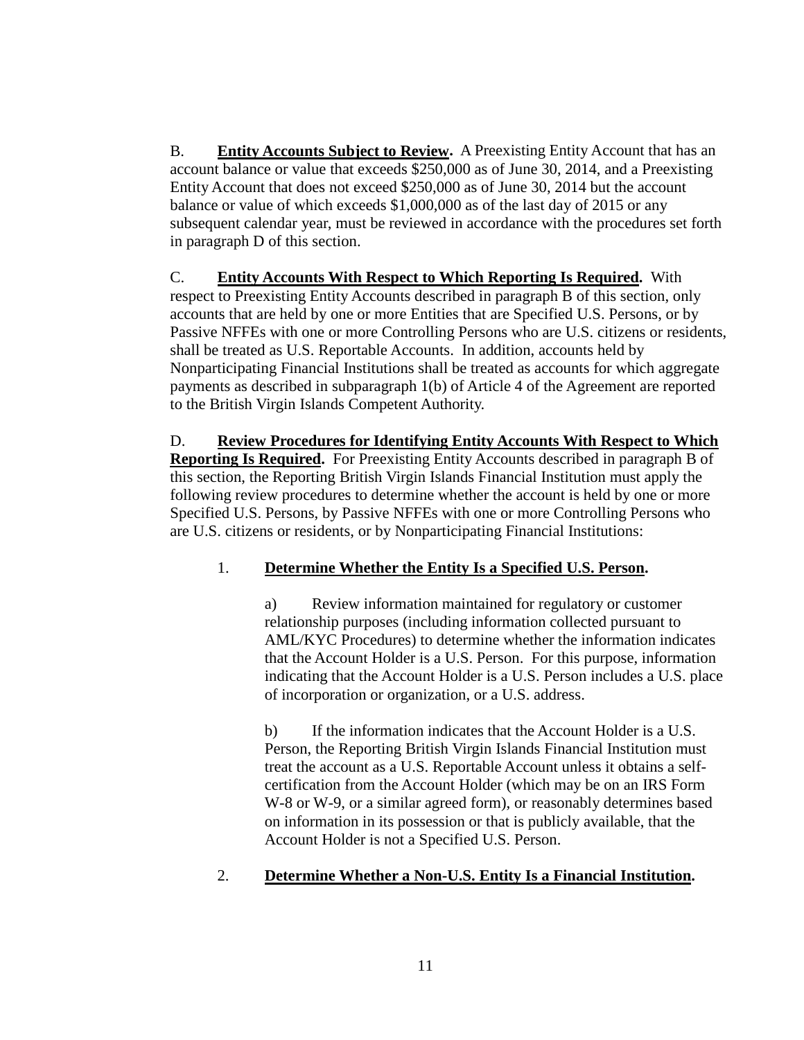B. **<u>Entity Accounts Subject to Review</u>.** A Preexisting Entity Account that has an account balance or value that exceeds $250,000 as of June 30, 2014, and a Preexisting Entity Account that does not exceed $250,000 as of June 30, 2014 but the account balance or value of which exceeds $1,000,000 as of the last day of 2015 or any subsequent calendar year, must be reviewed in accordance with the procedures set forth in paragraph D of this section.

C. **<u>Entity Accounts With Respect to Which Reporting Is Required</u>.** With respect to Preexisting Entity Accounts described in paragraph B of this section, only accounts that are held by one or more Entities that are Specified U.S. Persons, or by Passive NFFEs with one or more Controlling Persons who are U.S. citizens or residents, shall be treated as U.S. Reportable Accounts. In addition, accounts held by Nonparticipating Financial Institutions shall be treated as accounts for which aggregate payments as described in subparagraph 1(b) of Article 4 of the Agreement are reported to the British Virgin Islands Competent Authority.

D. **<u>Review Procedures for Identifying Entity Accounts With Respect to Which Reporting Is Required</u>.** For Preexisting Entity Accounts described in paragraph B of this section, the Reporting British Virgin Islands Financial Institution must apply the following review procedures to determine whether the account is held by one or more Specified U.S. Persons, by Passive NFFEs with one or more Controlling Persons who are U.S. citizens or residents, or by Nonparticipating Financial Institutions:

1. **<u>Determine Whether the Entity Is a Specified U.S. Person</u>.**

   a) Review information maintained for regulatory or customer relationship purposes (including information collected pursuant to AML/KYC Procedures) to determine whether the information indicates that the Account Holder is a U.S. Person. For this purpose, information indicating that the Account Holder is a U.S. Person includes a U.S. place of incorporation or organization, or a U.S. address.

   b) If the information indicates that the Account Holder is a U.S. Person, the Reporting British Virgin Islands Financial Institution must treat the account as a U.S. Reportable Account unless it obtains a self-certification from the Account Holder (which may be on an IRS Form W-8 or W-9, or a similar agreed form), or reasonably determines based on information in its possession or that is publicly available, that the Account Holder is not a Specified U.S. Person.

2. **<u>Determine Whether a Non-U.S. Entity Is a Financial Institution</u>.**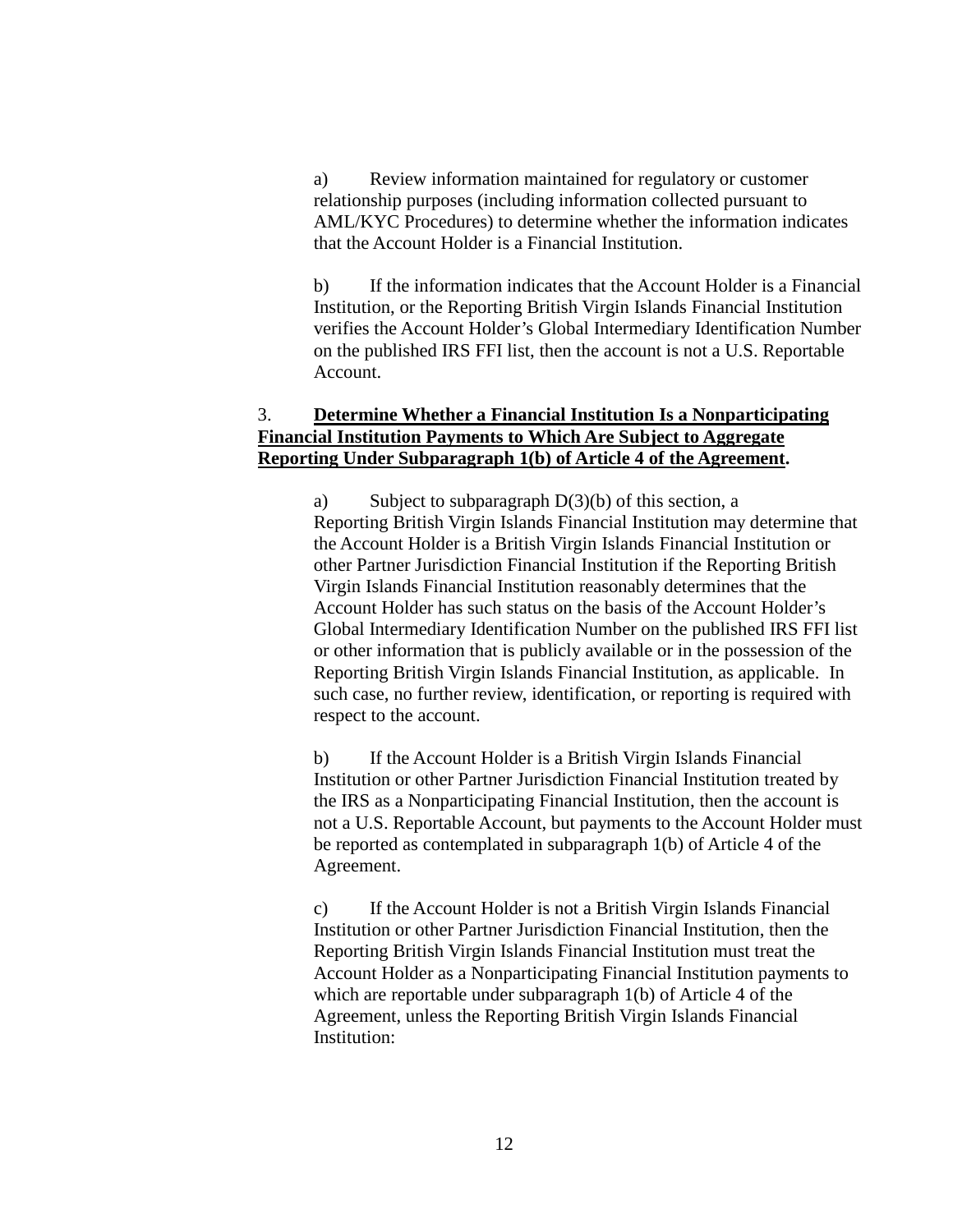a) Review information maintained for regulatory or customer relationship purposes (including information collected pursuant to AML/KYC Procedures) to determine whether the information indicates that the Account Holder is a Financial Institution.

b) If the information indicates that the Account Holder is a Financial Institution, or the Reporting British Virgin Islands Financial Institution verifies the Account Holder's Global Intermediary Identification Number on the published IRS FFI list, then the account is not a U.S. Reportable Account.

3. **<u>Determine Whether a Financial Institution Is a Nonparticipating Financial Institution Payments to Which Are Subject to Aggregate Reporting Under Subparagraph 1(b) of Article 4 of the Agreement</u>.**

a) Subject to subparagraph D(3)(b) of this section, a Reporting British Virgin Islands Financial Institution may determine that the Account Holder is a British Virgin Islands Financial Institution or other Partner Jurisdiction Financial Institution if the Reporting British Virgin Islands Financial Institution reasonably determines that the Account Holder has such status on the basis of the Account Holder's Global Intermediary Identification Number on the published IRS FFI list or other information that is publicly available or in the possession of the Reporting British Virgin Islands Financial Institution, as applicable. In such case, no further review, identification, or reporting is required with respect to the account.

b) If the Account Holder is a British Virgin Islands Financial Institution or other Partner Jurisdiction Financial Institution treated by the IRS as a Nonparticipating Financial Institution, then the account is not a U.S. Reportable Account, but payments to the Account Holder must be reported as contemplated in subparagraph 1(b) of Article 4 of the Agreement.

c) If the Account Holder is not a British Virgin Islands Financial Institution or other Partner Jurisdiction Financial Institution, then the Reporting British Virgin Islands Financial Institution must treat the Account Holder as a Nonparticipating Financial Institution payments to which are reportable under subparagraph 1(b) of Article 4 of the Agreement, unless the Reporting British Virgin Islands Financial Institution: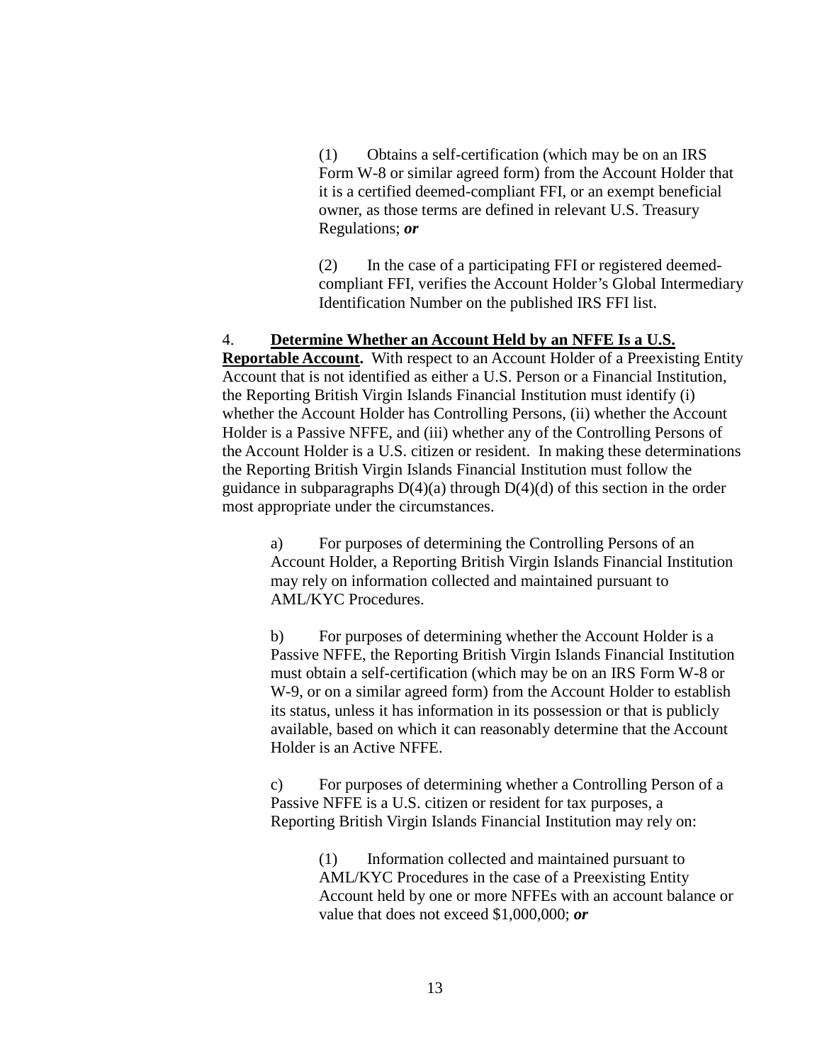(1) Obtains a self-certification (which may be on an IRS Form W-8 or similar agreed form) from the Account Holder that it is a certified deemed-compliant FFI, or an exempt beneficial owner, as those terms are defined in relevant U.S. Treasury Regulations; ***or***

(2) In the case of a participating FFI or registered deemed-compliant FFI, verifies the Account Holder's Global Intermediary Identification Number on the published IRS FFI list.

4. **Determine Whether an Account Held by an NFFE Is a U.S. Reportable Account.** With respect to an Account Holder of a Preexisting Entity Account that is not identified as either a U.S. Person or a Financial Institution, the Reporting British Virgin Islands Financial Institution must identify (i) whether the Account Holder has Controlling Persons, (ii) whether the Account Holder is a Passive NFFE, and (iii) whether any of the Controlling Persons of the Account Holder is a U.S. citizen or resident. In making these determinations the Reporting British Virgin Islands Financial Institution must follow the guidance in subparagraphs D(4)(a) through D(4)(d) of this section in the order most appropriate under the circumstances.

a) For purposes of determining the Controlling Persons of an Account Holder, a Reporting British Virgin Islands Financial Institution may rely on information collected and maintained pursuant to AML/KYC Procedures.

b) For purposes of determining whether the Account Holder is a Passive NFFE, the Reporting British Virgin Islands Financial Institution must obtain a self-certification (which may be on an IRS Form W-8 or W-9, or on a similar agreed form) from the Account Holder to establish its status, unless it has information in its possession or that is publicly available, based on which it can reasonably determine that the Account Holder is an Active NFFE.

c) For purposes of determining whether a Controlling Person of a Passive NFFE is a U.S. citizen or resident for tax purposes, a Reporting British Virgin Islands Financial Institution may rely on:

(1) Information collected and maintained pursuant to AML/KYC Procedures in the case of a Preexisting Entity Account held by one or more NFFEs with an account balance or value that does not exceed $1,000,000; ***or***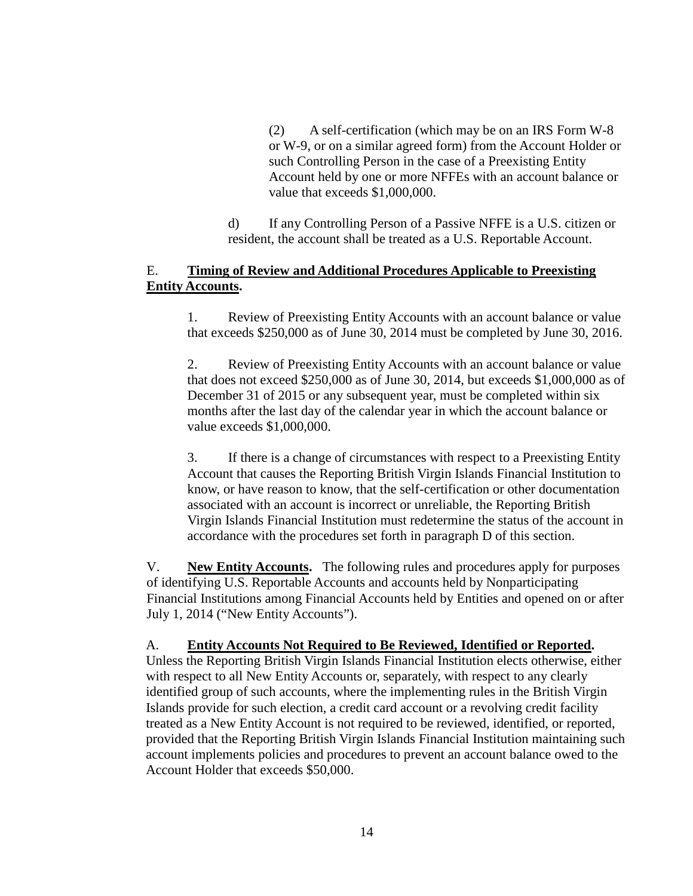(2) A self-certification (which may be on an IRS Form W-8 or W-9, or on a similar agreed form) from the Account Holder or such Controlling Person in the case of a Preexisting Entity Account held by one or more NFFEs with an account balance or value that exceeds $1,000,000.

d) If any Controlling Person of a Passive NFFE is a U.S. citizen or resident, the account shall be treated as a U.S. Reportable Account.

E. **Timing of Review and Additional Procedures Applicable to Preexisting Entity Accounts.**

1. Review of Preexisting Entity Accounts with an account balance or value that exceeds $250,000 as of June 30, 2014 must be completed by June 30, 2016.

2. Review of Preexisting Entity Accounts with an account balance or value that does not exceed $250,000 as of June 30, 2014, but exceeds $1,000,000 as of December 31 of 2015 or any subsequent year, must be completed within six months after the last day of the calendar year in which the account balance or value exceeds $1,000,000.

3. If there is a change of circumstances with respect to a Preexisting Entity Account that causes the Reporting British Virgin Islands Financial Institution to know, or have reason to know, that the self-certification or other documentation associated with an account is incorrect or unreliable, the Reporting British Virgin Islands Financial Institution must redetermine the status of the account in accordance with the procedures set forth in paragraph D of this section.

V. **New Entity Accounts.** The following rules and procedures apply for purposes of identifying U.S. Reportable Accounts and accounts held by Nonparticipating Financial Institutions among Financial Accounts held by Entities and opened on or after July 1, 2014 ("New Entity Accounts").

A. **Entity Accounts Not Required to Be Reviewed, Identified or Reported.** Unless the Reporting British Virgin Islands Financial Institution elects otherwise, either with respect to all New Entity Accounts or, separately, with respect to any clearly identified group of such accounts, where the implementing rules in the British Virgin Islands provide for such election, a credit card account or a revolving credit facility treated as a New Entity Account is not required to be reviewed, identified, or reported, provided that the Reporting British Virgin Islands Financial Institution maintaining such account implements policies and procedures to prevent an account balance owed to the Account Holder that exceeds $50,000.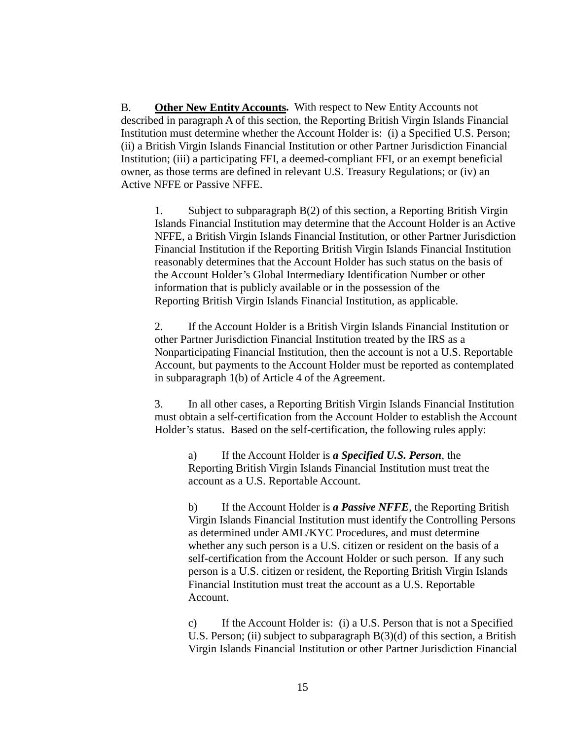B. **<u>Other New Entity Accounts</u>.** With respect to New Entity Accounts not described in paragraph A of this section, the Reporting British Virgin Islands Financial Institution must determine whether the Account Holder is: (i) a Specified U.S. Person; (ii) a British Virgin Islands Financial Institution or other Partner Jurisdiction Financial Institution; (iii) a participating FFI, a deemed-compliant FFI, or an exempt beneficial owner, as those terms are defined in relevant U.S. Treasury Regulations; or (iv) an Active NFFE or Passive NFFE.

1. Subject to subparagraph B(2) of this section, a Reporting British Virgin Islands Financial Institution may determine that the Account Holder is an Active NFFE, a British Virgin Islands Financial Institution, or other Partner Jurisdiction Financial Institution if the Reporting British Virgin Islands Financial Institution reasonably determines that the Account Holder has such status on the basis of the Account Holder's Global Intermediary Identification Number or other information that is publicly available or in the possession of the Reporting British Virgin Islands Financial Institution, as applicable.

2. If the Account Holder is a British Virgin Islands Financial Institution or other Partner Jurisdiction Financial Institution treated by the IRS as a Nonparticipating Financial Institution, then the account is not a U.S. Reportable Account, but payments to the Account Holder must be reported as contemplated in subparagraph 1(b) of Article 4 of the Agreement.

3. In all other cases, a Reporting British Virgin Islands Financial Institution must obtain a self-certification from the Account Holder to establish the Account Holder's status. Based on the self-certification, the following rules apply:

a) If the Account Holder is ***a Specified U.S. Person***, the Reporting British Virgin Islands Financial Institution must treat the account as a U.S. Reportable Account.

b) If the Account Holder is ***a Passive NFFE***, the Reporting British Virgin Islands Financial Institution must identify the Controlling Persons as determined under AML/KYC Procedures, and must determine whether any such person is a U.S. citizen or resident on the basis of a self-certification from the Account Holder or such person. If any such person is a U.S. citizen or resident, the Reporting British Virgin Islands Financial Institution must treat the account as a U.S. Reportable Account.

c) If the Account Holder is: (i) a U.S. Person that is not a Specified U.S. Person; (ii) subject to subparagraph B(3)(d) of this section, a British Virgin Islands Financial Institution or other Partner Jurisdiction Financial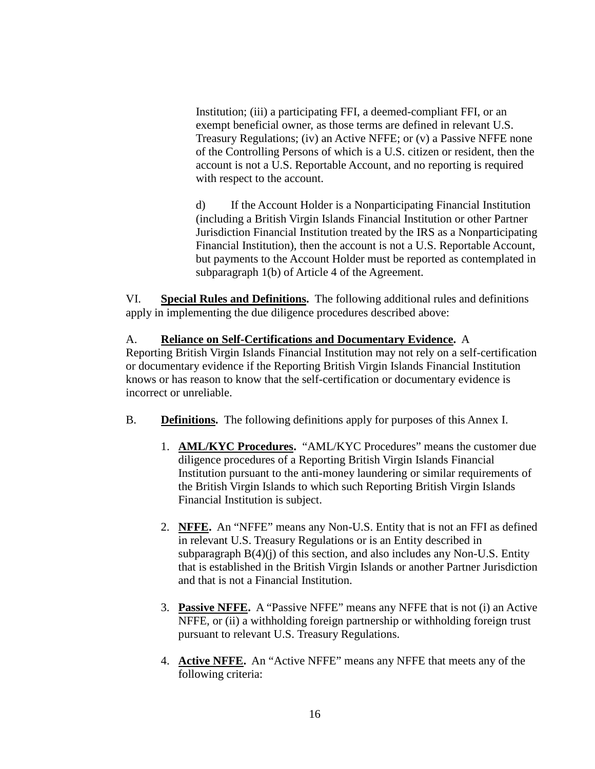Institution; (iii) a participating FFI, a deemed-compliant FFI, or an exempt beneficial owner, as those terms are defined in relevant U.S. Treasury Regulations; (iv) an Active NFFE; or (v) a Passive NFFE none of the Controlling Persons of which is a U.S. citizen or resident, then the account is not a U.S. Reportable Account, and no reporting is required with respect to the account.

d) If the Account Holder is a Nonparticipating Financial Institution (including a British Virgin Islands Financial Institution or other Partner Jurisdiction Financial Institution treated by the IRS as a Nonparticipating Financial Institution), then the account is not a U.S. Reportable Account, but payments to the Account Holder must be reported as contemplated in subparagraph 1(b) of Article 4 of the Agreement.

VI. **Special Rules and Definitions.** The following additional rules and definitions apply in implementing the due diligence procedures described above:

A. **Reliance on Self-Certifications and Documentary Evidence.** A Reporting British Virgin Islands Financial Institution may not rely on a self-certification or documentary evidence if the Reporting British Virgin Islands Financial Institution knows or has reason to know that the self-certification or documentary evidence is incorrect or unreliable.

B. **Definitions.** The following definitions apply for purposes of this Annex I.

1. **AML/KYC Procedures.** "AML/KYC Procedures" means the customer due diligence procedures of a Reporting British Virgin Islands Financial Institution pursuant to the anti-money laundering or similar requirements of the British Virgin Islands to which such Reporting British Virgin Islands Financial Institution is subject.

2. **NFFE.** An "NFFE" means any Non-U.S. Entity that is not an FFI as defined in relevant U.S. Treasury Regulations or is an Entity described in subparagraph B(4)(j) of this section, and also includes any Non-U.S. Entity that is established in the British Virgin Islands or another Partner Jurisdiction and that is not a Financial Institution.

3. **Passive NFFE.** A "Passive NFFE" means any NFFE that is not (i) an Active NFFE, or (ii) a withholding foreign partnership or withholding foreign trust pursuant to relevant U.S. Treasury Regulations.

4. **Active NFFE.** An "Active NFFE" means any NFFE that meets any of the following criteria: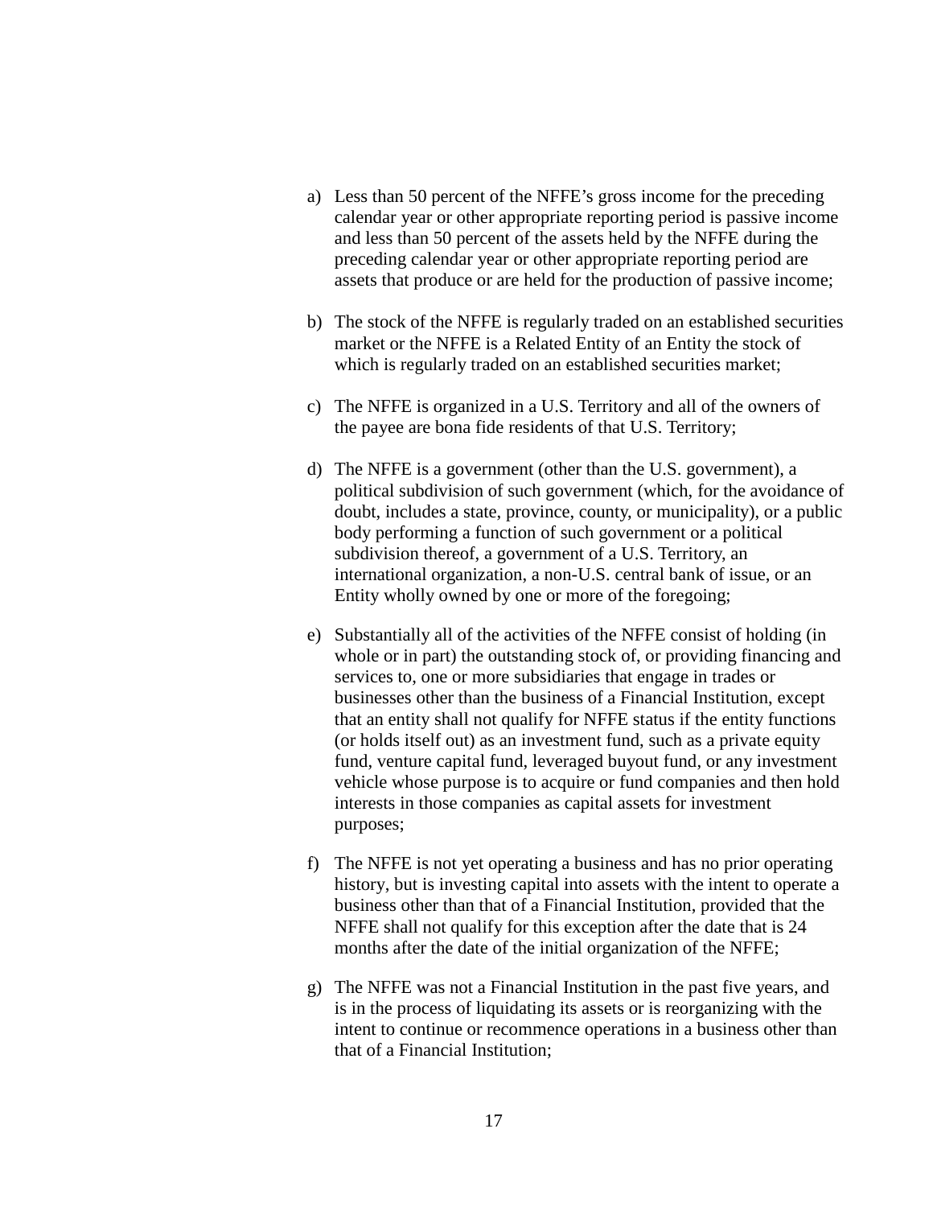a) Less than 50 percent of the NFFE's gross income for the preceding calendar year or other appropriate reporting period is passive income and less than 50 percent of the assets held by the NFFE during the preceding calendar year or other appropriate reporting period are assets that produce or are held for the production of passive income;

b) The stock of the NFFE is regularly traded on an established securities market or the NFFE is a Related Entity of an Entity the stock of which is regularly traded on an established securities market;

c) The NFFE is organized in a U.S. Territory and all of the owners of the payee are bona fide residents of that U.S. Territory;

d) The NFFE is a government (other than the U.S. government), a political subdivision of such government (which, for the avoidance of doubt, includes a state, province, county, or municipality), or a public body performing a function of such government or a political subdivision thereof, a government of a U.S. Territory, an international organization, a non-U.S. central bank of issue, or an Entity wholly owned by one or more of the foregoing;

e) Substantially all of the activities of the NFFE consist of holding (in whole or in part) the outstanding stock of, or providing financing and services to, one or more subsidiaries that engage in trades or businesses other than the business of a Financial Institution, except that an entity shall not qualify for NFFE status if the entity functions (or holds itself out) as an investment fund, such as a private equity fund, venture capital fund, leveraged buyout fund, or any investment vehicle whose purpose is to acquire or fund companies and then hold interests in those companies as capital assets for investment purposes;

f) The NFFE is not yet operating a business and has no prior operating history, but is investing capital into assets with the intent to operate a business other than that of a Financial Institution, provided that the NFFE shall not qualify for this exception after the date that is 24 months after the date of the initial organization of the NFFE;

g) The NFFE was not a Financial Institution in the past five years, and is in the process of liquidating its assets or is reorganizing with the intent to continue or recommence operations in a business other than that of a Financial Institution;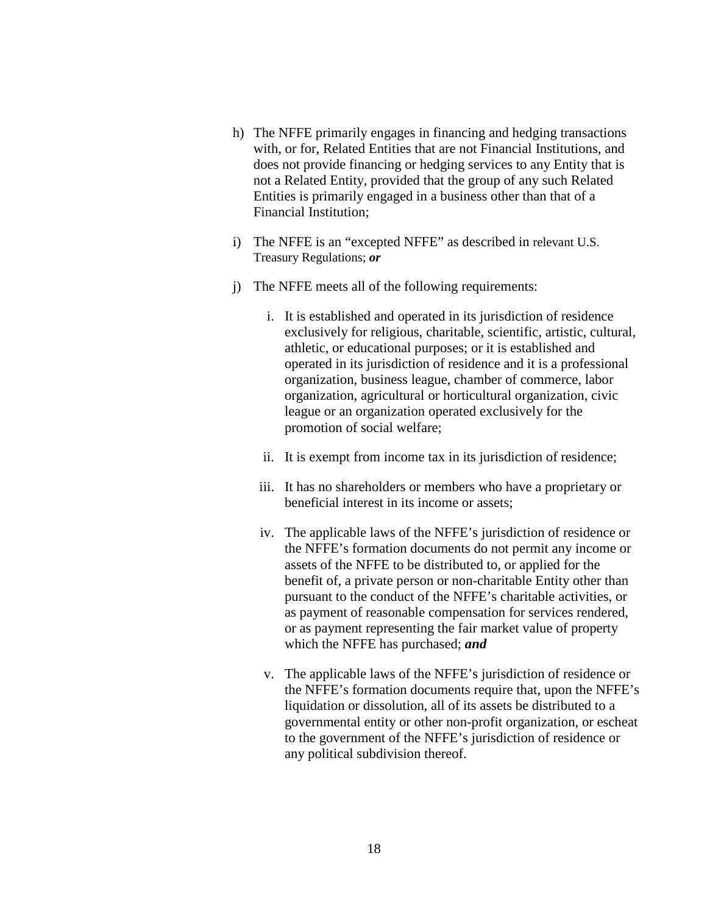h) The NFFE primarily engages in financing and hedging transactions with, or for, Related Entities that are not Financial Institutions, and does not provide financing or hedging services to any Entity that is not a Related Entity, provided that the group of any such Related Entities is primarily engaged in a business other than that of a Financial Institution;

i) The NFFE is an "excepted NFFE" as described in relevant U.S. Treasury Regulations; ***or***

j) The NFFE meets all of the following requirements:

   i. It is established and operated in its jurisdiction of residence exclusively for religious, charitable, scientific, artistic, cultural, athletic, or educational purposes; or it is established and operated in its jurisdiction of residence and it is a professional organization, business league, chamber of commerce, labor organization, agricultural or horticultural organization, civic league or an organization operated exclusively for the promotion of social welfare;

   ii. It is exempt from income tax in its jurisdiction of residence;

   iii. It has no shareholders or members who have a proprietary or beneficial interest in its income or assets;

   iv. The applicable laws of the NFFE's jurisdiction of residence or the NFFE's formation documents do not permit any income or assets of the NFFE to be distributed to, or applied for the benefit of, a private person or non-charitable Entity other than pursuant to the conduct of the NFFE's charitable activities, or as payment of reasonable compensation for services rendered, or as payment representing the fair market value of property which the NFFE has purchased; ***and***

   v. The applicable laws of the NFFE's jurisdiction of residence or the NFFE's formation documents require that, upon the NFFE's liquidation or dissolution, all of its assets be distributed to a governmental entity or other non-profit organization, or escheat to the government of the NFFE's jurisdiction of residence or any political subdivision thereof.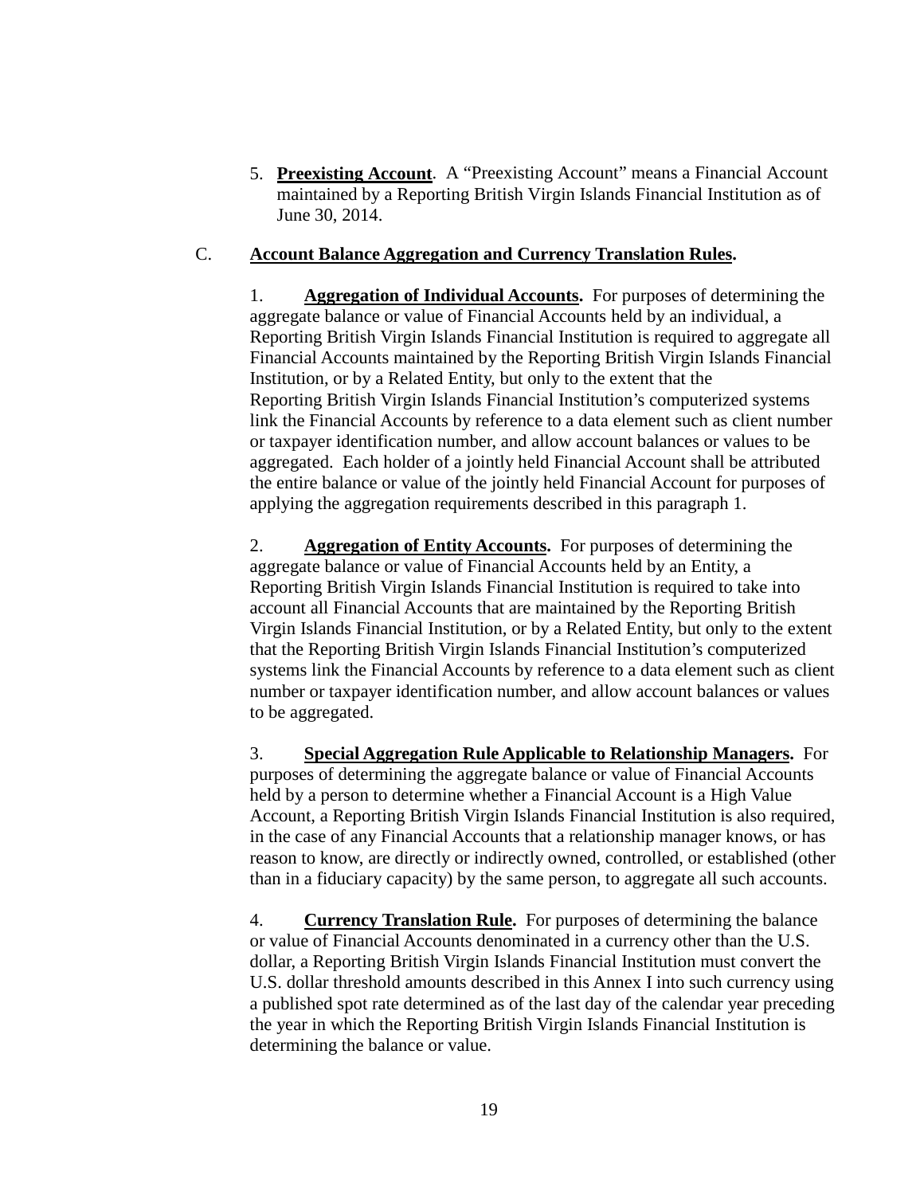5. **Preexisting Account**. A "Preexisting Account" means a Financial Account maintained by a Reporting British Virgin Islands Financial Institution as of June 30, 2014.

C. **Account Balance Aggregation and Currency Translation Rules.**

1. **Aggregation of Individual Accounts.** For purposes of determining the aggregate balance or value of Financial Accounts held by an individual, a Reporting British Virgin Islands Financial Institution is required to aggregate all Financial Accounts maintained by the Reporting British Virgin Islands Financial Institution, or by a Related Entity, but only to the extent that the Reporting British Virgin Islands Financial Institution's computerized systems link the Financial Accounts by reference to a data element such as client number or taxpayer identification number, and allow account balances or values to be aggregated. Each holder of a jointly held Financial Account shall be attributed the entire balance or value of the jointly held Financial Account for purposes of applying the aggregation requirements described in this paragraph 1.

2. **Aggregation of Entity Accounts.** For purposes of determining the aggregate balance or value of Financial Accounts held by an Entity, a Reporting British Virgin Islands Financial Institution is required to take into account all Financial Accounts that are maintained by the Reporting British Virgin Islands Financial Institution, or by a Related Entity, but only to the extent that the Reporting British Virgin Islands Financial Institution's computerized systems link the Financial Accounts by reference to a data element such as client number or taxpayer identification number, and allow account balances or values to be aggregated.

3. **Special Aggregation Rule Applicable to Relationship Managers.** For purposes of determining the aggregate balance or value of Financial Accounts held by a person to determine whether a Financial Account is a High Value Account, a Reporting British Virgin Islands Financial Institution is also required, in the case of any Financial Accounts that a relationship manager knows, or has reason to know, are directly or indirectly owned, controlled, or established (other than in a fiduciary capacity) by the same person, to aggregate all such accounts.

4. **Currency Translation Rule.** For purposes of determining the balance or value of Financial Accounts denominated in a currency other than the U.S. dollar, a Reporting British Virgin Islands Financial Institution must convert the U.S. dollar threshold amounts described in this Annex I into such currency using a published spot rate determined as of the last day of the calendar year preceding the year in which the Reporting British Virgin Islands Financial Institution is determining the balance or value.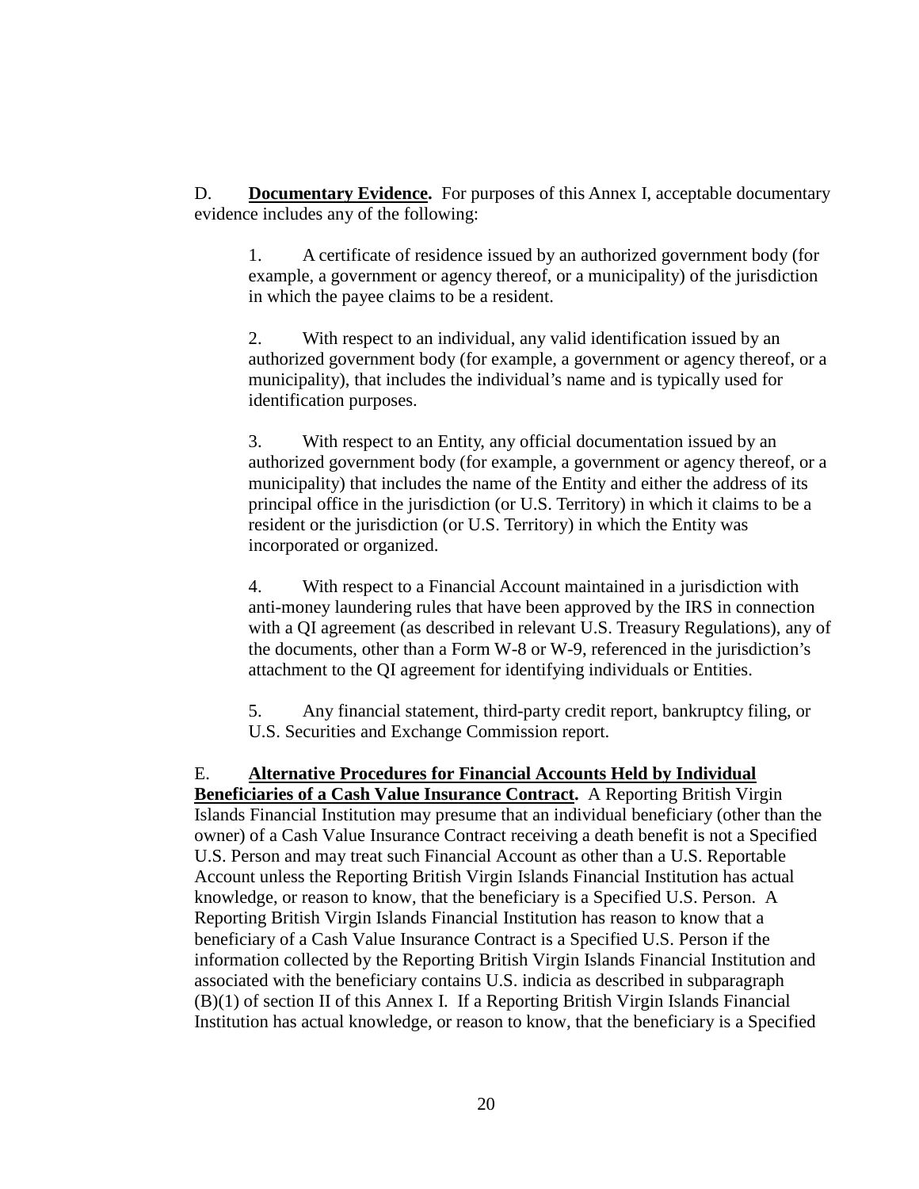D. **<u>Documentary Evidence</u>.** For purposes of this Annex I, acceptable documentary evidence includes any of the following:

1. A certificate of residence issued by an authorized government body (for example, a government or agency thereof, or a municipality) of the jurisdiction in which the payee claims to be a resident.

2. With respect to an individual, any valid identification issued by an authorized government body (for example, a government or agency thereof, or a municipality), that includes the individual's name and is typically used for identification purposes.

3. With respect to an Entity, any official documentation issued by an authorized government body (for example, a government or agency thereof, or a municipality) that includes the name of the Entity and either the address of its principal office in the jurisdiction (or U.S. Territory) in which it claims to be a resident or the jurisdiction (or U.S. Territory) in which the Entity was incorporated or organized.

4. With respect to a Financial Account maintained in a jurisdiction with anti-money laundering rules that have been approved by the IRS in connection with a QI agreement (as described in relevant U.S. Treasury Regulations), any of the documents, other than a Form W-8 or W-9, referenced in the jurisdiction's attachment to the QI agreement for identifying individuals or Entities.

5. Any financial statement, third-party credit report, bankruptcy filing, or U.S. Securities and Exchange Commission report.

E. **<u>Alternative Procedures for Financial Accounts Held by Individual Beneficiaries of a Cash Value Insurance Contract</u>.** A Reporting British Virgin Islands Financial Institution may presume that an individual beneficiary (other than the owner) of a Cash Value Insurance Contract receiving a death benefit is not a Specified U.S. Person and may treat such Financial Account as other than a U.S. Reportable Account unless the Reporting British Virgin Islands Financial Institution has actual knowledge, or reason to know, that the beneficiary is a Specified U.S. Person. A Reporting British Virgin Islands Financial Institution has reason to know that a beneficiary of a Cash Value Insurance Contract is a Specified U.S. Person if the information collected by the Reporting British Virgin Islands Financial Institution and associated with the beneficiary contains U.S. indicia as described in subparagraph (B)(1) of section II of this Annex I. If a Reporting British Virgin Islands Financial Institution has actual knowledge, or reason to know, that the beneficiary is a Specified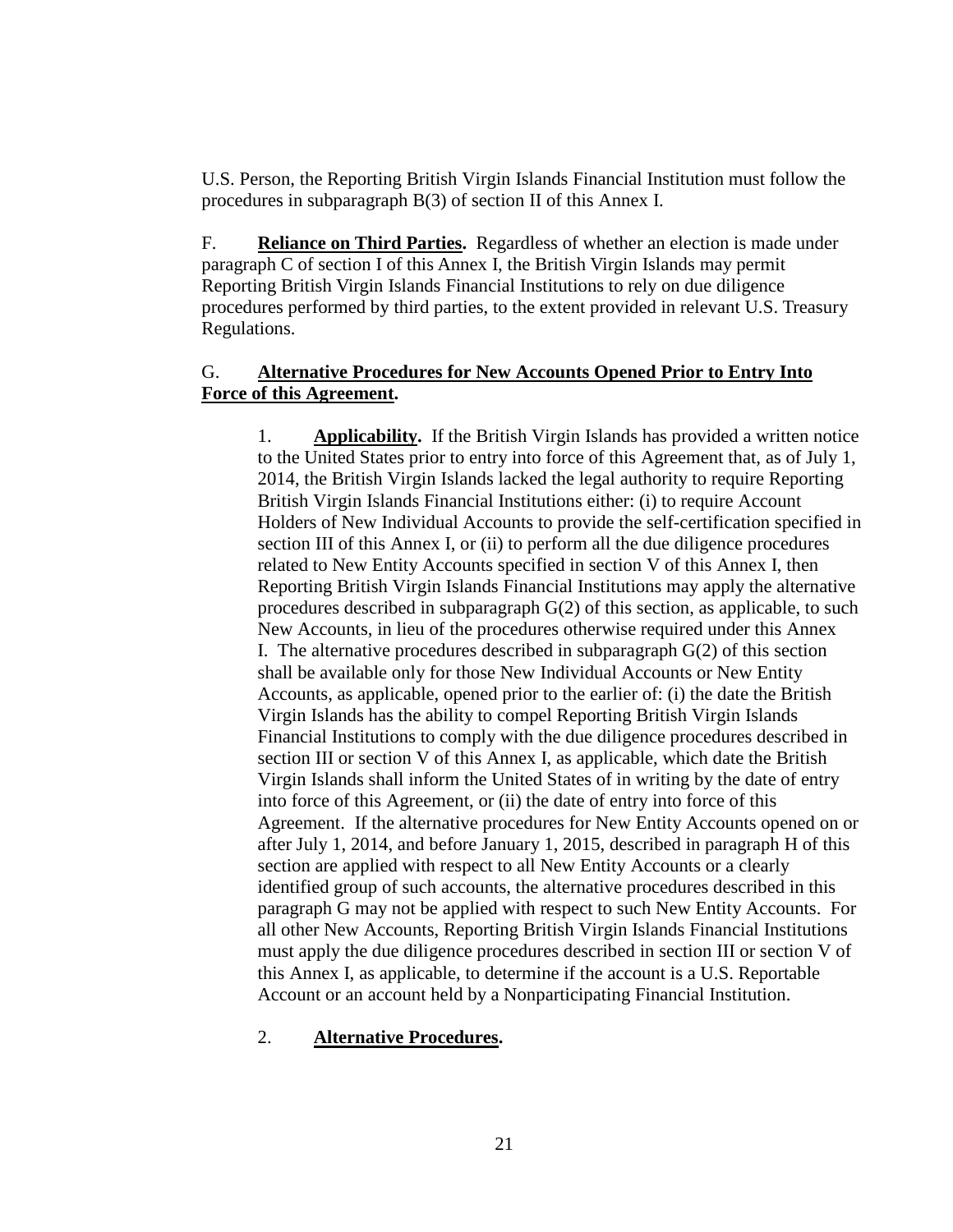U.S. Person, the Reporting British Virgin Islands Financial Institution must follow the procedures in subparagraph B(3) of section II of this Annex I.

F. **Reliance on Third Parties.** Regardless of whether an election is made under paragraph C of section I of this Annex I, the British Virgin Islands may permit Reporting British Virgin Islands Financial Institutions to rely on due diligence procedures performed by third parties, to the extent provided in relevant U.S. Treasury Regulations.

G. **Alternative Procedures for New Accounts Opened Prior to Entry Into Force of this Agreement.**

1. **Applicability.** If the British Virgin Islands has provided a written notice to the United States prior to entry into force of this Agreement that, as of July 1, 2014, the British Virgin Islands lacked the legal authority to require Reporting British Virgin Islands Financial Institutions either: (i) to require Account Holders of New Individual Accounts to provide the self-certification specified in section III of this Annex I, or (ii) to perform all the due diligence procedures related to New Entity Accounts specified in section V of this Annex I, then Reporting British Virgin Islands Financial Institutions may apply the alternative procedures described in subparagraph G(2) of this section, as applicable, to such New Accounts, in lieu of the procedures otherwise required under this Annex I. The alternative procedures described in subparagraph G(2) of this section shall be available only for those New Individual Accounts or New Entity Accounts, as applicable, opened prior to the earlier of: (i) the date the British Virgin Islands has the ability to compel Reporting British Virgin Islands Financial Institutions to comply with the due diligence procedures described in section III or section V of this Annex I, as applicable, which date the British Virgin Islands shall inform the United States of in writing by the date of entry into force of this Agreement, or (ii) the date of entry into force of this Agreement. If the alternative procedures for New Entity Accounts opened on or after July 1, 2014, and before January 1, 2015, described in paragraph H of this section are applied with respect to all New Entity Accounts or a clearly identified group of such accounts, the alternative procedures described in this paragraph G may not be applied with respect to such New Entity Accounts. For all other New Accounts, Reporting British Virgin Islands Financial Institutions must apply the due diligence procedures described in section III or section V of this Annex I, as applicable, to determine if the account is a U.S. Reportable Account or an account held by a Nonparticipating Financial Institution.

2. **Alternative Procedures.**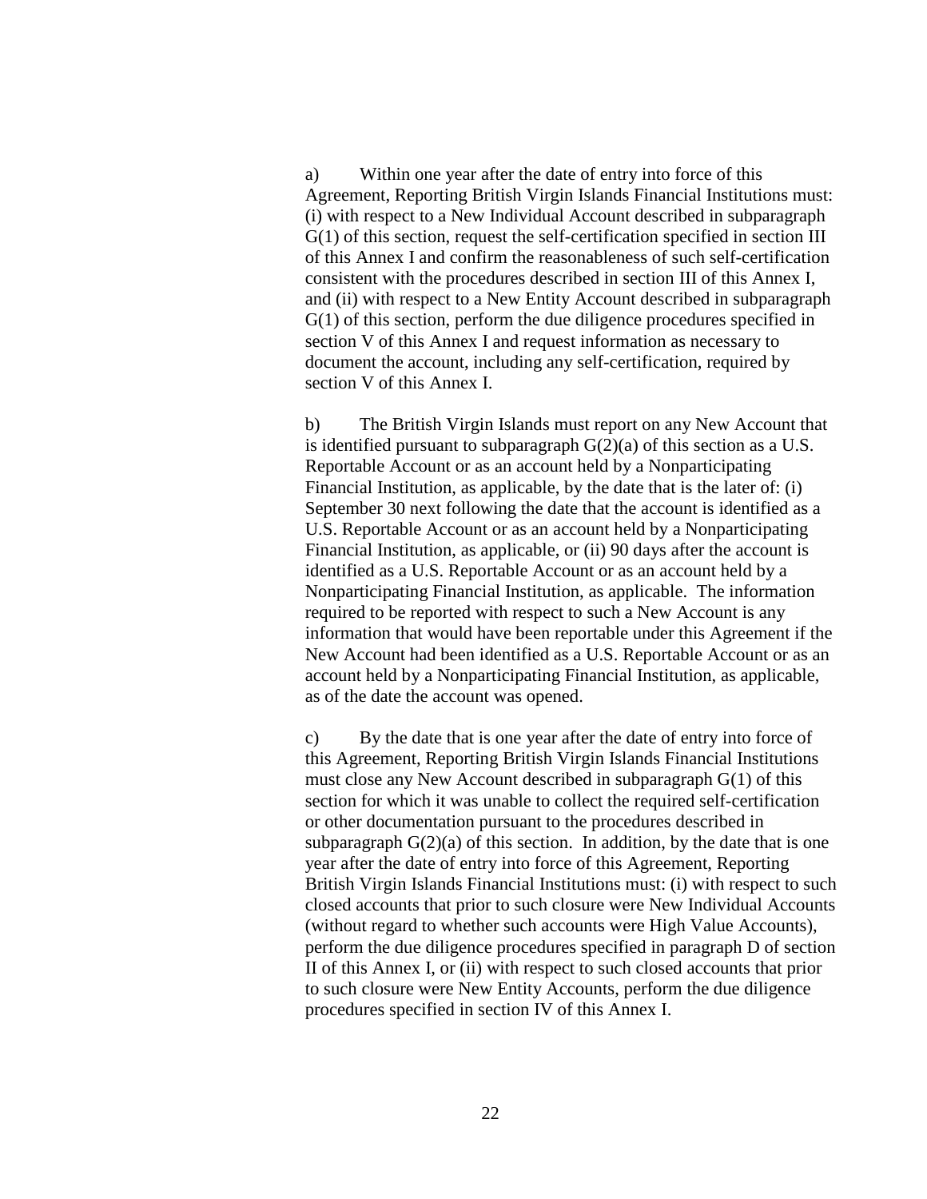a) Within one year after the date of entry into force of this Agreement, Reporting British Virgin Islands Financial Institutions must: (i) with respect to a New Individual Account described in subparagraph G(1) of this section, request the self-certification specified in section III of this Annex I and confirm the reasonableness of such self-certification consistent with the procedures described in section III of this Annex I, and (ii) with respect to a New Entity Account described in subparagraph G(1) of this section, perform the due diligence procedures specified in section V of this Annex I and request information as necessary to document the account, including any self-certification, required by section V of this Annex I.

b) The British Virgin Islands must report on any New Account that is identified pursuant to subparagraph G(2)(a) of this section as a U.S. Reportable Account or as an account held by a Nonparticipating Financial Institution, as applicable, by the date that is the later of: (i) September 30 next following the date that the account is identified as a U.S. Reportable Account or as an account held by a Nonparticipating Financial Institution, as applicable, or (ii) 90 days after the account is identified as a U.S. Reportable Account or as an account held by a Nonparticipating Financial Institution, as applicable. The information required to be reported with respect to such a New Account is any information that would have been reportable under this Agreement if the New Account had been identified as a U.S. Reportable Account or as an account held by a Nonparticipating Financial Institution, as applicable, as of the date the account was opened.

c) By the date that is one year after the date of entry into force of this Agreement, Reporting British Virgin Islands Financial Institutions must close any New Account described in subparagraph G(1) of this section for which it was unable to collect the required self-certification or other documentation pursuant to the procedures described in subparagraph G(2)(a) of this section. In addition, by the date that is one year after the date of entry into force of this Agreement, Reporting British Virgin Islands Financial Institutions must: (i) with respect to such closed accounts that prior to such closure were New Individual Accounts (without regard to whether such accounts were High Value Accounts), perform the due diligence procedures specified in paragraph D of section II of this Annex I, or (ii) with respect to such closed accounts that prior to such closure were New Entity Accounts, perform the due diligence procedures specified in section IV of this Annex I.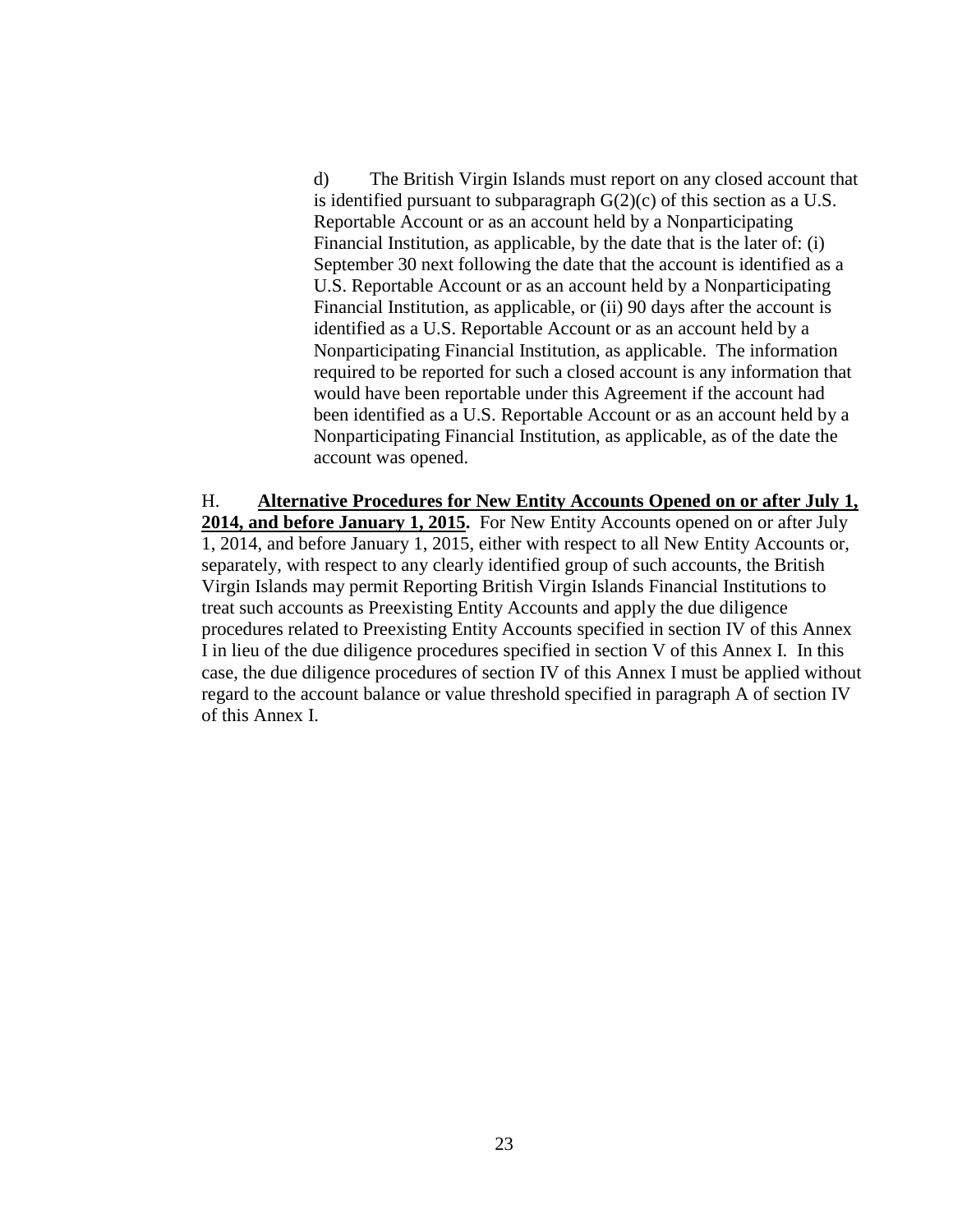d) The British Virgin Islands must report on any closed account that is identified pursuant to subparagraph G(2)(c) of this section as a U.S. Reportable Account or as an account held by a Nonparticipating Financial Institution, as applicable, by the date that is the later of: (i) September 30 next following the date that the account is identified as a U.S. Reportable Account or as an account held by a Nonparticipating Financial Institution, as applicable, or (ii) 90 days after the account is identified as a U.S. Reportable Account or as an account held by a Nonparticipating Financial Institution, as applicable. The information required to be reported for such a closed account is any information that would have been reportable under this Agreement if the account had been identified as a U.S. Reportable Account or as an account held by a Nonparticipating Financial Institution, as applicable, as of the date the account was opened.

H. **Alternative Procedures for New Entity Accounts Opened on or after July 1, 2014, and before January 1, 2015.** For New Entity Accounts opened on or after July 1, 2014, and before January 1, 2015, either with respect to all New Entity Accounts or, separately, with respect to any clearly identified group of such accounts, the British Virgin Islands may permit Reporting British Virgin Islands Financial Institutions to treat such accounts as Preexisting Entity Accounts and apply the due diligence procedures related to Preexisting Entity Accounts specified in section IV of this Annex I in lieu of the due diligence procedures specified in section V of this Annex I. In this case, the due diligence procedures of section IV of this Annex I must be applied without regard to the account balance or value threshold specified in paragraph A of section IV of this Annex I.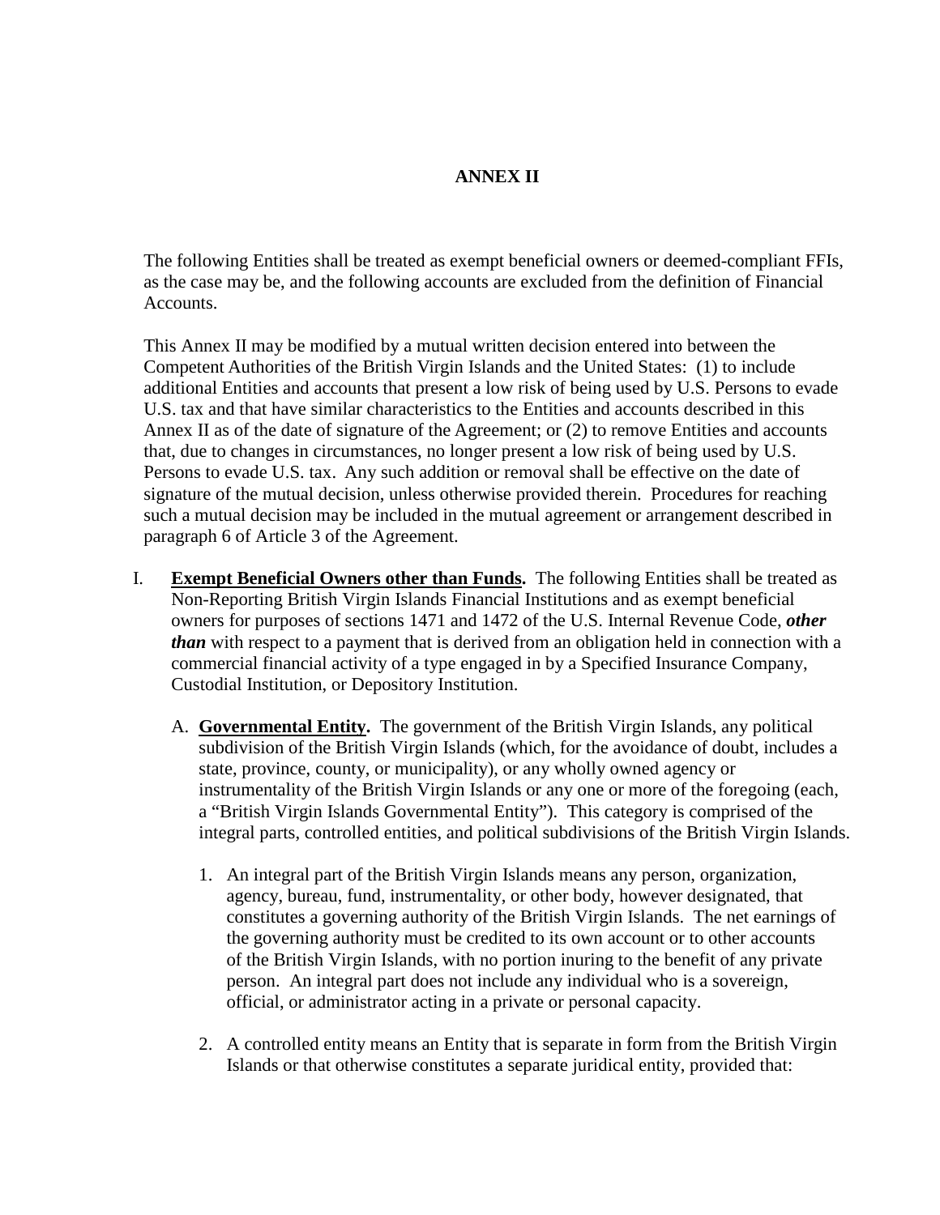# ANNEX II

The following Entities shall be treated as exempt beneficial owners or deemed-compliant FFIs, as the case may be, and the following accounts are excluded from the definition of Financial Accounts.

This Annex II may be modified by a mutual written decision entered into between the Competent Authorities of the British Virgin Islands and the United States: (1) to include additional Entities and accounts that present a low risk of being used by U.S. Persons to evade U.S. tax and that have similar characteristics to the Entities and accounts described in this Annex II as of the date of signature of the Agreement; or (2) to remove Entities and accounts that, due to changes in circumstances, no longer present a low risk of being used by U.S. Persons to evade U.S. tax. Any such addition or removal shall be effective on the date of signature of the mutual decision, unless otherwise provided therein. Procedures for reaching such a mutual decision may be included in the mutual agreement or arrangement described in paragraph 6 of Article 3 of the Agreement.

I. **Exempt Beneficial Owners other than Funds.** The following Entities shall be treated as Non-Reporting British Virgin Islands Financial Institutions and as exempt beneficial owners for purposes of sections 1471 and 1472 of the U.S. Internal Revenue Code, ***other than*** with respect to a payment that is derived from an obligation held in connection with a commercial financial activity of a type engaged in by a Specified Insurance Company, Custodial Institution, or Depository Institution.

   A. **Governmental Entity.** The government of the British Virgin Islands, any political subdivision of the British Virgin Islands (which, for the avoidance of doubt, includes a state, province, county, or municipality), or any wholly owned agency or instrumentality of the British Virgin Islands or any one or more of the foregoing (each, a "British Virgin Islands Governmental Entity"). This category is comprised of the integral parts, controlled entities, and political subdivisions of the British Virgin Islands.

      1. An integral part of the British Virgin Islands means any person, organization, agency, bureau, fund, instrumentality, or other body, however designated, that constitutes a governing authority of the British Virgin Islands. The net earnings of the governing authority must be credited to its own account or to other accounts of the British Virgin Islands, with no portion inuring to the benefit of any private person. An integral part does not include any individual who is a sovereign, official, or administrator acting in a private or personal capacity.

      2. A controlled entity means an Entity that is separate in form from the British Virgin Islands or that otherwise constitutes a separate juridical entity, provided that: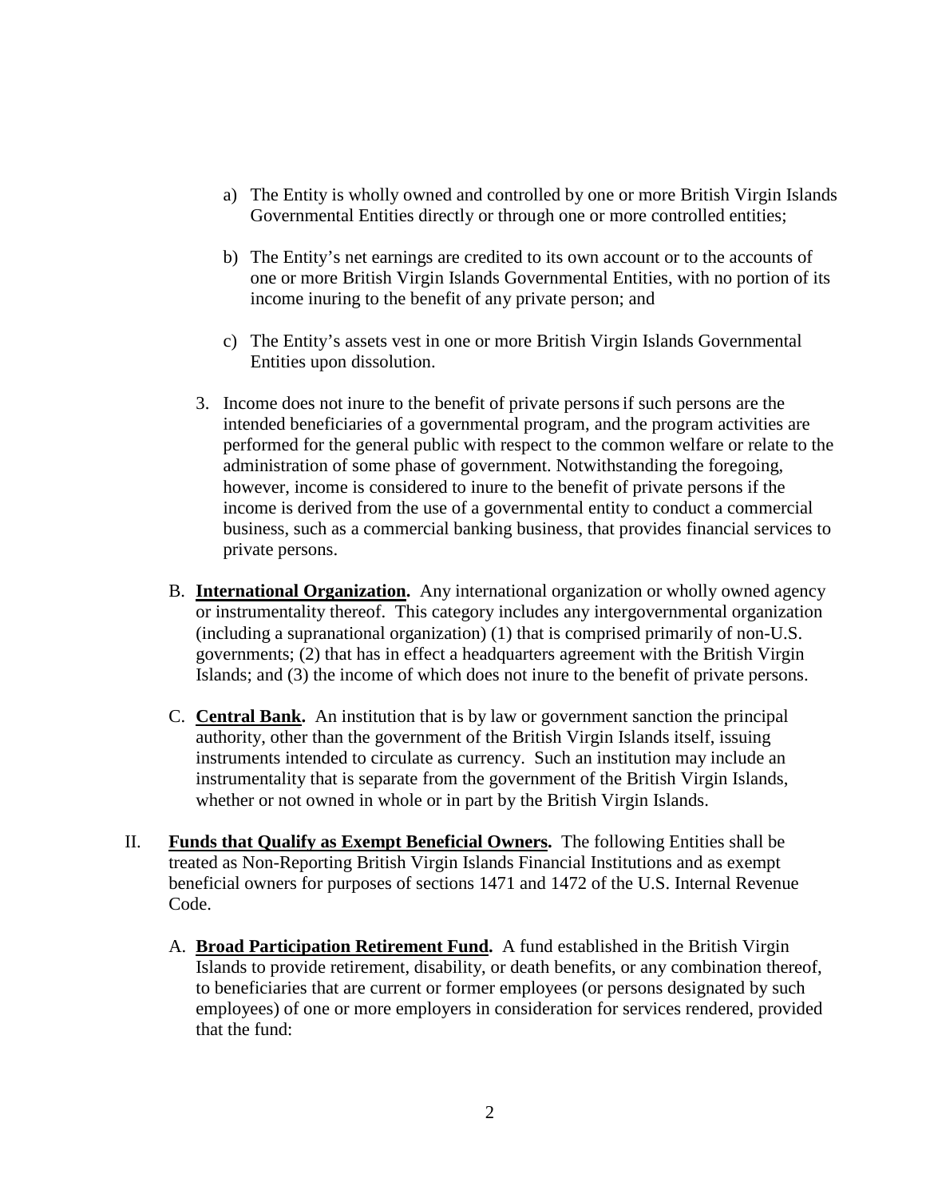a) The Entity is wholly owned and controlled by one or more British Virgin Islands Governmental Entities directly or through one or more controlled entities;

b) The Entity's net earnings are credited to its own account or to the accounts of one or more British Virgin Islands Governmental Entities, with no portion of its income inuring to the benefit of any private person; and

c) The Entity's assets vest in one or more British Virgin Islands Governmental Entities upon dissolution.

3. Income does not inure to the benefit of private persons if such persons are the intended beneficiaries of a governmental program, and the program activities are performed for the general public with respect to the common welfare or relate to the administration of some phase of government. Notwithstanding the foregoing, however, income is considered to inure to the benefit of private persons if the income is derived from the use of a governmental entity to conduct a commercial business, such as a commercial banking business, that provides financial services to private persons.

B. **International Organization.** Any international organization or wholly owned agency or instrumentality thereof. This category includes any intergovernmental organization (including a supranational organization) (1) that is comprised primarily of non-U.S. governments; (2) that has in effect a headquarters agreement with the British Virgin Islands; and (3) the income of which does not inure to the benefit of private persons.

C. **Central Bank.** An institution that is by law or government sanction the principal authority, other than the government of the British Virgin Islands itself, issuing instruments intended to circulate as currency. Such an institution may include an instrumentality that is separate from the government of the British Virgin Islands, whether or not owned in whole or in part by the British Virgin Islands.

II. **Funds that Qualify as Exempt Beneficial Owners.** The following Entities shall be treated as Non-Reporting British Virgin Islands Financial Institutions and as exempt beneficial owners for purposes of sections 1471 and 1472 of the U.S. Internal Revenue Code.

A. **Broad Participation Retirement Fund.** A fund established in the British Virgin Islands to provide retirement, disability, or death benefits, or any combination thereof, to beneficiaries that are current or former employees (or persons designated by such employees) of one or more employers in consideration for services rendered, provided that the fund: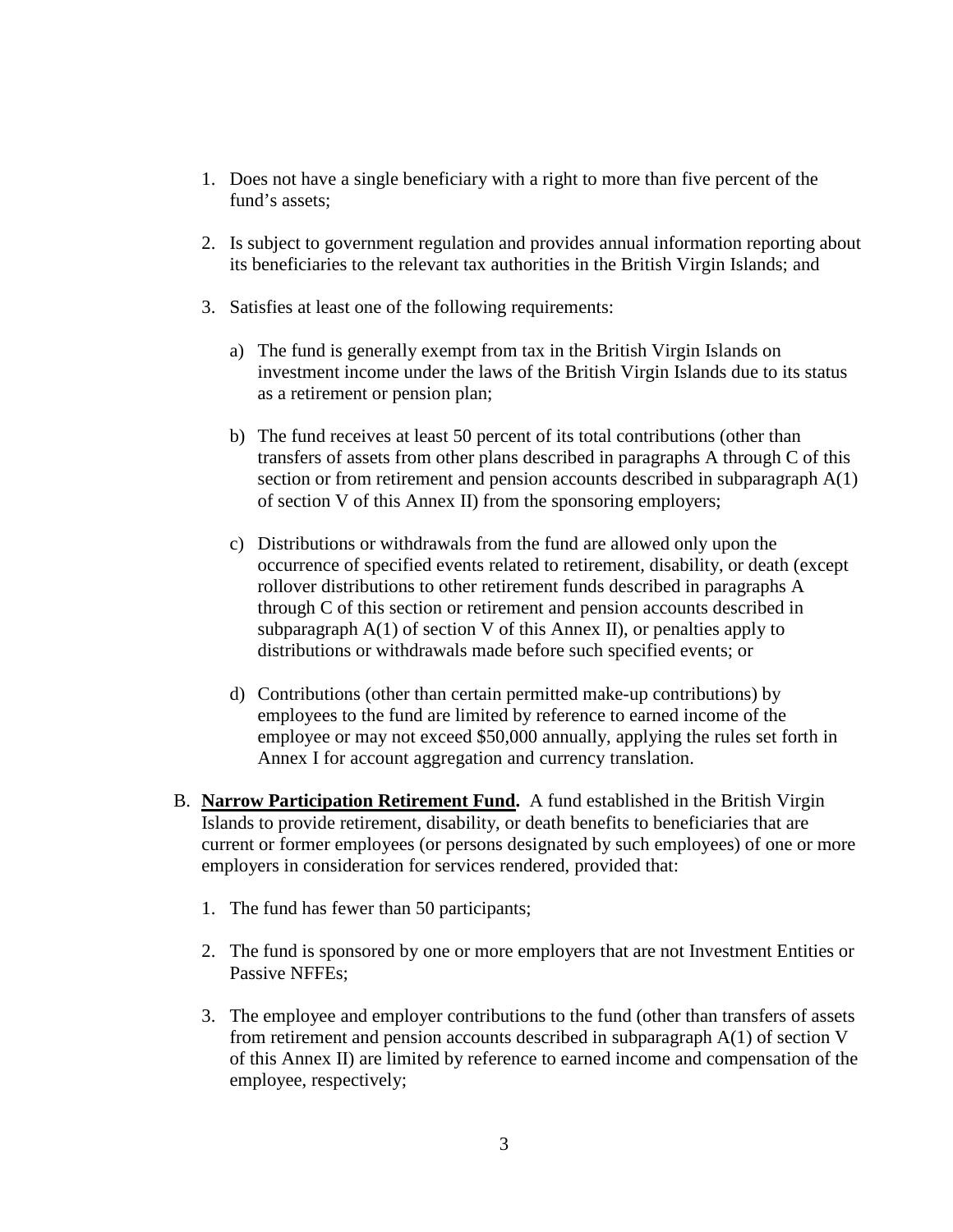1. Does not have a single beneficiary with a right to more than five percent of the fund's assets;

2. Is subject to government regulation and provides annual information reporting about its beneficiaries to the relevant tax authorities in the British Virgin Islands; and

3. Satisfies at least one of the following requirements:

   a) The fund is generally exempt from tax in the British Virgin Islands on investment income under the laws of the British Virgin Islands due to its status as a retirement or pension plan;

   b) The fund receives at least 50 percent of its total contributions (other than transfers of assets from other plans described in paragraphs A through C of this section or from retirement and pension accounts described in subparagraph A(1) of section V of this Annex II) from the sponsoring employers;

   c) Distributions or withdrawals from the fund are allowed only upon the occurrence of specified events related to retirement, disability, or death (except rollover distributions to other retirement funds described in paragraphs A through C of this section or retirement and pension accounts described in subparagraph A(1) of section V of this Annex II), or penalties apply to distributions or withdrawals made before such specified events; or

   d) Contributions (other than certain permitted make-up contributions) by employees to the fund are limited by reference to earned income of the employee or may not exceed $50,000 annually, applying the rules set forth in Annex I for account aggregation and currency translation.

B. **Narrow Participation Retirement Fund.** A fund established in the British Virgin Islands to provide retirement, disability, or death benefits to beneficiaries that are current or former employees (or persons designated by such employees) of one or more employers in consideration for services rendered, provided that:

   1. The fund has fewer than 50 participants;

   2. The fund is sponsored by one or more employers that are not Investment Entities or Passive NFFEs;

   3. The employee and employer contributions to the fund (other than transfers of assets from retirement and pension accounts described in subparagraph A(1) of section V of this Annex II) are limited by reference to earned income and compensation of the employee, respectively;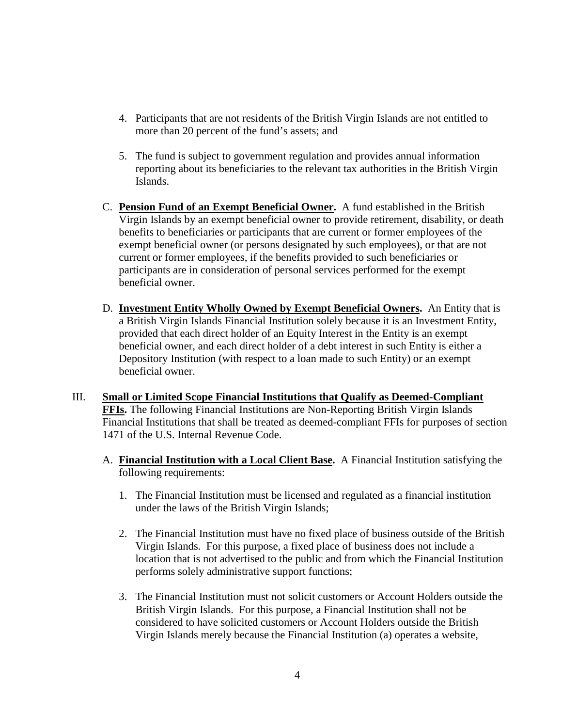4. Participants that are not residents of the British Virgin Islands are not entitled to more than 20 percent of the fund's assets; and

5. The fund is subject to government regulation and provides annual information reporting about its beneficiaries to the relevant tax authorities in the British Virgin Islands.

C. **Pension Fund of an Exempt Beneficial Owner.** A fund established in the British Virgin Islands by an exempt beneficial owner to provide retirement, disability, or death benefits to beneficiaries or participants that are current or former employees of the exempt beneficial owner (or persons designated by such employees), or that are not current or former employees, if the benefits provided to such beneficiaries or participants are in consideration of personal services performed for the exempt beneficial owner.

D. **Investment Entity Wholly Owned by Exempt Beneficial Owners.** An Entity that is a British Virgin Islands Financial Institution solely because it is an Investment Entity, provided that each direct holder of an Equity Interest in the Entity is an exempt beneficial owner, and each direct holder of a debt interest in such Entity is either a Depository Institution (with respect to a loan made to such Entity) or an exempt beneficial owner.

III. **Small or Limited Scope Financial Institutions that Qualify as Deemed-Compliant FFIs.** The following Financial Institutions are Non-Reporting British Virgin Islands Financial Institutions that shall be treated as deemed-compliant FFIs for purposes of section 1471 of the U.S. Internal Revenue Code.

A. **Financial Institution with a Local Client Base.** A Financial Institution satisfying the following requirements:

1. The Financial Institution must be licensed and regulated as a financial institution under the laws of the British Virgin Islands;

2. The Financial Institution must have no fixed place of business outside of the British Virgin Islands. For this purpose, a fixed place of business does not include a location that is not advertised to the public and from which the Financial Institution performs solely administrative support functions;

3. The Financial Institution must not solicit customers or Account Holders outside the British Virgin Islands. For this purpose, a Financial Institution shall not be considered to have solicited customers or Account Holders outside the British Virgin Islands merely because the Financial Institution (a) operates a website,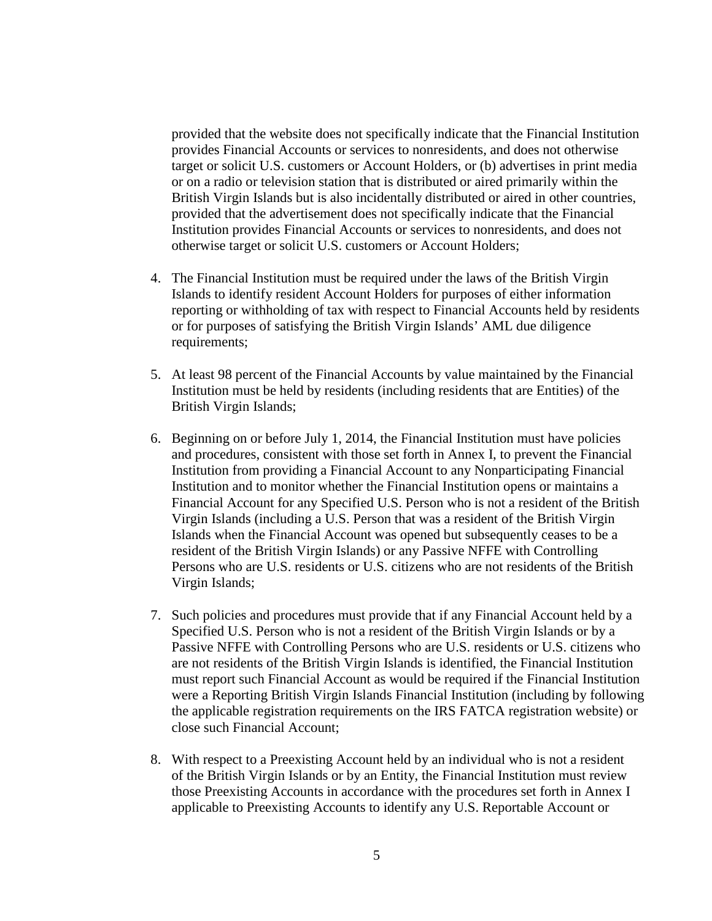provided that the website does not specifically indicate that the Financial Institution provides Financial Accounts or services to nonresidents, and does not otherwise target or solicit U.S. customers or Account Holders, or (b) advertises in print media or on a radio or television station that is distributed or aired primarily within the British Virgin Islands but is also incidentally distributed or aired in other countries, provided that the advertisement does not specifically indicate that the Financial Institution provides Financial Accounts or services to nonresidents, and does not otherwise target or solicit U.S. customers or Account Holders;

4. The Financial Institution must be required under the laws of the British Virgin Islands to identify resident Account Holders for purposes of either information reporting or withholding of tax with respect to Financial Accounts held by residents or for purposes of satisfying the British Virgin Islands' AML due diligence requirements;

5. At least 98 percent of the Financial Accounts by value maintained by the Financial Institution must be held by residents (including residents that are Entities) of the British Virgin Islands;

6. Beginning on or before July 1, 2014, the Financial Institution must have policies and procedures, consistent with those set forth in Annex I, to prevent the Financial Institution from providing a Financial Account to any Nonparticipating Financial Institution and to monitor whether the Financial Institution opens or maintains a Financial Account for any Specified U.S. Person who is not a resident of the British Virgin Islands (including a U.S. Person that was a resident of the British Virgin Islands when the Financial Account was opened but subsequently ceases to be a resident of the British Virgin Islands) or any Passive NFFE with Controlling Persons who are U.S. residents or U.S. citizens who are not residents of the British Virgin Islands;

7. Such policies and procedures must provide that if any Financial Account held by a Specified U.S. Person who is not a resident of the British Virgin Islands or by a Passive NFFE with Controlling Persons who are U.S. residents or U.S. citizens who are not residents of the British Virgin Islands is identified, the Financial Institution must report such Financial Account as would be required if the Financial Institution were a Reporting British Virgin Islands Financial Institution (including by following the applicable registration requirements on the IRS FATCA registration website) or close such Financial Account;

8. With respect to a Preexisting Account held by an individual who is not a resident of the British Virgin Islands or by an Entity, the Financial Institution must review those Preexisting Accounts in accordance with the procedures set forth in Annex I applicable to Preexisting Accounts to identify any U.S. Reportable Account or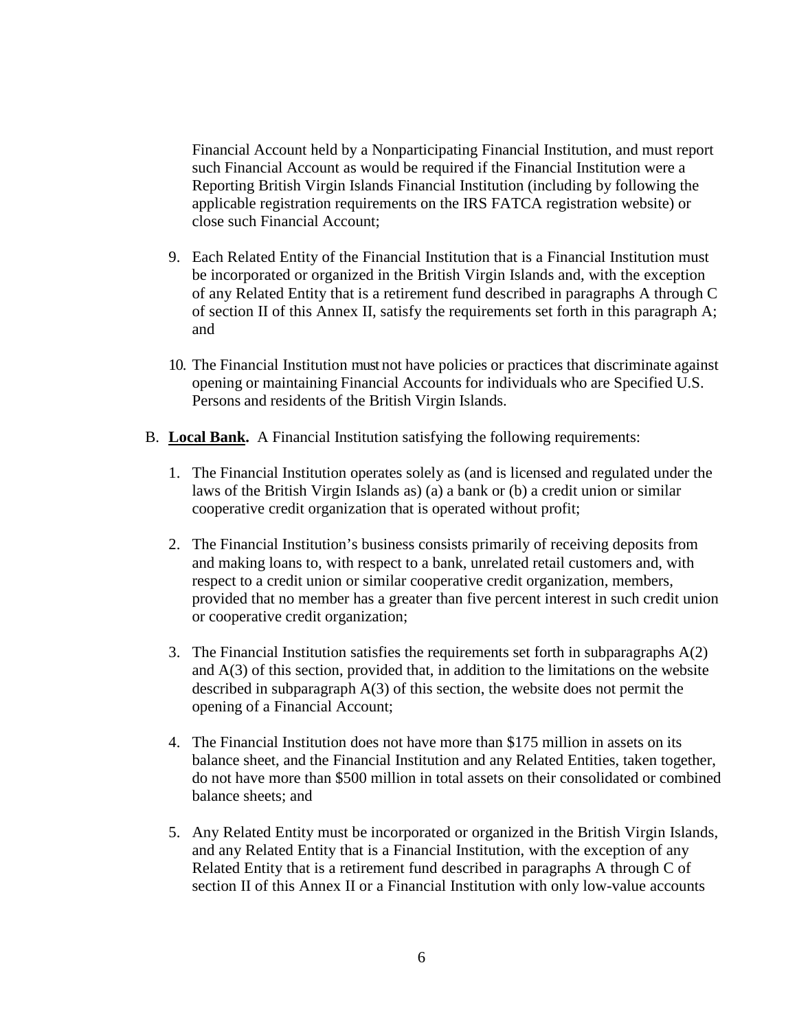Financial Account held by a Nonparticipating Financial Institution, and must report such Financial Account as would be required if the Financial Institution were a Reporting British Virgin Islands Financial Institution (including by following the applicable registration requirements on the IRS FATCA registration website) or close such Financial Account;

9. Each Related Entity of the Financial Institution that is a Financial Institution must be incorporated or organized in the British Virgin Islands and, with the exception of any Related Entity that is a retirement fund described in paragraphs A through C of section II of this Annex II, satisfy the requirements set forth in this paragraph A; and

10. The Financial Institution must not have policies or practices that discriminate against opening or maintaining Financial Accounts for individuals who are Specified U.S. Persons and residents of the British Virgin Islands.

B. **Local Bank.** A Financial Institution satisfying the following requirements:

1. The Financial Institution operates solely as (and is licensed and regulated under the laws of the British Virgin Islands as) (a) a bank or (b) a credit union or similar cooperative credit organization that is operated without profit;

2. The Financial Institution's business consists primarily of receiving deposits from and making loans to, with respect to a bank, unrelated retail customers and, with respect to a credit union or similar cooperative credit organization, members, provided that no member has a greater than five percent interest in such credit union or cooperative credit organization;

3. The Financial Institution satisfies the requirements set forth in subparagraphs A(2) and A(3) of this section, provided that, in addition to the limitations on the website described in subparagraph A(3) of this section, the website does not permit the opening of a Financial Account;

4. The Financial Institution does not have more than $175 million in assets on its balance sheet, and the Financial Institution and any Related Entities, taken together, do not have more than $500 million in total assets on their consolidated or combined balance sheets; and

5. Any Related Entity must be incorporated or organized in the British Virgin Islands, and any Related Entity that is a Financial Institution, with the exception of any Related Entity that is a retirement fund described in paragraphs A through C of section II of this Annex II or a Financial Institution with only low-value accounts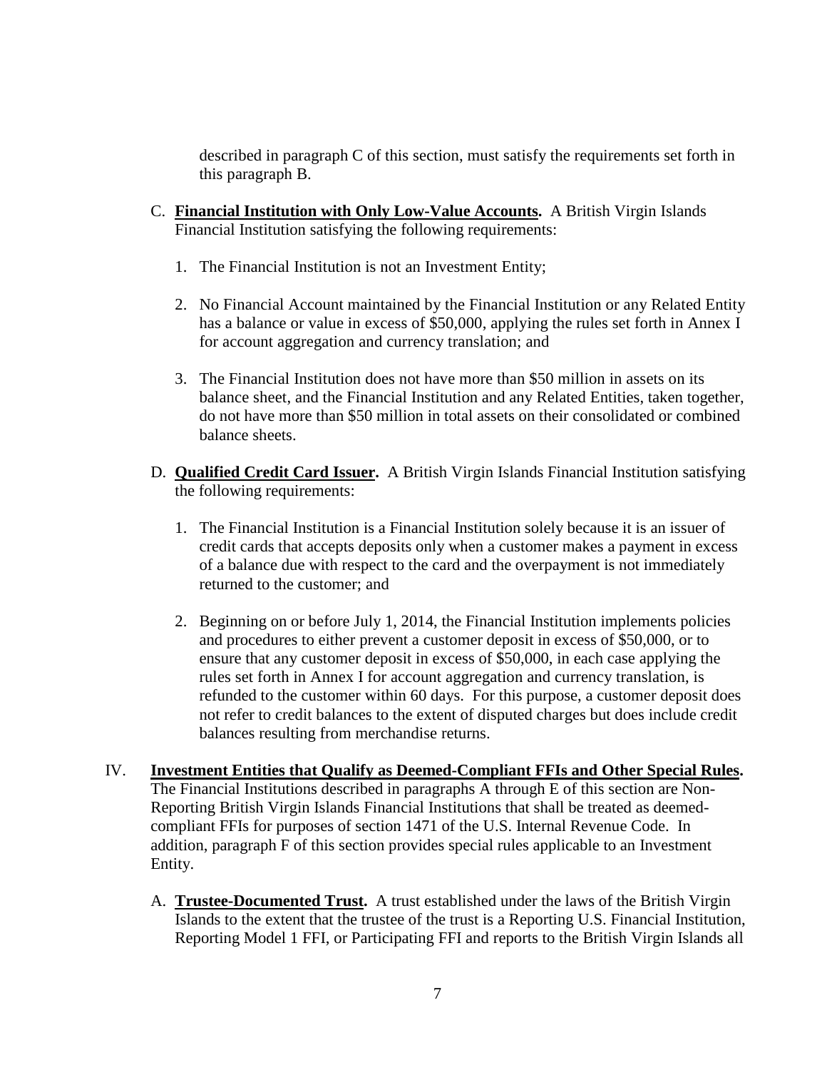described in paragraph C of this section, must satisfy the requirements set forth in this paragraph B.

C. **Financial Institution with Only Low-Value Accounts.** A British Virgin Islands Financial Institution satisfying the following requirements:

1. The Financial Institution is not an Investment Entity;

2. No Financial Account maintained by the Financial Institution or any Related Entity has a balance or value in excess of $50,000, applying the rules set forth in Annex I for account aggregation and currency translation; and

3. The Financial Institution does not have more than $50 million in assets on its balance sheet, and the Financial Institution and any Related Entities, taken together, do not have more than $50 million in total assets on their consolidated or combined balance sheets.

D. **Qualified Credit Card Issuer.** A British Virgin Islands Financial Institution satisfying the following requirements:

1. The Financial Institution is a Financial Institution solely because it is an issuer of credit cards that accepts deposits only when a customer makes a payment in excess of a balance due with respect to the card and the overpayment is not immediately returned to the customer; and

2. Beginning on or before July 1, 2014, the Financial Institution implements policies and procedures to either prevent a customer deposit in excess of $50,000, or to ensure that any customer deposit in excess of $50,000, in each case applying the rules set forth in Annex I for account aggregation and currency translation, is refunded to the customer within 60 days. For this purpose, a customer deposit does not refer to credit balances to the extent of disputed charges but does include credit balances resulting from merchandise returns.

IV. **Investment Entities that Qualify as Deemed-Compliant FFIs and Other Special Rules.** The Financial Institutions described in paragraphs A through E of this section are Non-Reporting British Virgin Islands Financial Institutions that shall be treated as deemed-compliant FFIs for purposes of section 1471 of the U.S. Internal Revenue Code. In addition, paragraph F of this section provides special rules applicable to an Investment Entity.

A. **Trustee-Documented Trust.** A trust established under the laws of the British Virgin Islands to the extent that the trustee of the trust is a Reporting U.S. Financial Institution, Reporting Model 1 FFI, or Participating FFI and reports to the British Virgin Islands all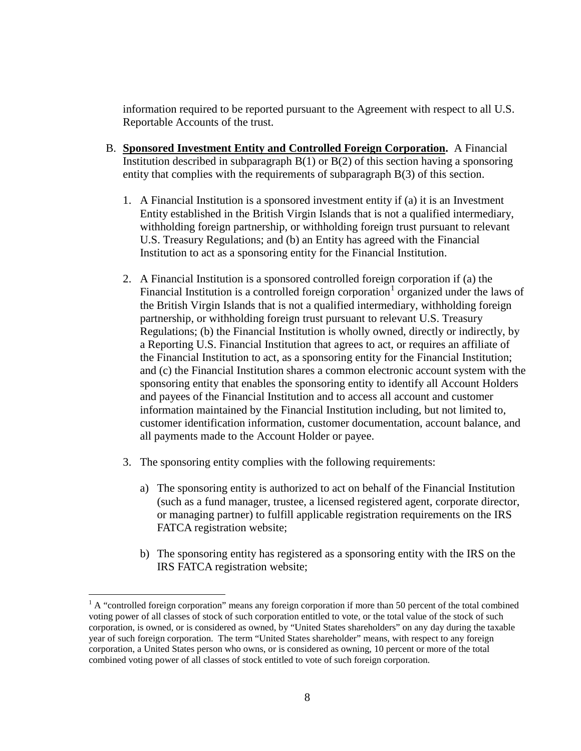information required to be reported pursuant to the Agreement with respect to all U.S. Reportable Accounts of the trust.

B. **Sponsored Investment Entity and Controlled Foreign Corporation.** A Financial Institution described in subparagraph B(1) or B(2) of this section having a sponsoring entity that complies with the requirements of subparagraph B(3) of this section.

   1. A Financial Institution is a sponsored investment entity if (a) it is an Investment Entity established in the British Virgin Islands that is not a qualified intermediary, withholding foreign partnership, or withholding foreign trust pursuant to relevant U.S. Treasury Regulations; and (b) an Entity has agreed with the Financial Institution to act as a sponsoring entity for the Financial Institution.

   2. A Financial Institution is a sponsored controlled foreign corporation if (a) the Financial Institution is a controlled foreign corporation[1] organized under the laws of the British Virgin Islands that is not a qualified intermediary, withholding foreign partnership, or withholding foreign trust pursuant to relevant U.S. Treasury Regulations; (b) the Financial Institution is wholly owned, directly or indirectly, by a Reporting U.S. Financial Institution that agrees to act, or requires an affiliate of the Financial Institution to act, as a sponsoring entity for the Financial Institution; and (c) the Financial Institution shares a common electronic account system with the sponsoring entity that enables the sponsoring entity to identify all Account Holders and payees of the Financial Institution and to access all account and customer information maintained by the Financial Institution including, but not limited to, customer identification information, customer documentation, account balance, and all payments made to the Account Holder or payee.

   3. The sponsoring entity complies with the following requirements:

      a) The sponsoring entity is authorized to act on behalf of the Financial Institution (such as a fund manager, trustee, a licensed registered agent, corporate director, or managing partner) to fulfill applicable registration requirements on the IRS FATCA registration website;

      b) The sponsoring entity has registered as a sponsoring entity with the IRS on the IRS FATCA registration website;

---

[1] A "controlled foreign corporation" means any foreign corporation if more than 50 percent of the total combined voting power of all classes of stock of such corporation entitled to vote, or the total value of the stock of such corporation, is owned, or is considered as owned, by "United States shareholders" on any day during the taxable year of such foreign corporation. The term "United States shareholder" means, with respect to any foreign corporation, a United States person who owns, or is considered as owning, 10 percent or more of the total combined voting power of all classes of stock entitled to vote of such foreign corporation.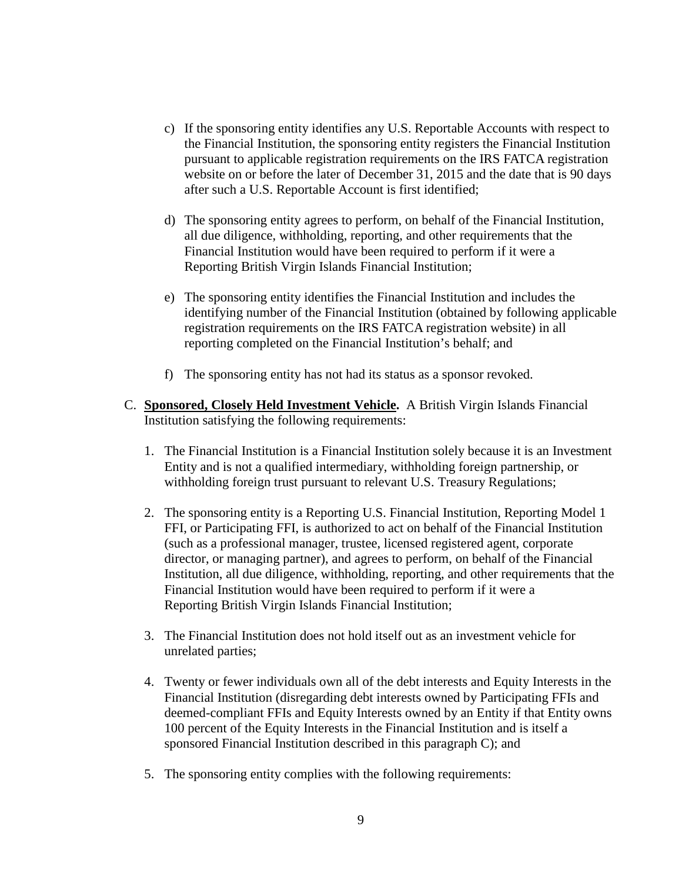c) If the sponsoring entity identifies any U.S. Reportable Accounts with respect to the Financial Institution, the sponsoring entity registers the Financial Institution pursuant to applicable registration requirements on the IRS FATCA registration website on or before the later of December 31, 2015 and the date that is 90 days after such a U.S. Reportable Account is first identified;

d) The sponsoring entity agrees to perform, on behalf of the Financial Institution, all due diligence, withholding, reporting, and other requirements that the Financial Institution would have been required to perform if it were a Reporting British Virgin Islands Financial Institution;

e) The sponsoring entity identifies the Financial Institution and includes the identifying number of the Financial Institution (obtained by following applicable registration requirements on the IRS FATCA registration website) in all reporting completed on the Financial Institution's behalf; and

f) The sponsoring entity has not had its status as a sponsor revoked.

C. **Sponsored, Closely Held Investment Vehicle.** A British Virgin Islands Financial Institution satisfying the following requirements:

1. The Financial Institution is a Financial Institution solely because it is an Investment Entity and is not a qualified intermediary, withholding foreign partnership, or withholding foreign trust pursuant to relevant U.S. Treasury Regulations;

2. The sponsoring entity is a Reporting U.S. Financial Institution, Reporting Model 1 FFI, or Participating FFI, is authorized to act on behalf of the Financial Institution (such as a professional manager, trustee, licensed registered agent, corporate director, or managing partner), and agrees to perform, on behalf of the Financial Institution, all due diligence, withholding, reporting, and other requirements that the Financial Institution would have been required to perform if it were a Reporting British Virgin Islands Financial Institution;

3. The Financial Institution does not hold itself out as an investment vehicle for unrelated parties;

4. Twenty or fewer individuals own all of the debt interests and Equity Interests in the Financial Institution (disregarding debt interests owned by Participating FFIs and deemed-compliant FFIs and Equity Interests owned by an Entity if that Entity owns 100 percent of the Equity Interests in the Financial Institution and is itself a sponsored Financial Institution described in this paragraph C); and

5. The sponsoring entity complies with the following requirements: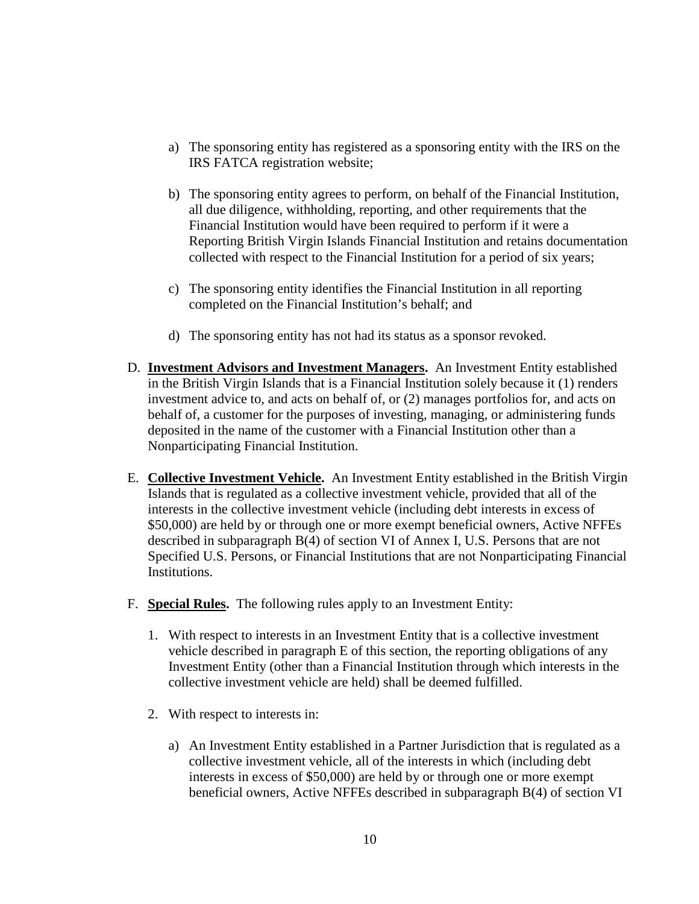a) The sponsoring entity has registered as a sponsoring entity with the IRS on the IRS FATCA registration website;

b) The sponsoring entity agrees to perform, on behalf of the Financial Institution, all due diligence, withholding, reporting, and other requirements that the Financial Institution would have been required to perform if it were a Reporting British Virgin Islands Financial Institution and retains documentation collected with respect to the Financial Institution for a period of six years;

c) The sponsoring entity identifies the Financial Institution in all reporting completed on the Financial Institution's behalf; and

d) The sponsoring entity has not had its status as a sponsor revoked.

D. **Investment Advisors and Investment Managers.** An Investment Entity established in the British Virgin Islands that is a Financial Institution solely because it (1) renders investment advice to, and acts on behalf of, or (2) manages portfolios for, and acts on behalf of, a customer for the purposes of investing, managing, or administering funds deposited in the name of the customer with a Financial Institution other than a Nonparticipating Financial Institution.

E. **Collective Investment Vehicle.** An Investment Entity established in the British Virgin Islands that is regulated as a collective investment vehicle, provided that all of the interests in the collective investment vehicle (including debt interests in excess of $50,000) are held by or through one or more exempt beneficial owners, Active NFFEs described in subparagraph B(4) of section VI of Annex I, U.S. Persons that are not Specified U.S. Persons, or Financial Institutions that are not Nonparticipating Financial Institutions.

F. **Special Rules.** The following rules apply to an Investment Entity:

1. With respect to interests in an Investment Entity that is a collective investment vehicle described in paragraph E of this section, the reporting obligations of any Investment Entity (other than a Financial Institution through which interests in the collective investment vehicle are held) shall be deemed fulfilled.

2. With respect to interests in:

   a) An Investment Entity established in a Partner Jurisdiction that is regulated as a collective investment vehicle, all of the interests in which (including debt interests in excess of $50,000) are held by or through one or more exempt beneficial owners, Active NFFEs described in subparagraph B(4) of section VI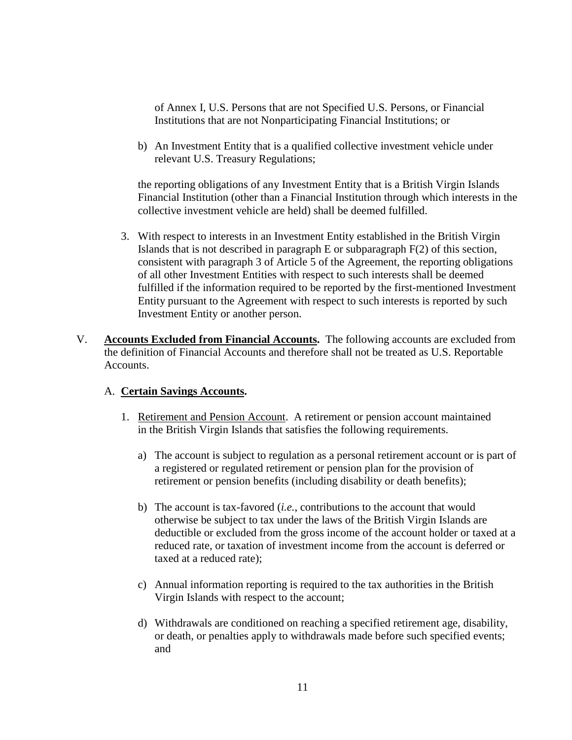of Annex I, U.S. Persons that are not Specified U.S. Persons, or Financial Institutions that are not Nonparticipating Financial Institutions; or

b) An Investment Entity that is a qualified collective investment vehicle under relevant U.S. Treasury Regulations;

the reporting obligations of any Investment Entity that is a British Virgin Islands Financial Institution (other than a Financial Institution through which interests in the collective investment vehicle are held) shall be deemed fulfilled.

3. With respect to interests in an Investment Entity established in the British Virgin Islands that is not described in paragraph E or subparagraph F(2) of this section, consistent with paragraph 3 of Article 5 of the Agreement, the reporting obligations of all other Investment Entities with respect to such interests shall be deemed fulfilled if the information required to be reported by the first-mentioned Investment Entity pursuant to the Agreement with respect to such interests is reported by such Investment Entity or another person.

V. **Accounts Excluded from Financial Accounts.** The following accounts are excluded from the definition of Financial Accounts and therefore shall not be treated as U.S. Reportable Accounts.

A. **Certain Savings Accounts.**

1. Retirement and Pension Account. A retirement or pension account maintained in the British Virgin Islands that satisfies the following requirements.

a) The account is subject to regulation as a personal retirement account or is part of a registered or regulated retirement or pension plan for the provision of retirement or pension benefits (including disability or death benefits);

b) The account is tax-favored (*i.e.*, contributions to the account that would otherwise be subject to tax under the laws of the British Virgin Islands are deductible or excluded from the gross income of the account holder or taxed at a reduced rate, or taxation of investment income from the account is deferred or taxed at a reduced rate);

c) Annual information reporting is required to the tax authorities in the British Virgin Islands with respect to the account;

d) Withdrawals are conditioned on reaching a specified retirement age, disability, or death, or penalties apply to withdrawals made before such specified events; and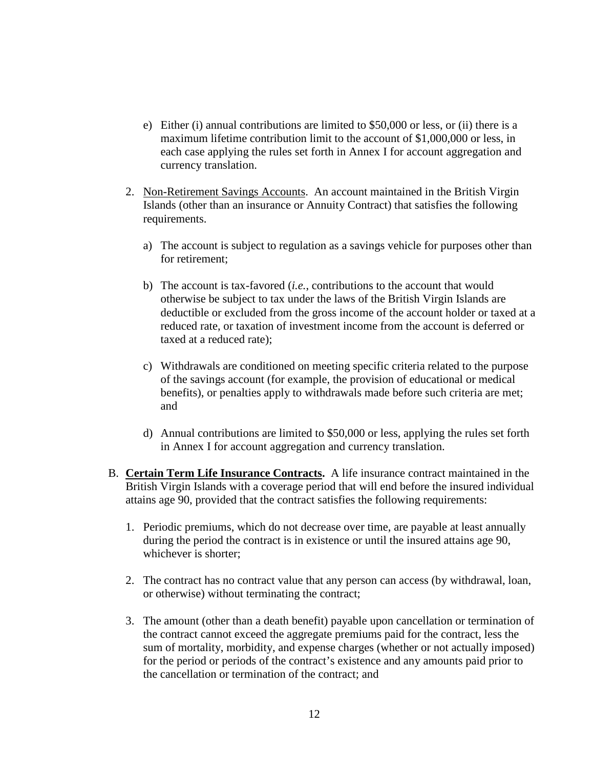e) Either (i) annual contributions are limited to $50,000 or less, or (ii) there is a maximum lifetime contribution limit to the account of $1,000,000 or less, in each case applying the rules set forth in Annex I for account aggregation and currency translation.

2. Non-Retirement Savings Accounts. An account maintained in the British Virgin Islands (other than an insurance or Annuity Contract) that satisfies the following requirements.

   a) The account is subject to regulation as a savings vehicle for purposes other than for retirement;

   b) The account is tax-favored (*i.e.*, contributions to the account that would otherwise be subject to tax under the laws of the British Virgin Islands are deductible or excluded from the gross income of the account holder or taxed at a reduced rate, or taxation of investment income from the account is deferred or taxed at a reduced rate);

   c) Withdrawals are conditioned on meeting specific criteria related to the purpose of the savings account (for example, the provision of educational or medical benefits), or penalties apply to withdrawals made before such criteria are met; and

   d) Annual contributions are limited to $50,000 or less, applying the rules set forth in Annex I for account aggregation and currency translation.

B. **Certain Term Life Insurance Contracts.** A life insurance contract maintained in the British Virgin Islands with a coverage period that will end before the insured individual attains age 90, provided that the contract satisfies the following requirements:

1. Periodic premiums, which do not decrease over time, are payable at least annually during the period the contract is in existence or until the insured attains age 90, whichever is shorter;

2. The contract has no contract value that any person can access (by withdrawal, loan, or otherwise) without terminating the contract;

3. The amount (other than a death benefit) payable upon cancellation or termination of the contract cannot exceed the aggregate premiums paid for the contract, less the sum of mortality, morbidity, and expense charges (whether or not actually imposed) for the period or periods of the contract's existence and any amounts paid prior to the cancellation or termination of the contract; and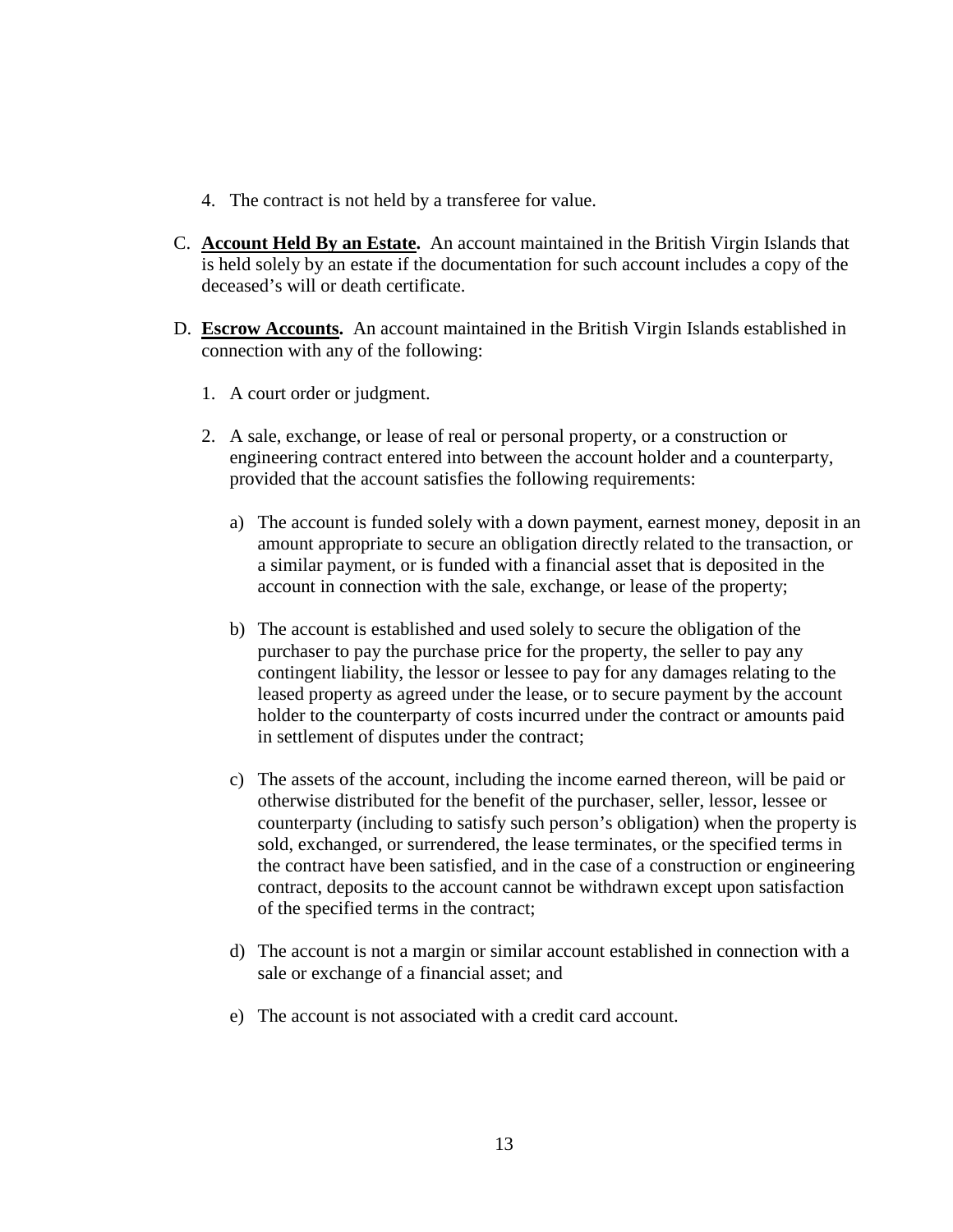4. The contract is not held by a transferee for value.

C. **<u>Account Held By an Estate</u>.** An account maintained in the British Virgin Islands that is held solely by an estate if the documentation for such account includes a copy of the deceased's will or death certificate.

D. **<u>Escrow Accounts</u>.** An account maintained in the British Virgin Islands established in connection with any of the following:

   1. A court order or judgment.

   2. A sale, exchange, or lease of real or personal property, or a construction or engineering contract entered into between the account holder and a counterparty, provided that the account satisfies the following requirements:

      a) The account is funded solely with a down payment, earnest money, deposit in an amount appropriate to secure an obligation directly related to the transaction, or a similar payment, or is funded with a financial asset that is deposited in the account in connection with the sale, exchange, or lease of the property;

      b) The account is established and used solely to secure the obligation of the purchaser to pay the purchase price for the property, the seller to pay any contingent liability, the lessor or lessee to pay for any damages relating to the leased property as agreed under the lease, or to secure payment by the account holder to the counterparty of costs incurred under the contract or amounts paid in settlement of disputes under the contract;

      c) The assets of the account, including the income earned thereon, will be paid or otherwise distributed for the benefit of the purchaser, seller, lessor, lessee or counterparty (including to satisfy such person's obligation) when the property is sold, exchanged, or surrendered, the lease terminates, or the specified terms in the contract have been satisfied, and in the case of a construction or engineering contract, deposits to the account cannot be withdrawn except upon satisfaction of the specified terms in the contract;

      d) The account is not a margin or similar account established in connection with a sale or exchange of a financial asset; and

      e) The account is not associated with a credit card account.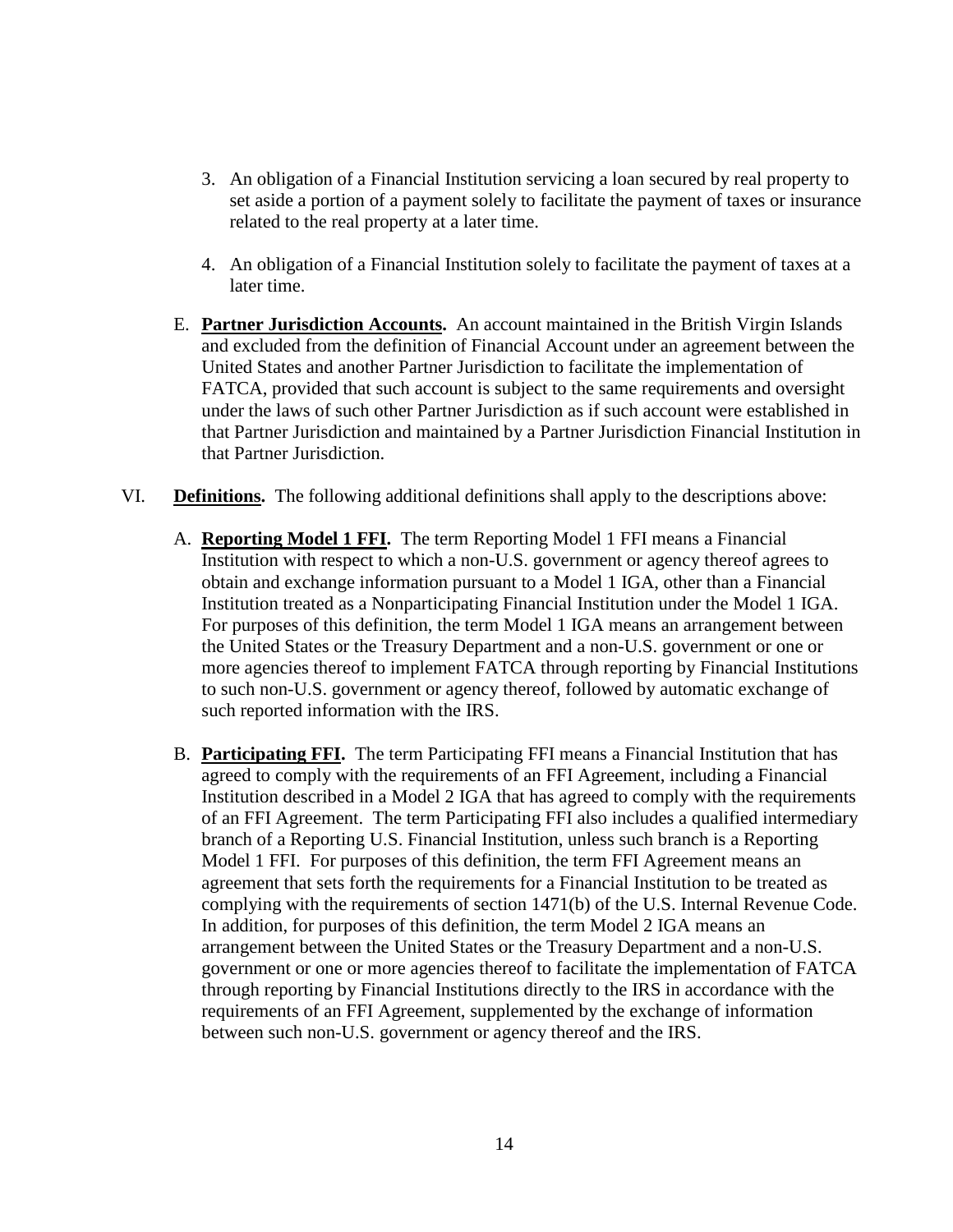3. An obligation of a Financial Institution servicing a loan secured by real property to set aside a portion of a payment solely to facilitate the payment of taxes or insurance related to the real property at a later time.

4. An obligation of a Financial Institution solely to facilitate the payment of taxes at a later time.

E. **Partner Jurisdiction Accounts.** An account maintained in the British Virgin Islands and excluded from the definition of Financial Account under an agreement between the United States and another Partner Jurisdiction to facilitate the implementation of FATCA, provided that such account is subject to the same requirements and oversight under the laws of such other Partner Jurisdiction as if such account were established in that Partner Jurisdiction and maintained by a Partner Jurisdiction Financial Institution in that Partner Jurisdiction.

VI. **Definitions.** The following additional definitions shall apply to the descriptions above:

A. **Reporting Model 1 FFI.** The term Reporting Model 1 FFI means a Financial Institution with respect to which a non-U.S. government or agency thereof agrees to obtain and exchange information pursuant to a Model 1 IGA, other than a Financial Institution treated as a Nonparticipating Financial Institution under the Model 1 IGA. For purposes of this definition, the term Model 1 IGA means an arrangement between the United States or the Treasury Department and a non-U.S. government or one or more agencies thereof to implement FATCA through reporting by Financial Institutions to such non-U.S. government or agency thereof, followed by automatic exchange of such reported information with the IRS.

B. **Participating FFI.** The term Participating FFI means a Financial Institution that has agreed to comply with the requirements of an FFI Agreement, including a Financial Institution described in a Model 2 IGA that has agreed to comply with the requirements of an FFI Agreement. The term Participating FFI also includes a qualified intermediary branch of a Reporting U.S. Financial Institution, unless such branch is a Reporting Model 1 FFI. For purposes of this definition, the term FFI Agreement means an agreement that sets forth the requirements for a Financial Institution to be treated as complying with the requirements of section 1471(b) of the U.S. Internal Revenue Code. In addition, for purposes of this definition, the term Model 2 IGA means an arrangement between the United States or the Treasury Department and a non-U.S. government or one or more agencies thereof to facilitate the implementation of FATCA through reporting by Financial Institutions directly to the IRS in accordance with the requirements of an FFI Agreement, supplemented by the exchange of information between such non-U.S. government or agency thereof and the IRS.